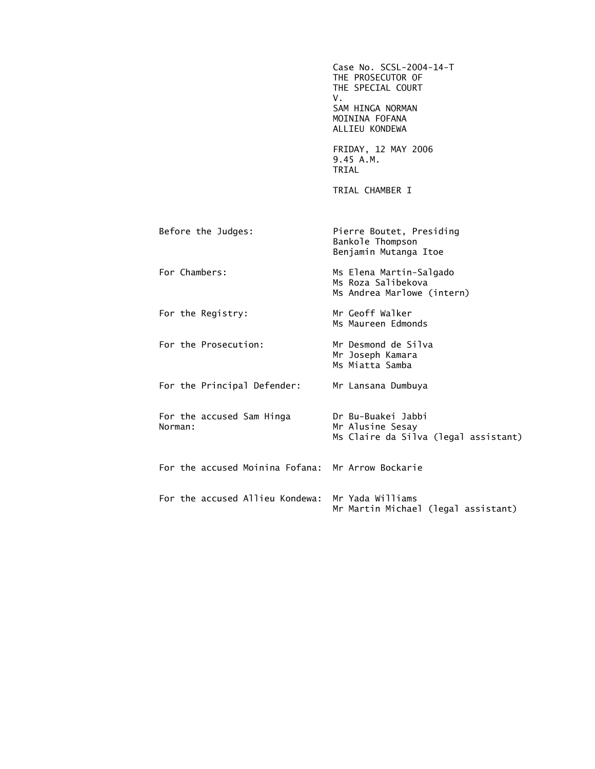Case No. SCSL-2004-14-T
THE PROSECUTOR OF
THE SPECIAL COURT
V.
SAM HINGA NORMAN
MOININA FOFANA
ALLIEU KONDEWA

FRIDAY, 12 MAY 2006
9.45 A.M.
TRIAL

TRIAL CHAMBER I

| | |
|---|---|
| Before the Judges: | Pierre Boutet, Presiding<br>Bankole Thompson<br>Benjamin Mutanga Itoe |
| For Chambers: | Ms Elena Martin-Salgado<br>Ms Roza Salibekova<br>Ms Andrea Marlowe (intern) |
| For the Registry: | Mr Geoff Walker<br>Ms Maureen Edmonds |
| For the Prosecution: | Mr Desmond de Silva<br>Mr Joseph Kamara<br>Ms Miatta Samba |
| For the Principal Defender: | Mr Lansana Dumbuya |
| For the accused Sam Hinga Norman: | Dr Bu-Buakei Jabbi<br>Mr Alusine Sesay<br>Ms Claire da Silva (legal assistant) |
| For the accused Moinina Fofana: | Mr Arrow Bockarie |
| For the accused Allieu Kondewa: | Mr Yada Williams<br>Mr Martin Michael (legal assistant) |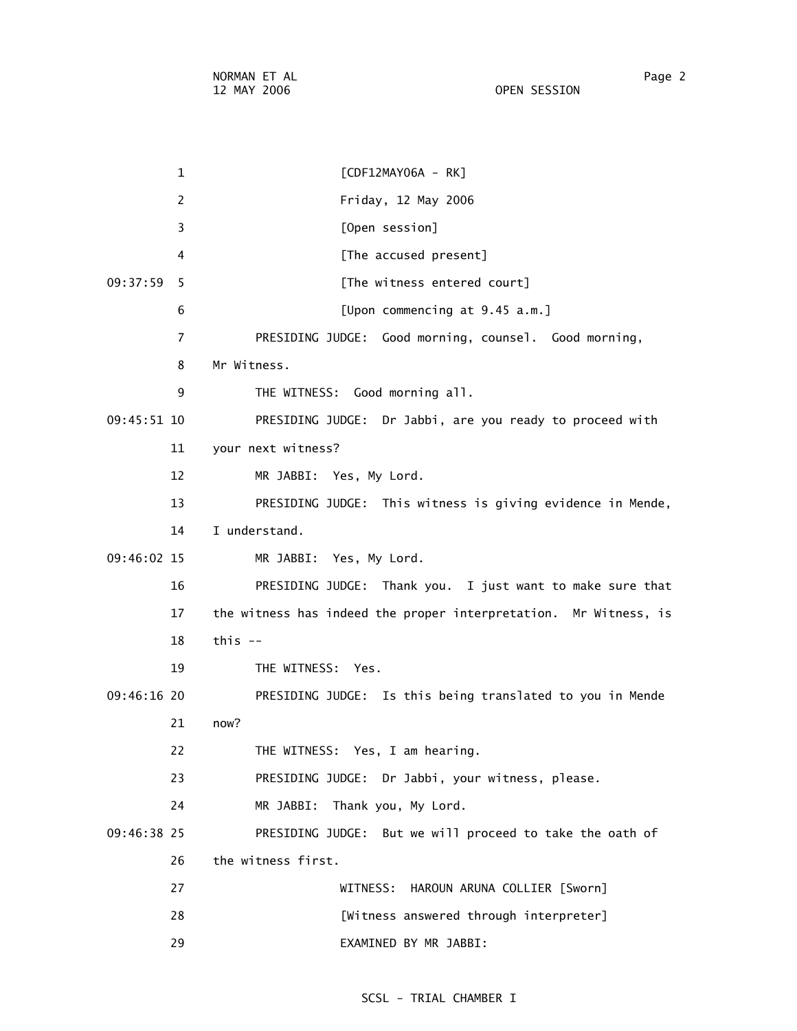[CDF12MAY06A - RK]

Friday, 12 May 2006

[Open session]

[The accused present]

[The witness entered court]

[Upon commencing at 9.45 a.m.]

PRESIDING JUDGE: Good morning, counsel. Good morning, Mr Witness.

THE WITNESS: Good morning all.

PRESIDING JUDGE: Dr Jabbi, are you ready to proceed with your next witness?

MR JABBI: Yes, My Lord.

PRESIDING JUDGE: This witness is giving evidence in Mende, I understand.

MR JABBI: Yes, My Lord.

PRESIDING JUDGE: Thank you. I just want to make sure that the witness has indeed the proper interpretation. Mr Witness, is this --

THE WITNESS: Yes.

PRESIDING JUDGE: Is this being translated to you in Mende now?

THE WITNESS: Yes, I am hearing.

PRESIDING JUDGE: Dr Jabbi, your witness, please.

MR JABBI: Thank you, My Lord.

PRESIDING JUDGE: But we will proceed to take the oath of the witness first.

WITNESS: HAROUN ARUNA COLLIER [Sworn]

[Witness answered through interpreter]

EXAMINED BY MR JABBI: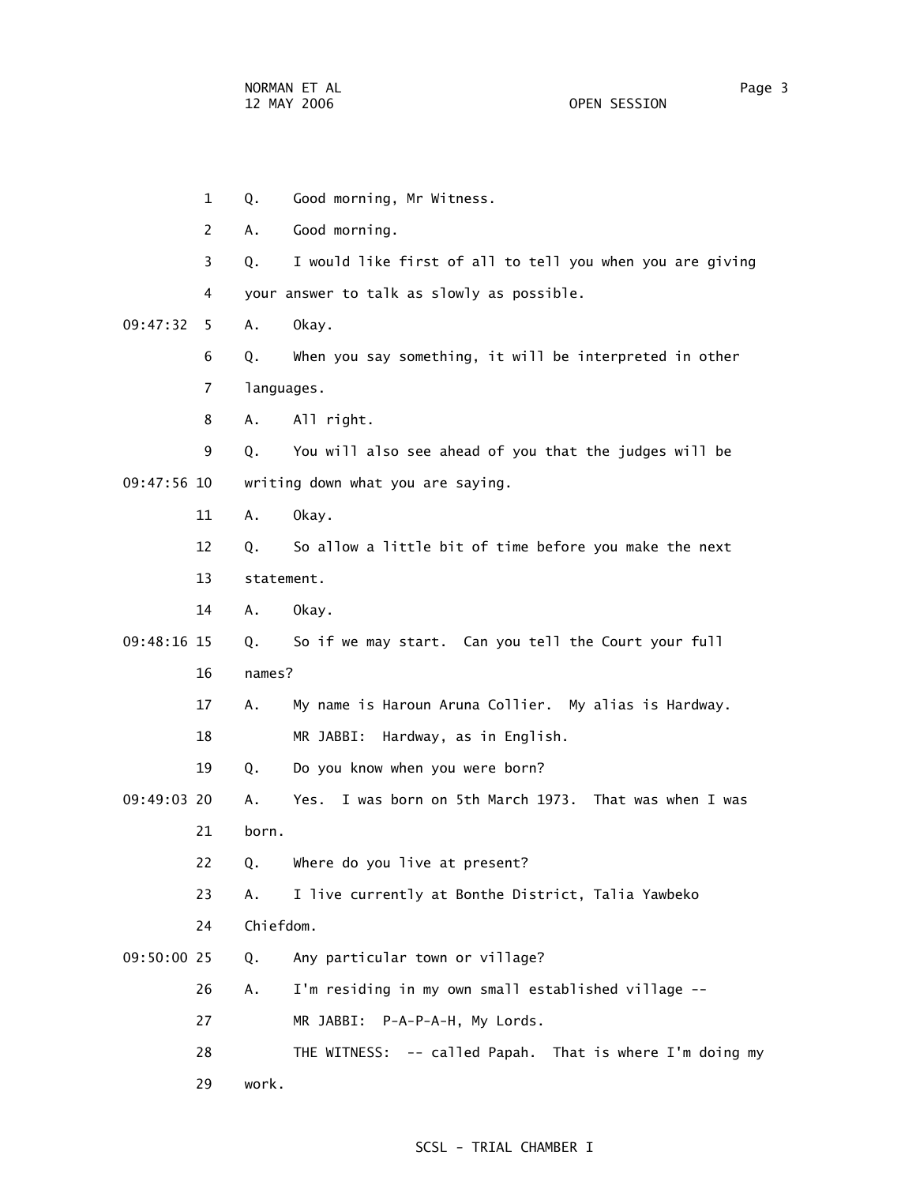1 Q. Good morning, Mr Witness.

2 A. Good morning.

3 Q. I would like first of all to tell you when you are giving

4 your answer to talk as slowly as possible.

09:47:32 5 A. Okay.

6 Q. When you say something, it will be interpreted in other

7 languages.

8 A. All right.

9 Q. You will also see ahead of you that the judges will be

09:47:56 10 writing down what you are saying.

11 A. Okay.

12 Q. So allow a little bit of time before you make the next

13 statement.

14 A. Okay.

09:48:16 15 Q. So if we may start. Can you tell the Court your full

16 names?

17 A. My name is Haroun Aruna Collier. My alias is Hardway.

18 MR JABBI: Hardway, as in English.

19 Q. Do you know when you were born?

09:49:03 20 A. Yes. I was born on 5th March 1973. That was when I was

21 born.

22 Q. Where do you live at present?

23 A. I live currently at Bonthe District, Talia Yawbeko

24 Chiefdom.

09:50:00 25 Q. Any particular town or village?

26 A. I'm residing in my own small established village --

27 MR JABBI: P-A-P-A-H, My Lords.

28 THE WITNESS: -- called Papah. That is where I'm doing my

29 work.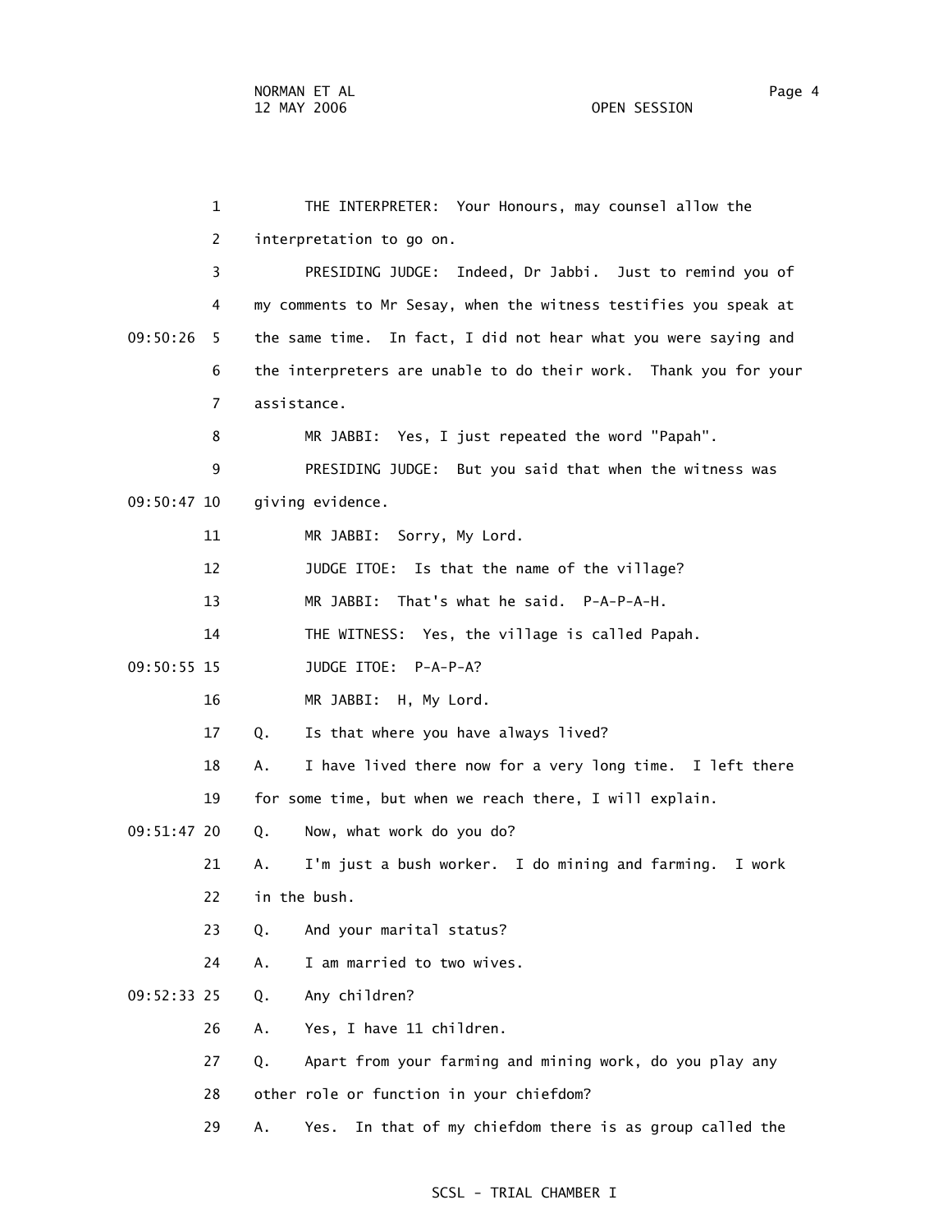1 THE INTERPRETER: Your Honours, may counsel allow the

2 interpretation to go on.

3 PRESIDING JUDGE: Indeed, Dr Jabbi. Just to remind you of

4 my comments to Mr Sesay, when the witness testifies you speak at

09:50:26 5 the same time. In fact, I did not hear what you were saying and

6 the interpreters are unable to do their work. Thank you for your

7 assistance.

8 MR JABBI: Yes, I just repeated the word "Papah".

9 PRESIDING JUDGE: But you said that when the witness was

09:50:47 10 giving evidence.

11 MR JABBI: Sorry, My Lord.

12 JUDGE ITOE: Is that the name of the village?

13 MR JABBI: That's what he said. P-A-P-A-H.

14 THE WITNESS: Yes, the village is called Papah.

09:50:55 15 JUDGE ITOE: P-A-P-A?

16 MR JABBI: H, My Lord.

17 Q. Is that where you have always lived?

18 A. I have lived there now for a very long time. I left there

19 for some time, but when we reach there, I will explain.

09:51:47 20 Q. Now, what work do you do?

21 A. I'm just a bush worker. I do mining and farming. I work

22 in the bush.

23 Q. And your marital status?

24 A. I am married to two wives.

09:52:33 25 Q. Any children?

26 A. Yes, I have 11 children.

27 Q. Apart from your farming and mining work, do you play any

28 other role or function in your chiefdom?

29 A. Yes. In that of my chiefdom there is as group called the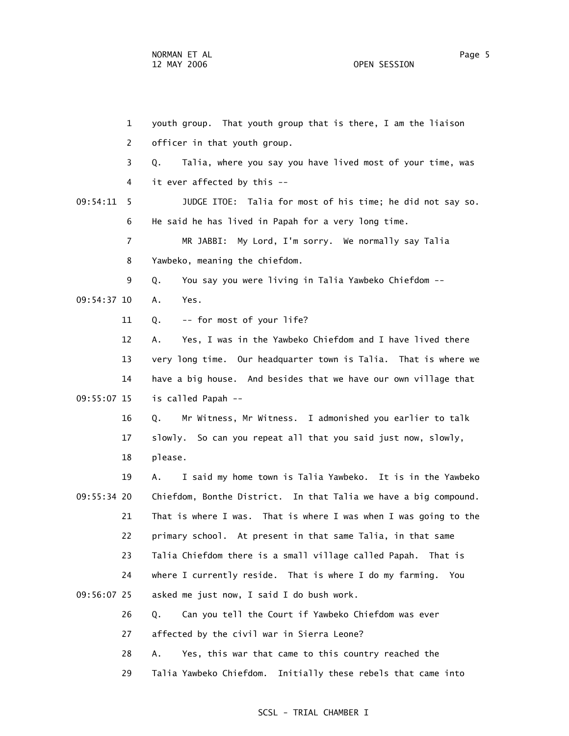youth group. That youth group that is there, I am the liaison officer in that youth group.

Q. Talia, where you say you have lived most of your time, was it ever affected by this --

JUDGE ITOE: Talia for most of his time; he did not say so. He said he has lived in Papah for a very long time.

MR JABBI: My Lord, I'm sorry. We normally say Talia Yawbeko, meaning the chiefdom.

Q. You say you were living in Talia Yawbeko Chiefdom --

A. Yes.

Q. -- for most of your life?

A. Yes, I was in the Yawbeko Chiefdom and I have lived there very long time. Our headquarter town is Talia. That is where we have a big house. And besides that we have our own village that is called Papah --

Q. Mr Witness, Mr Witness. I admonished you earlier to talk slowly. So can you repeat all that you said just now, slowly, please.

A. I said my home town is Talia Yawbeko. It is in the Yawbeko Chiefdom, Bonthe District. In that Talia we have a big compound. That is where I was. That is where I was when I was going to the primary school. At present in that same Talia, in that same Talia Chiefdom there is a small village called Papah. That is where I currently reside. That is where I do my farming. You asked me just now, I said I do bush work.

Q. Can you tell the Court if Yawbeko Chiefdom was ever affected by the civil war in Sierra Leone?

A. Yes, this war that came to this country reached the Talia Yawbeko Chiefdom. Initially these rebels that came into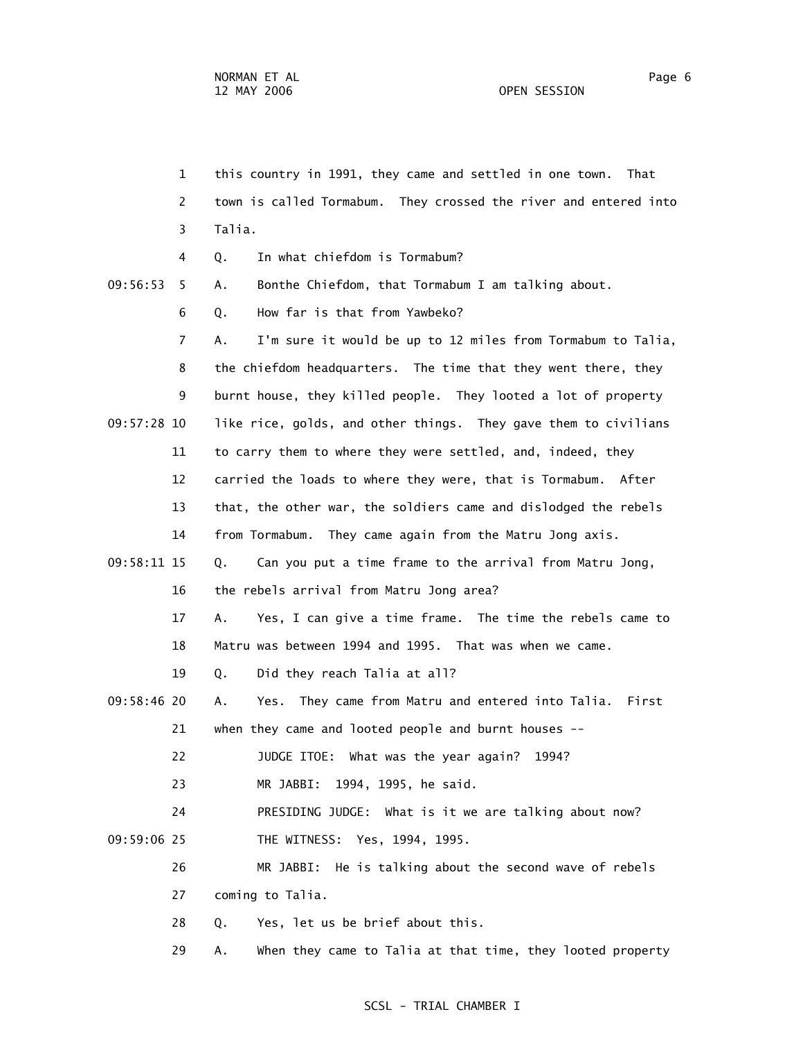1 this country in 1991, they came and settled in one town. That

2 town is called Tormabum. They crossed the river and entered into

3 Talia.

4 Q. In what chiefdom is Tormabum?

09:56:53 5 A. Bonthe Chiefdom, that Tormabum I am talking about.

6 Q. How far is that from Yawbeko?

7 A. I'm sure it would be up to 12 miles from Tormabum to Talia,

8 the chiefdom headquarters. The time that they went there, they

9 burnt house, they killed people. They looted a lot of property

09:57:28 10 like rice, golds, and other things. They gave them to civilians

11 to carry them to where they were settled, and, indeed, they

12 carried the loads to where they were, that is Tormabum. After

13 that, the other war, the soldiers came and dislodged the rebels

14 from Tormabum. They came again from the Matru Jong axis.

09:58:11 15 Q. Can you put a time frame to the arrival from Matru Jong,

16 the rebels arrival from Matru Jong area?

17 A. Yes, I can give a time frame. The time the rebels came to

18 Matru was between 1994 and 1995. That was when we came.

19 Q. Did they reach Talia at all?

09:58:46 20 A. Yes. They came from Matru and entered into Talia. First

21 when they came and looted people and burnt houses --

22 JUDGE ITOE: What was the year again? 1994?

23 MR JABBI: 1994, 1995, he said.

24 PRESIDING JUDGE: What is it we are talking about now?

09:59:06 25 THE WITNESS: Yes, 1994, 1995.

26 MR JABBI: He is talking about the second wave of rebels

27 coming to Talia.

28 Q. Yes, let us be brief about this.

29 A. When they came to Talia at that time, they looted property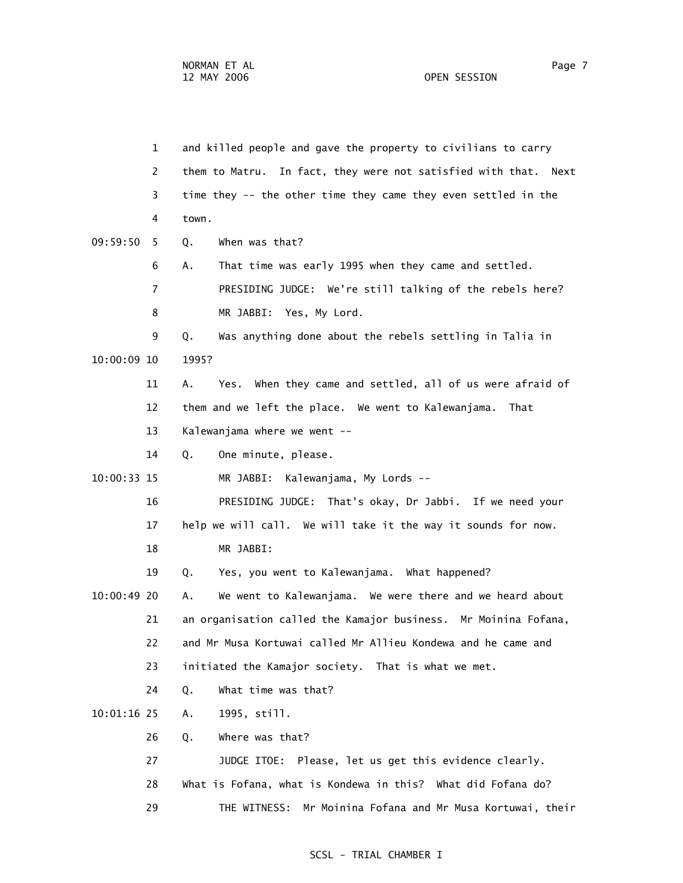and killed people and gave the property to civilians to carry them to Matru. In fact, they were not satisfied with that. Next time they -- the other time they came they even settled in the town.

Q. When was that?

A. That time was early 1995 when they came and settled.

PRESIDING JUDGE: We're still talking of the rebels here?

MR JABBI: Yes, My Lord.

Q. Was anything done about the rebels settling in Talia in 1995?

A. Yes. When they came and settled, all of us were afraid of them and we left the place. We went to Kalewanjama. That Kalewanjama where we went --

Q. One minute, please.

MR JABBI: Kalewanjama, My Lords --

PRESIDING JUDGE: That's okay, Dr Jabbi. If we need your help we will call. We will take it the way it sounds for now.

MR JABBI:

Q. Yes, you went to Kalewanjama. What happened?

A. We went to Kalewanjama. We were there and we heard about an organisation called the Kamajor business. Mr Moinina Fofana, and Mr Musa Kortuwai called Mr Allieu Kondewa and he came and initiated the Kamajor society. That is what we met.

Q. What time was that?

A. 1995, still.

Q. Where was that?

JUDGE ITOE: Please, let us get this evidence clearly. What is Fofana, what is Kondewa in this? What did Fofana do?

THE WITNESS: Mr Moinina Fofana and Mr Musa Kortuwai, their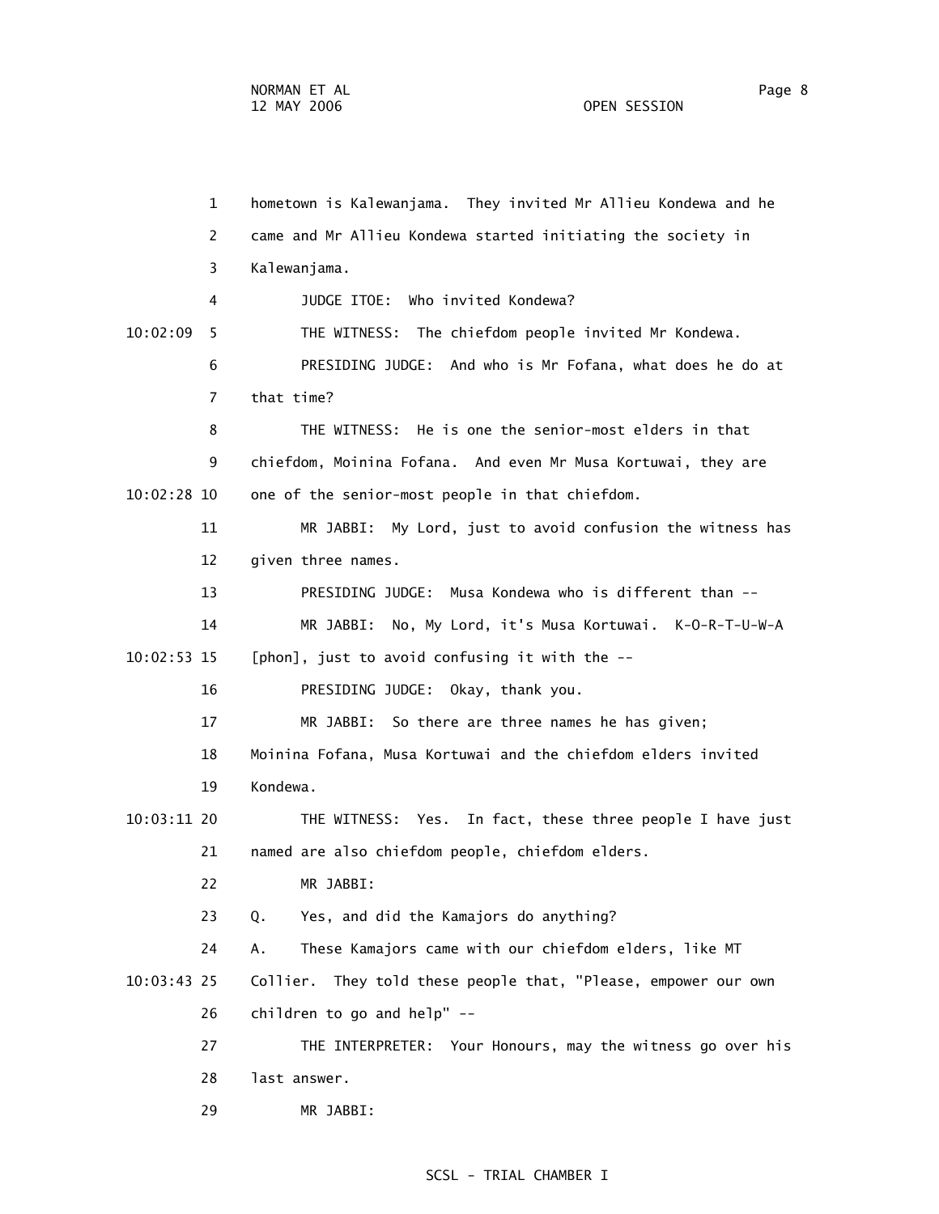1 hometown is Kalewanjama. They invited Mr Allieu Kondewa and he
2 came and Mr Allieu Kondewa started initiating the society in
3 Kalewanjama.
4 JUDGE ITOE: Who invited Kondewa?
10:02:09 5 THE WITNESS: The chiefdom people invited Mr Kondewa.
6 PRESIDING JUDGE: And who is Mr Fofana, what does he do at
7 that time?
8 THE WITNESS: He is one the senior-most elders in that
9 chiefdom, Moinina Fofana. And even Mr Musa Kortuwai, they are
10:02:28 10 one of the senior-most people in that chiefdom.
11 MR JABBI: My Lord, just to avoid confusion the witness has
12 given three names.
13 PRESIDING JUDGE: Musa Kondewa who is different than --
14 MR JABBI: No, My Lord, it's Musa Kortuwai. K-O-R-T-U-W-A
10:02:53 15 [phon], just to avoid confusing it with the --
16 PRESIDING JUDGE: Okay, thank you.
17 MR JABBI: So there are three names he has given;
18 Moinina Fofana, Musa Kortuwai and the chiefdom elders invited
19 Kondewa.
10:03:11 20 THE WITNESS: Yes. In fact, these three people I have just
21 named are also chiefdom people, chiefdom elders.
22 MR JABBI:
23 Q. Yes, and did the Kamajors do anything?
24 A. These Kamajors came with our chiefdom elders, like MT
10:03:43 25 Collier. They told these people that, "Please, empower our own
26 children to go and help" --
27 THE INTERPRETER: Your Honours, may the witness go over his
28 last answer.
29 MR JABBI: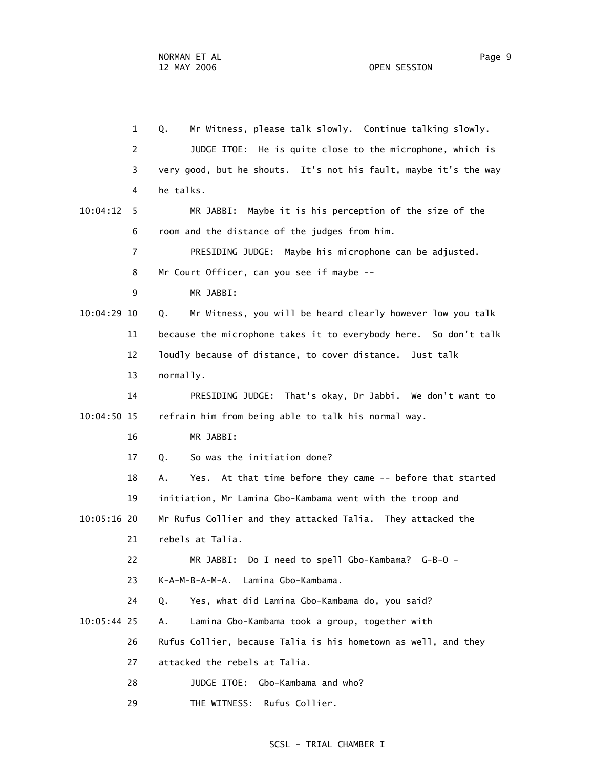1 Q. Mr Witness, please talk slowly. Continue talking slowly.

2 JUDGE ITOE: He is quite close to the microphone, which is

3 very good, but he shouts. It's not his fault, maybe it's the way

4 he talks.

10:04:12 5 MR JABBI: Maybe it is his perception of the size of the

6 room and the distance of the judges from him.

7 PRESIDING JUDGE: Maybe his microphone can be adjusted.

8 Mr Court Officer, can you see if maybe --

9 MR JABBI:

10:04:29 10 Q. Mr Witness, you will be heard clearly however low you talk

11 because the microphone takes it to everybody here. So don't talk

12 loudly because of distance, to cover distance. Just talk

13 normally.

14 PRESIDING JUDGE: That's okay, Dr Jabbi. We don't want to

10:04:50 15 refrain him from being able to talk his normal way.

16 MR JABBI:

17 Q. So was the initiation done?

18 A. Yes. At that time before they came -- before that started

19 initiation, Mr Lamina Gbo-Kambama went with the troop and

10:05:16 20 Mr Rufus Collier and they attacked Talia. They attacked the

21 rebels at Talia.

22 MR JABBI: Do I need to spell Gbo-Kambama? G-B-O -

23 K-A-M-B-A-M-A. Lamina Gbo-Kambama.

24 Q. Yes, what did Lamina Gbo-Kambama do, you said?

10:05:44 25 A. Lamina Gbo-Kambama took a group, together with

26 Rufus Collier, because Talia is his hometown as well, and they

27 attacked the rebels at Talia.

28 JUDGE ITOE: Gbo-Kambama and who?

29 THE WITNESS: Rufus Collier.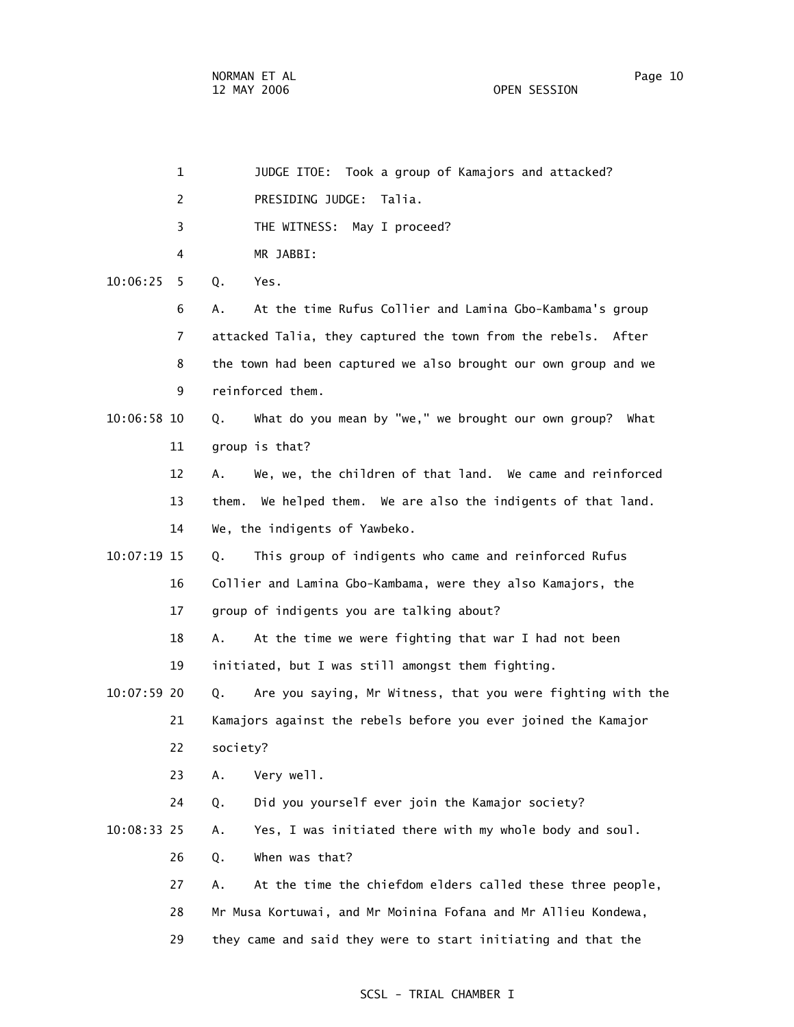1 JUDGE ITOE: Took a group of Kamajors and attacked?

2 PRESIDING JUDGE: Talia.

3 THE WITNESS: May I proceed?

4 MR JABBI:

10:06:25 5 Q. Yes.

6 A. At the time Rufus Collier and Lamina Gbo-Kambama's group

7 attacked Talia, they captured the town from the rebels. After

8 the town had been captured we also brought our own group and we

9 reinforced them.

10:06:58 10 Q. What do you mean by "we," we brought our own group? What

11 group is that?

12 A. We, we, the children of that land. We came and reinforced

13 them. We helped them. We are also the indigents of that land.

14 We, the indigents of Yawbeko.

10:07:19 15 Q. This group of indigents who came and reinforced Rufus

16 Collier and Lamina Gbo-Kambama, were they also Kamajors, the

17 group of indigents you are talking about?

18 A. At the time we were fighting that war I had not been

19 initiated, but I was still amongst them fighting.

10:07:59 20 Q. Are you saying, Mr Witness, that you were fighting with the

21 Kamajors against the rebels before you ever joined the Kamajor

22 society?

23 A. Very well.

24 Q. Did you yourself ever join the Kamajor society?

10:08:33 25 A. Yes, I was initiated there with my whole body and soul.

26 Q. When was that?

27 A. At the time the chiefdom elders called these three people,

28 Mr Musa Kortuwai, and Mr Moinina Fofana and Mr Allieu Kondewa,

29 they came and said they were to start initiating and that the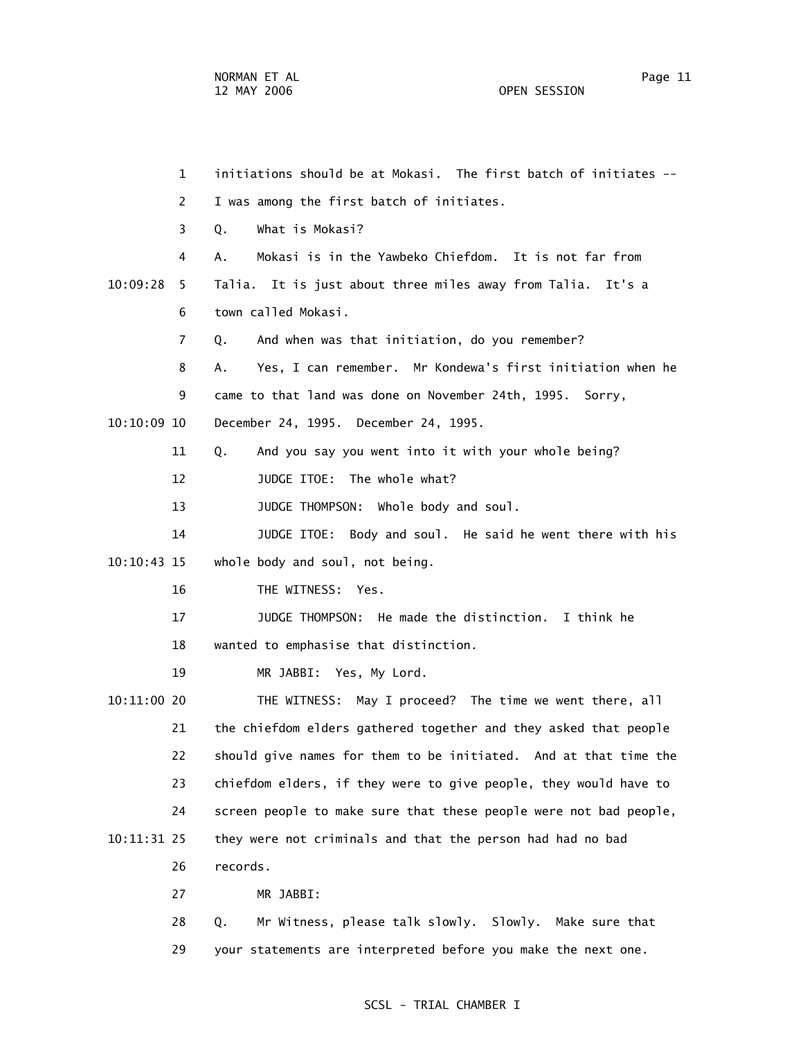initiations should be at Mokasi. The first batch of initiates -- I was among the first batch of initiates.

Q. What is Mokasi?

A. Mokasi is in the Yawbeko Chiefdom. It is not far from Talia. It is just about three miles away from Talia. It's a town called Mokasi.

Q. And when was that initiation, do you remember?

A. Yes, I can remember. Mr Kondewa's first initiation when he came to that land was done on November 24th, 1995. Sorry, December 24, 1995. December 24, 1995.

Q. And you say you went into it with your whole being?

JUDGE ITOE: The whole what?

JUDGE THOMPSON: Whole body and soul.

JUDGE ITOE: Body and soul. He said he went there with his whole body and soul, not being.

THE WITNESS: Yes.

JUDGE THOMPSON: He made the distinction. I think he wanted to emphasise that distinction.

MR JABBI: Yes, My Lord.

THE WITNESS: May I proceed? The time we went there, all the chiefdom elders gathered together and they asked that people should give names for them to be initiated. And at that time the chiefdom elders, if they were to give people, they would have to screen people to make sure that these people were not bad people, they were not criminals and that the person had had no bad records.

MR JABBI:

Q. Mr Witness, please talk slowly. Slowly. Make sure that your statements are interpreted before you make the next one.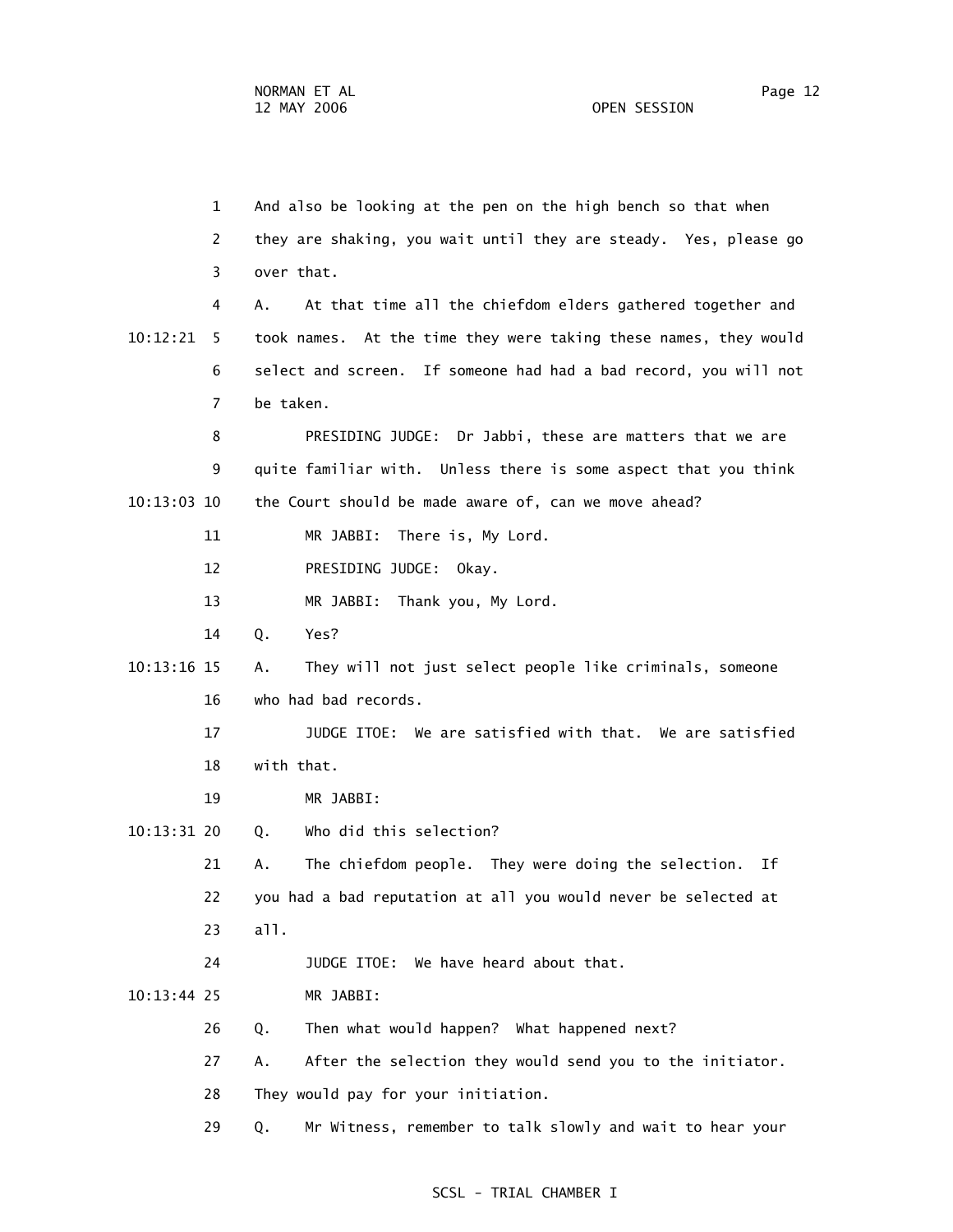And also be looking at the pen on the high bench so that when they are shaking, you wait until they are steady. Yes, please go over that.

A. At that time all the chiefdom elders gathered together and took names. At the time they were taking these names, they would select and screen. If someone had had a bad record, you will not be taken.

PRESIDING JUDGE: Dr Jabbi, these are matters that we are quite familiar with. Unless there is some aspect that you think the Court should be made aware of, can we move ahead?

MR JABBI: There is, My Lord.

PRESIDING JUDGE: Okay.

MR JABBI: Thank you, My Lord.

Q. Yes?

A. They will not just select people like criminals, someone who had bad records.

JUDGE ITOE: We are satisfied with that. We are satisfied with that.

MR JABBI:

Q. Who did this selection?

A. The chiefdom people. They were doing the selection. If you had a bad reputation at all you would never be selected at all.

JUDGE ITOE: We have heard about that.

MR JABBI:

Q. Then what would happen? What happened next?

A. After the selection they would send you to the initiator. They would pay for your initiation.

Q. Mr Witness, remember to talk slowly and wait to hear your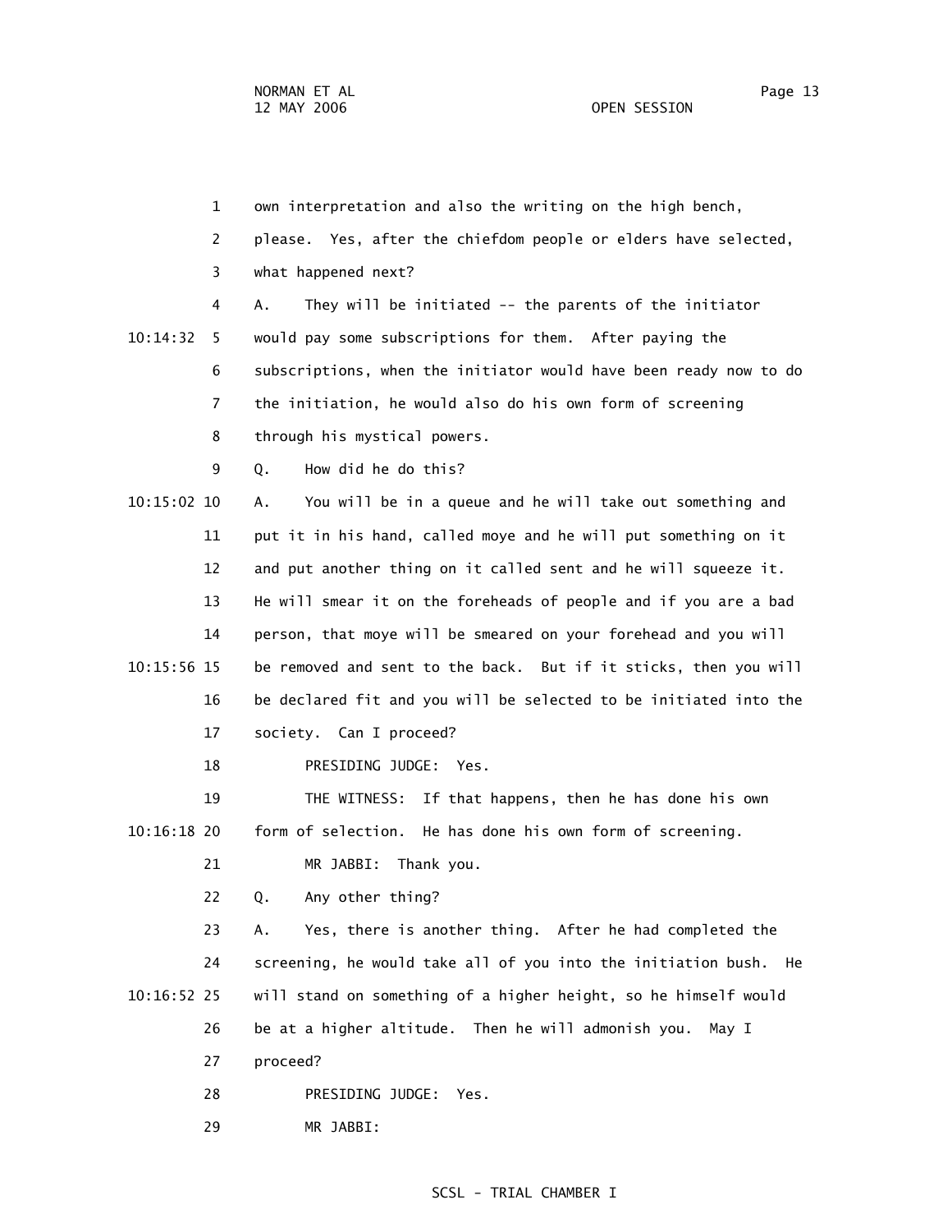1 own interpretation and also the writing on the high bench,
2 please. Yes, after the chiefdom people or elders have selected,
3 what happened next?
4 A. They will be initiated -- the parents of the initiator
10:14:32 5 would pay some subscriptions for them. After paying the
6 subscriptions, when the initiator would have been ready now to do
7 the initiation, he would also do his own form of screening
8 through his mystical powers.
9 Q. How did he do this?
10:15:02 10 A. You will be in a queue and he will take out something and
11 put it in his hand, called moye and he will put something on it
12 and put another thing on it called sent and he will squeeze it.
13 He will smear it on the foreheads of people and if you are a bad
14 person, that moye will be smeared on your forehead and you will
10:15:56 15 be removed and sent to the back. But if it sticks, then you will
16 be declared fit and you will be selected to be initiated into the
17 society. Can I proceed?
18 PRESIDING JUDGE: Yes.
19 THE WITNESS: If that happens, then he has done his own
10:16:18 20 form of selection. He has done his own form of screening.
21 MR JABBI: Thank you.
22 Q. Any other thing?
23 A. Yes, there is another thing. After he had completed the
24 screening, he would take all of you into the initiation bush. He
10:16:52 25 will stand on something of a higher height, so he himself would
26 be at a higher altitude. Then he will admonish you. May I
27 proceed?
28 PRESIDING JUDGE: Yes.
29 MR JABBI: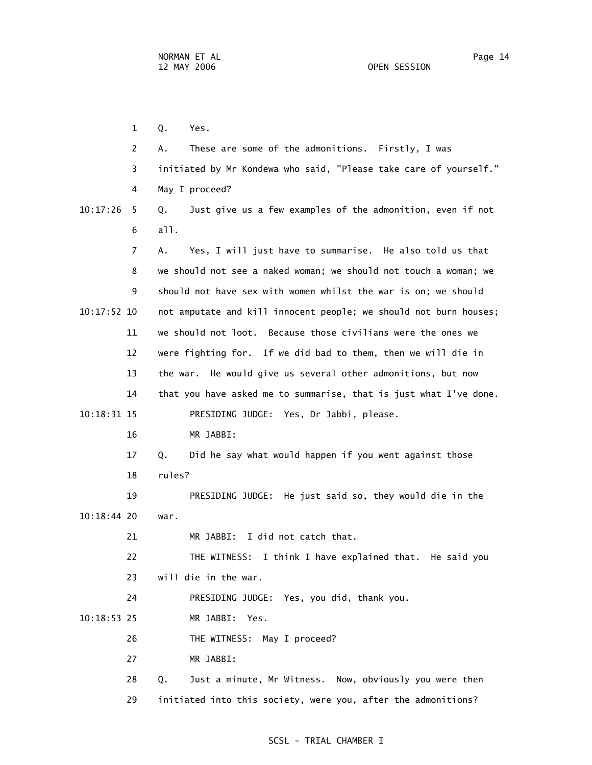1 Q. Yes.

2 A. These are some of the admonitions. Firstly, I was

3 initiated by Mr Kondewa who said, "Please take care of yourself."

4 May I proceed?

10:17:26 5 Q. Just give us a few examples of the admonition, even if not

6 all.

7 A. Yes, I will just have to summarise. He also told us that

8 we should not see a naked woman; we should not touch a woman; we

9 should not have sex with women whilst the war is on; we should

10:17:52 10 not amputate and kill innocent people; we should not burn houses;

11 we should not loot. Because those civilians were the ones we

12 were fighting for. If we did bad to them, then we will die in

13 the war. He would give us several other admonitions, but now

14 that you have asked me to summarise, that is just what I've done.

10:18:31 15 PRESIDING JUDGE: Yes, Dr Jabbi, please.

16 MR JABBI:

17 Q. Did he say what would happen if you went against those

18 rules?

19 PRESIDING JUDGE: He just said so, they would die in the

10:18:44 20 war.

21 MR JABBI: I did not catch that.

22 THE WITNESS: I think I have explained that. He said you

23 will die in the war.

24 PRESIDING JUDGE: Yes, you did, thank you.

10:18:53 25 MR JABBI: Yes.

26 THE WITNESS: May I proceed?

27 MR JABBI:

28 Q. Just a minute, Mr Witness. Now, obviously you were then

29 initiated into this society, were you, after the admonitions?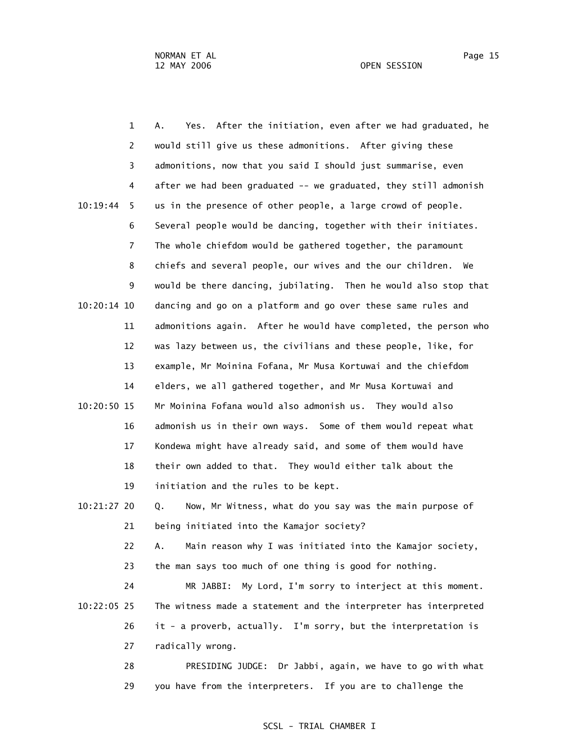1 A. Yes. After the initiation, even after we had graduated, he
2 would still give us these admonitions. After giving these
3 admonitions, now that you said I should just summarise, even
4 after we had been graduated -- we graduated, they still admonish
10:19:44 5 us in the presence of other people, a large crowd of people.
6 Several people would be dancing, together with their initiates.
7 The whole chiefdom would be gathered together, the paramount
8 chiefs and several people, our wives and the our children. We
9 would be there dancing, jubilating. Then he would also stop that
10:20:14 10 dancing and go on a platform and go over these same rules and
11 admonitions again. After he would have completed, the person who
12 was lazy between us, the civilians and these people, like, for
13 example, Mr Moinina Fofana, Mr Musa Kortuwai and the chiefdom
14 elders, we all gathered together, and Mr Musa Kortuwai and
10:20:50 15 Mr Moinina Fofana would also admonish us. They would also
16 admonish us in their own ways. Some of them would repeat what
17 Kondewa might have already said, and some of them would have
18 their own added to that. They would either talk about the
19 initiation and the rules to be kept.
10:21:27 20 Q. Now, Mr Witness, what do you say was the main purpose of
21 being initiated into the Kamajor society?
22 A. Main reason why I was initiated into the Kamajor society,
23 the man says too much of one thing is good for nothing.
24 MR JABBI: My Lord, I'm sorry to interject at this moment.
10:22:05 25 The witness made a statement and the interpreter has interpreted
26 it - a proverb, actually. I'm sorry, but the interpretation is
27 radically wrong.
28 PRESIDING JUDGE: Dr Jabbi, again, we have to go with what
29 you have from the interpreters. If you are to challenge the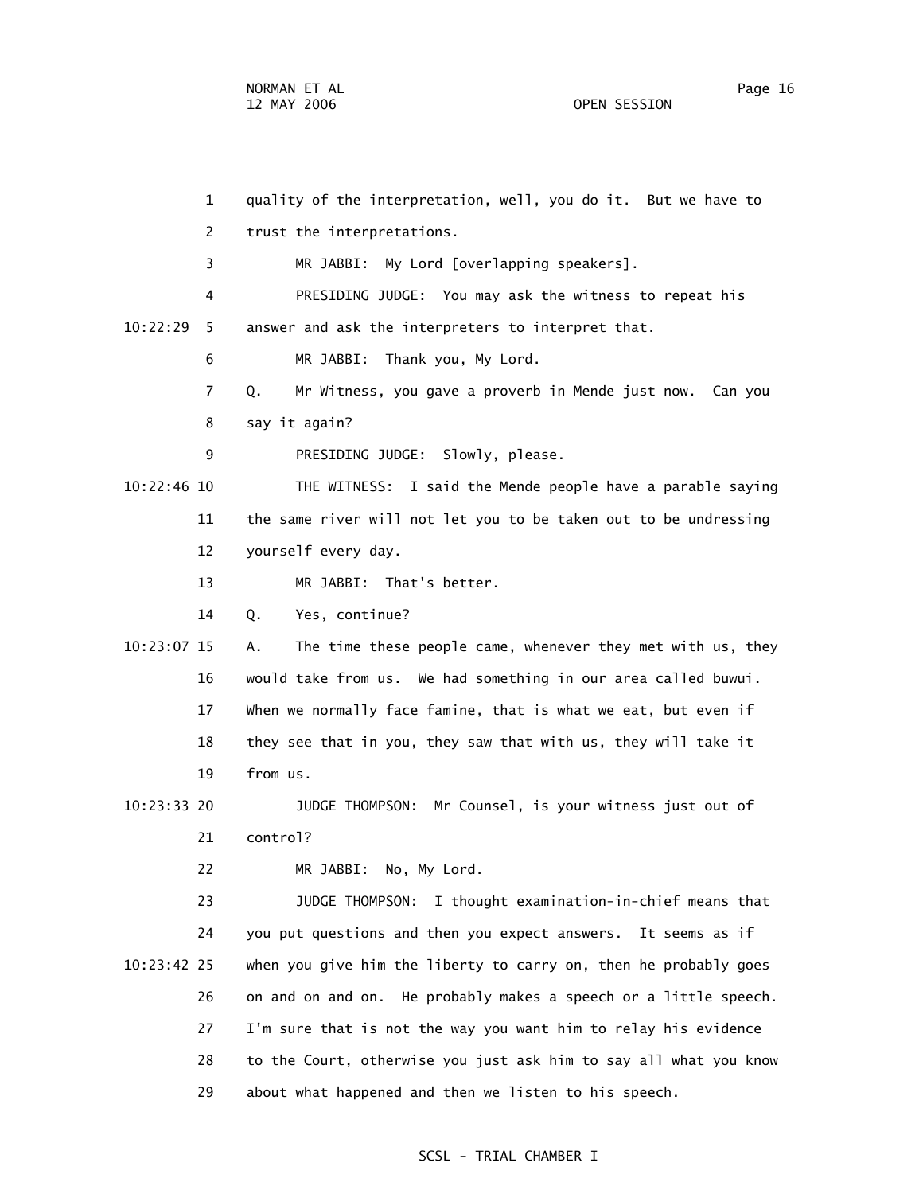quality of the interpretation, well, you do it. But we have to trust the interpretations.

MR JABBI: My Lord [overlapping speakers].

PRESIDING JUDGE: You may ask the witness to repeat his answer and ask the interpreters to interpret that.

MR JABBI: Thank you, My Lord.

Q. Mr Witness, you gave a proverb in Mende just now. Can you say it again?

PRESIDING JUDGE: Slowly, please.

THE WITNESS: I said the Mende people have a parable saying the same river will not let you to be taken out to be undressing yourself every day.

MR JABBI: That's better.

Q. Yes, continue?

A. The time these people came, whenever they met with us, they would take from us. We had something in our area called buwui. When we normally face famine, that is what we eat, but even if they see that in you, they saw that with us, they will take it from us.

JUDGE THOMPSON: Mr Counsel, is your witness just out of control?

MR JABBI: No, My Lord.

JUDGE THOMPSON: I thought examination-in-chief means that you put questions and then you expect answers. It seems as if when you give him the liberty to carry on, then he probably goes on and on and on. He probably makes a speech or a little speech. I'm sure that is not the way you want him to relay his evidence to the Court, otherwise you just ask him to say all what you know about what happened and then we listen to his speech.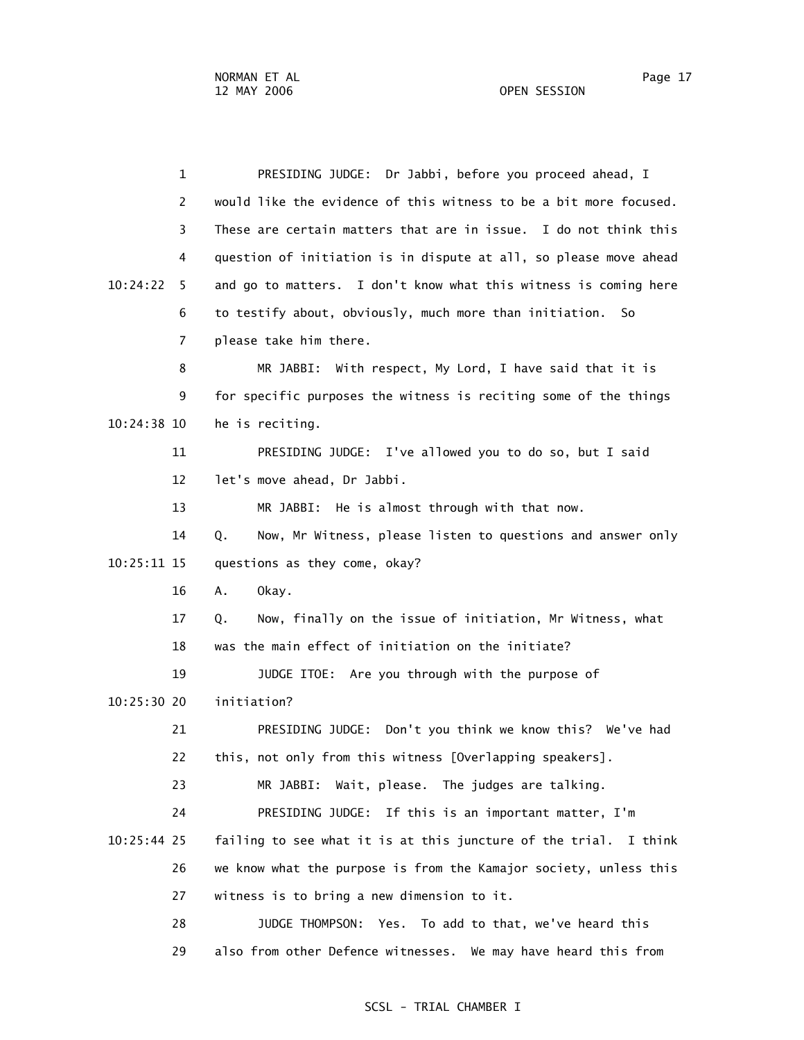PRESIDING JUDGE: Dr Jabbi, before you proceed ahead, I would like the evidence of this witness to be a bit more focused. These are certain matters that are in issue. I do not think this question of initiation is in dispute at all, so please move ahead and go to matters. I don't know what this witness is coming here to testify about, obviously, much more than initiation. So please take him there.

MR JABBI: With respect, My Lord, I have said that it is for specific purposes the witness is reciting some of the things he is reciting.

PRESIDING JUDGE: I've allowed you to do so, but I said let's move ahead, Dr Jabbi.

MR JABBI: He is almost through with that now.

Q. Now, Mr Witness, please listen to questions and answer only questions as they come, okay?

A. Okay.

Q. Now, finally on the issue of initiation, Mr Witness, what was the main effect of initiation on the initiate?

JUDGE ITOE: Are you through with the purpose of initiation?

PRESIDING JUDGE: Don't you think we know this? We've had this, not only from this witness [Overlapping speakers].

MR JABBI: Wait, please. The judges are talking.

PRESIDING JUDGE: If this is an important matter, I'm failing to see what it is at this juncture of the trial. I think we know what the purpose is from the Kamajor society, unless this witness is to bring a new dimension to it.

JUDGE THOMPSON: Yes. To add to that, we've heard this also from other Defence witnesses. We may have heard this from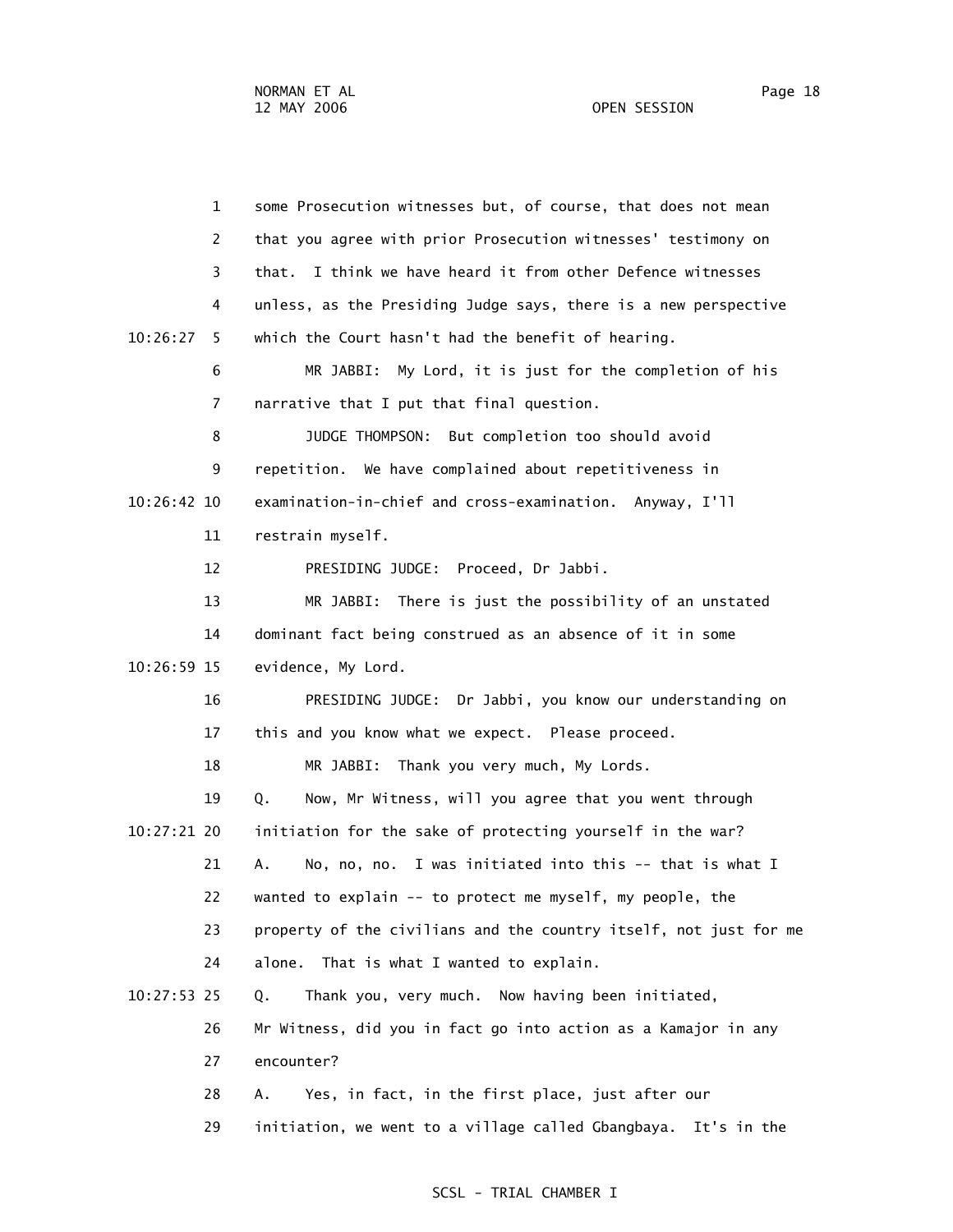some Prosecution witnesses but, of course, that does not mean that you agree with prior Prosecution witnesses' testimony on that. I think we have heard it from other Defence witnesses unless, as the Presiding Judge says, there is a new perspective which the Court hasn't had the benefit of hearing.

MR JABBI: My Lord, it is just for the completion of his narrative that I put that final question.

JUDGE THOMPSON: But completion too should avoid repetition. We have complained about repetitiveness in examination-in-chief and cross-examination. Anyway, I'll restrain myself.

PRESIDING JUDGE: Proceed, Dr Jabbi.

MR JABBI: There is just the possibility of an unstated dominant fact being construed as an absence of it in some evidence, My Lord.

PRESIDING JUDGE: Dr Jabbi, you know our understanding on this and you know what we expect. Please proceed.

MR JABBI: Thank you very much, My Lords.

Q. Now, Mr Witness, will you agree that you went through initiation for the sake of protecting yourself in the war?

A. No, no, no. I was initiated into this -- that is what I wanted to explain -- to protect me myself, my people, the property of the civilians and the country itself, not just for me alone. That is what I wanted to explain.

Q. Thank you, very much. Now having been initiated, Mr Witness, did you in fact go into action as a Kamajor in any encounter?

A. Yes, in fact, in the first place, just after our initiation, we went to a village called Gbangbaya. It's in the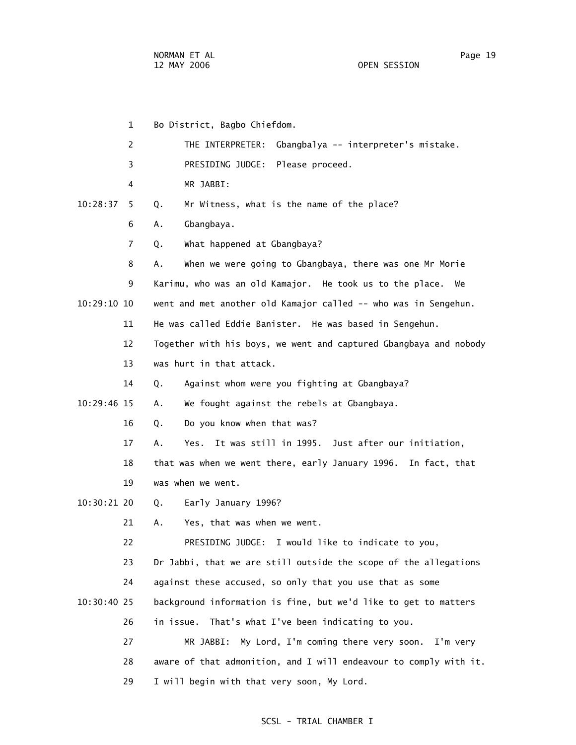Bo District, Bagbo Chiefdom.

THE INTERPRETER: Gbangbalya -- interpreter's mistake.

PRESIDING JUDGE: Please proceed.

MR JABBI:

Q. Mr Witness, what is the name of the place?

A. Gbangbaya.

Q. What happened at Gbangbaya?

A. When we were going to Gbangbaya, there was one Mr Morie Karimu, who was an old Kamajor. He took us to the place. We went and met another old Kamajor called -- who was in Sengehun. He was called Eddie Banister. He was based in Sengehun. Together with his boys, we went and captured Gbangbaya and nobody was hurt in that attack.

Q. Against whom were you fighting at Gbangbaya?

A. We fought against the rebels at Gbangbaya.

Q. Do you know when that was?

A. Yes. It was still in 1995. Just after our initiation, that was when we went there, early January 1996. In fact, that was when we went.

Q. Early January 1996?

A. Yes, that was when we went.

PRESIDING JUDGE: I would like to indicate to you, Dr Jabbi, that we are still outside the scope of the allegations against these accused, so only that you use that as some background information is fine, but we'd like to get to matters in issue. That's what I've been indicating to you.

MR JABBI: My Lord, I'm coming there very soon. I'm very aware of that admonition, and I will endeavour to comply with it. I will begin with that very soon, My Lord.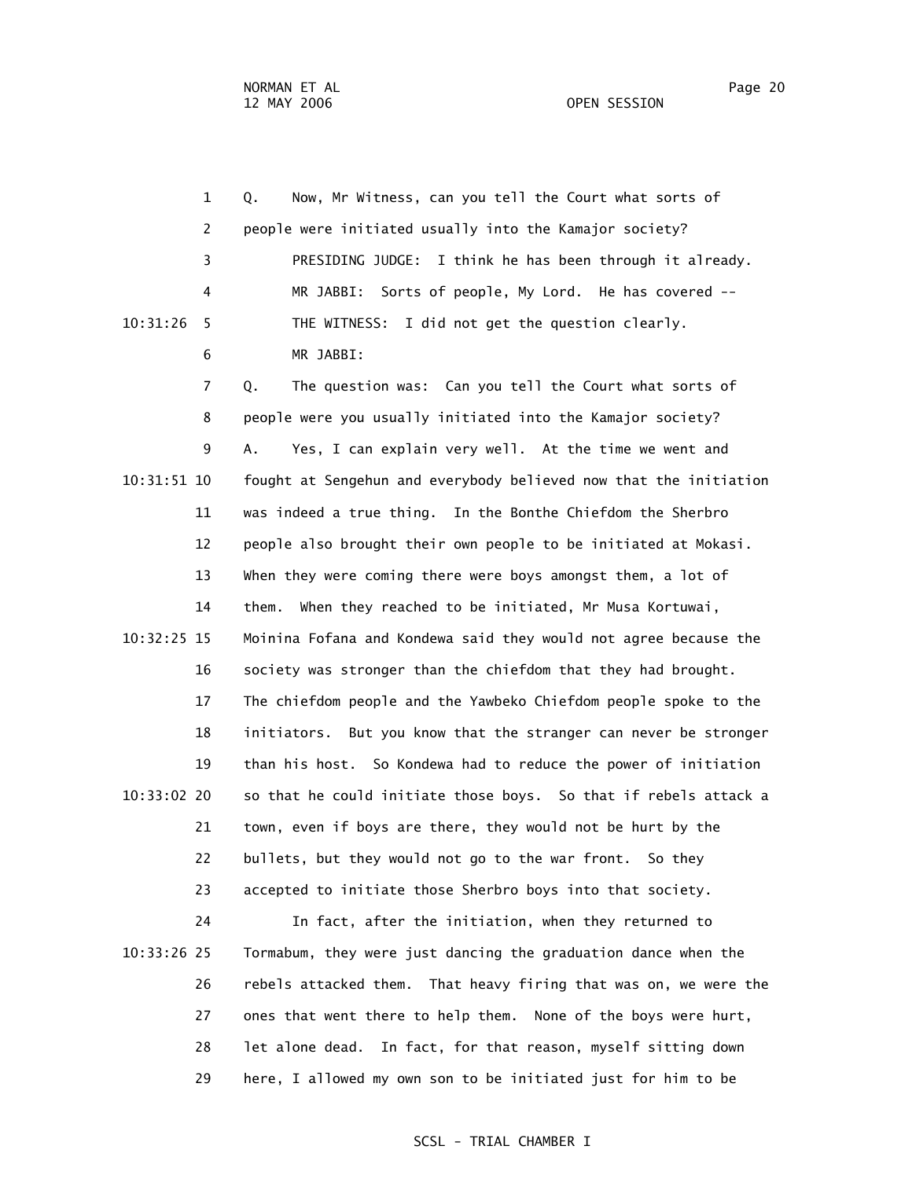Q. Now, Mr Witness, can you tell the Court what sorts of people were initiated usually into the Kamajor society?

PRESIDING JUDGE: I think he has been through it already.

MR JABBI: Sorts of people, My Lord. He has covered --

THE WITNESS: I did not get the question clearly.

MR JABBI:

Q. The question was: Can you tell the Court what sorts of people were you usually initiated into the Kamajor society?

A. Yes, I can explain very well. At the time we went and fought at Sengehun and everybody believed now that the initiation was indeed a true thing. In the Bonthe Chiefdom the Sherbro people also brought their own people to be initiated at Mokasi. When they were coming there were boys amongst them, a lot of them. When they reached to be initiated, Mr Musa Kortuwai, Moinina Fofana and Kondewa said they would not agree because the society was stronger than the chiefdom that they had brought. The chiefdom people and the Yawbeko Chiefdom people spoke to the initiators. But you know that the stranger can never be stronger than his host. So Kondewa had to reduce the power of initiation so that he could initiate those boys. So that if rebels attack a town, even if boys are there, they would not be hurt by the bullets, but they would not go to the war front. So they accepted to initiate those Sherbro boys into that society.

In fact, after the initiation, when they returned to Tormabum, they were just dancing the graduation dance when the rebels attacked them. That heavy firing that was on, we were the ones that went there to help them. None of the boys were hurt, let alone dead. In fact, for that reason, myself sitting down here, I allowed my own son to be initiated just for him to be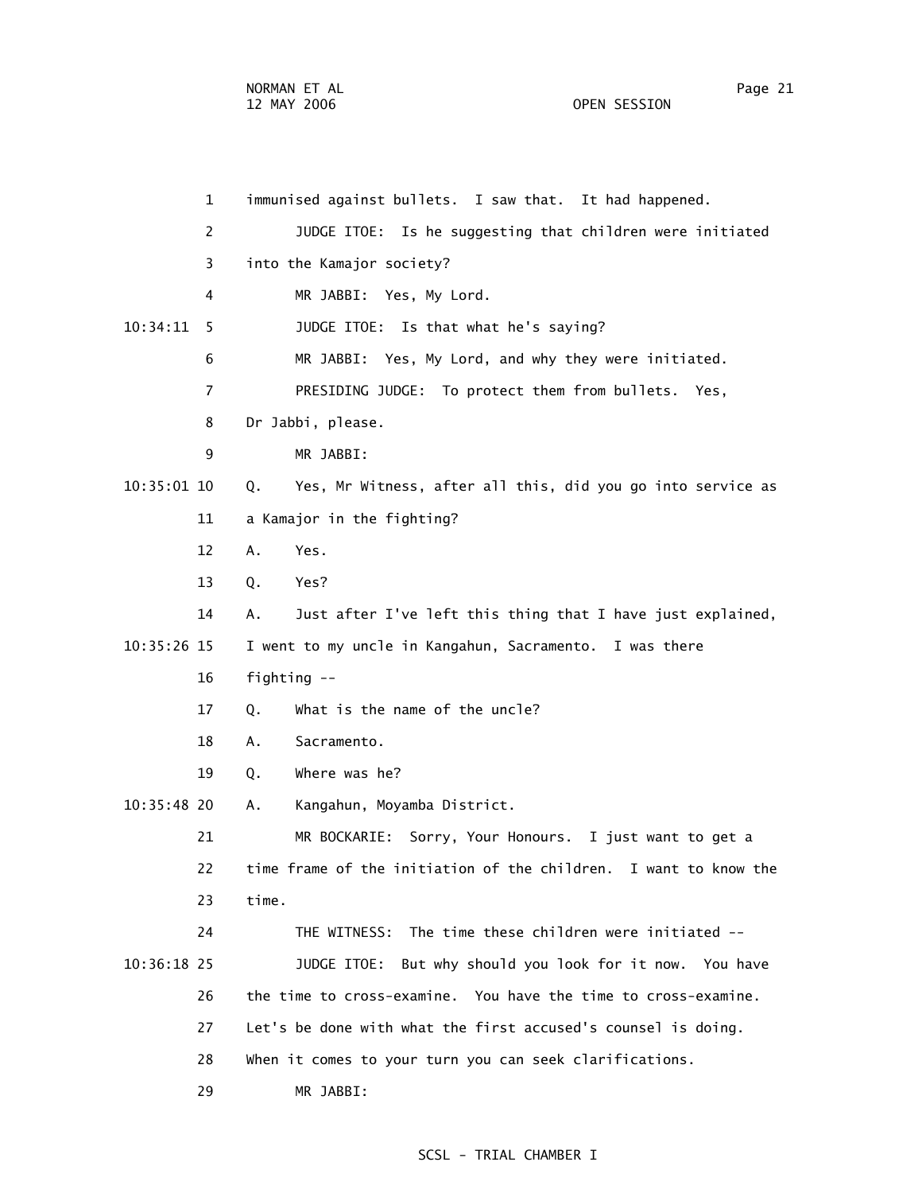immunised against bullets. I saw that. It had happened.

JUDGE ITOE: Is he suggesting that children were initiated into the Kamajor society?

MR JABBI: Yes, My Lord.

JUDGE ITOE: Is that what he's saying?

MR JABBI: Yes, My Lord, and why they were initiated.

PRESIDING JUDGE: To protect them from bullets. Yes, Dr Jabbi, please.

MR JABBI:

Q. Yes, Mr Witness, after all this, did you go into service as a Kamajor in the fighting?

A. Yes.

Q. Yes?

A. Just after I've left this thing that I have just explained, I went to my uncle in Kangahun, Sacramento. I was there fighting --

Q. What is the name of the uncle?

A. Sacramento.

Q. Where was he?

A. Kangahun, Moyamba District.

MR BOCKARIE: Sorry, Your Honours. I just want to get a time frame of the initiation of the children. I want to know the time.

THE WITNESS: The time these children were initiated --

JUDGE ITOE: But why should you look for it now. You have the time to cross-examine. You have the time to cross-examine. Let's be done with what the first accused's counsel is doing. When it comes to your turn you can seek clarifications.

MR JABBI: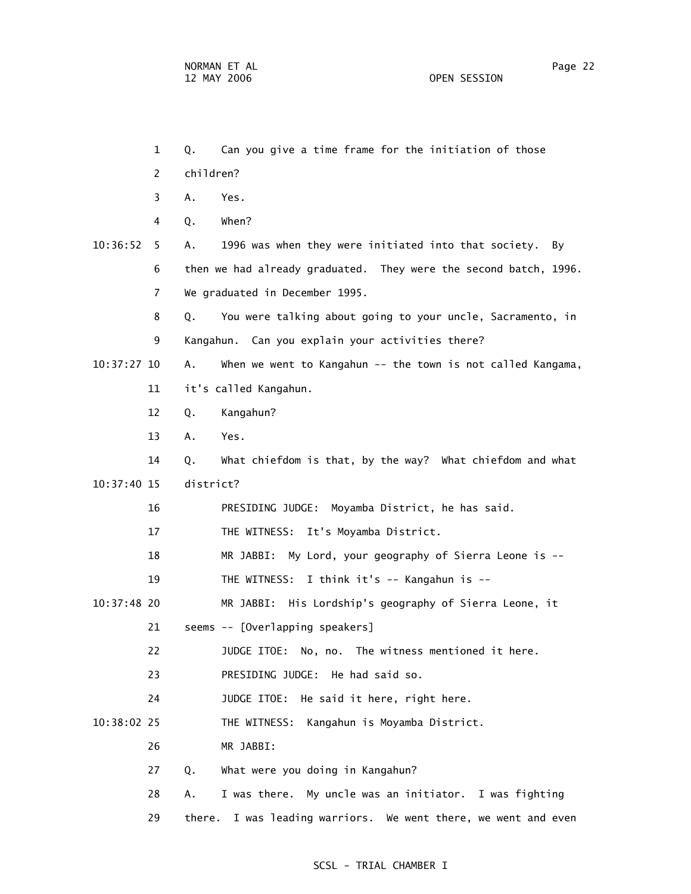Q. Can you give a time frame for the initiation of those children?

A. Yes.

Q. When?

A. 1996 was when they were initiated into that society. By then we had already graduated. They were the second batch, 1996. We graduated in December 1995.

Q. You were talking about going to your uncle, Sacramento, in Kangahun. Can you explain your activities there?

A. When we went to Kangahun -- the town is not called Kangama, it's called Kangahun.

Q. Kangahun?

A. Yes.

Q. What chiefdom is that, by the way? What chiefdom and what district?

PRESIDING JUDGE: Moyamba District, he has said.

THE WITNESS: It's Moyamba District.

MR JABBI: My Lord, your geography of Sierra Leone is --

THE WITNESS: I think it's -- Kangahun is --

MR JABBI: His Lordship's geography of Sierra Leone, it seems -- [Overlapping speakers]

JUDGE ITOE: No, no. The witness mentioned it here.

PRESIDING JUDGE: He had said so.

JUDGE ITOE: He said it here, right here.

THE WITNESS: Kangahun is Moyamba District.

MR JABBI:

Q. What were you doing in Kangahun?

A. I was there. My uncle was an initiator. I was fighting there. I was leading warriors. We went there, we went and even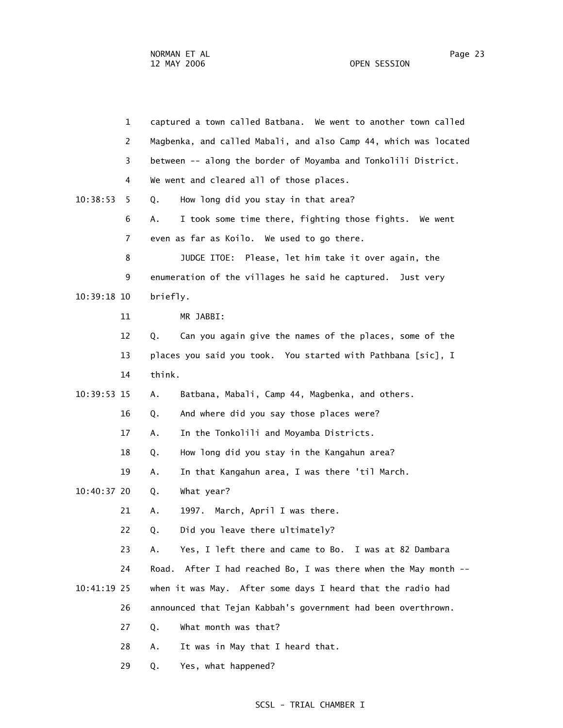captured a town called Batbana. We went to another town called Magbenka, and called Mabali, and also Camp 44, which was located between -- along the border of Moyamba and Tonkolili District. We went and cleared all of those places.

Q. How long did you stay in that area?

A. I took some time there, fighting those fights. We went even as far as Koilo. We used to go there.

JUDGE ITOE: Please, let him take it over again, the enumeration of the villages he said he captured. Just very briefly.

MR JABBI:

Q. Can you again give the names of the places, some of the places you said you took. You started with Pathbana [sic], I think.

A. Batbana, Mabali, Camp 44, Magbenka, and others.

Q. And where did you say those places were?

A. In the Tonkolili and Moyamba Districts.

Q. How long did you stay in the Kangahun area?

A. In that Kangahun area, I was there 'til March.

Q. What year?

A. 1997. March, April I was there.

Q. Did you leave there ultimately?

A. Yes, I left there and came to Bo. I was at 82 Dambara Road. After I had reached Bo, I was there when the May month -- when it was May. After some days I heard that the radio had announced that Tejan Kabbah's government had been overthrown.

Q. What month was that?

A. It was in May that I heard that.

Q. Yes, what happened?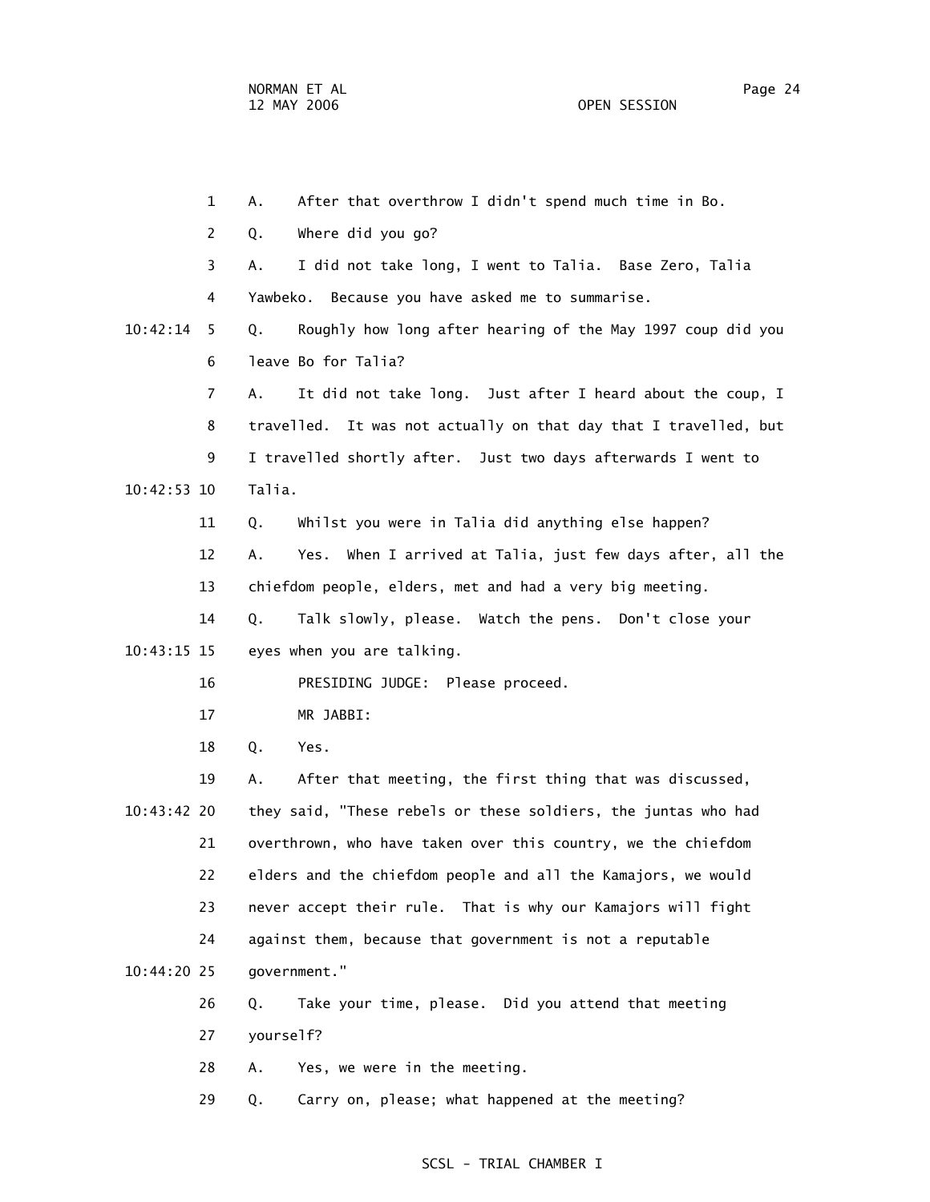1 A. After that overthrow I didn't spend much time in Bo.

2 Q. Where did you go?

3 A. I did not take long, I went to Talia. Base Zero, Talia

4 Yawbeko. Because you have asked me to summarise.

10:42:14 5 Q. Roughly how long after hearing of the May 1997 coup did you

6 leave Bo for Talia?

7 A. It did not take long. Just after I heard about the coup, I

8 travelled. It was not actually on that day that I travelled, but

9 I travelled shortly after. Just two days afterwards I went to

10:42:53 10 Talia.

11 Q. Whilst you were in Talia did anything else happen?

12 A. Yes. When I arrived at Talia, just few days after, all the

13 chiefdom people, elders, met and had a very big meeting.

14 Q. Talk slowly, please. Watch the pens. Don't close your

10:43:15 15 eyes when you are talking.

16 PRESIDING JUDGE: Please proceed.

17 MR JABBI:

18 Q. Yes.

19 A. After that meeting, the first thing that was discussed,

10:43:42 20 they said, "These rebels or these soldiers, the juntas who had

21 overthrown, who have taken over this country, we the chiefdom

22 elders and the chiefdom people and all the Kamajors, we would

23 never accept their rule. That is why our Kamajors will fight

24 against them, because that government is not a reputable

10:44:20 25 government."

26 Q. Take your time, please. Did you attend that meeting

27 yourself?

28 A. Yes, we were in the meeting.

29 Q. Carry on, please; what happened at the meeting?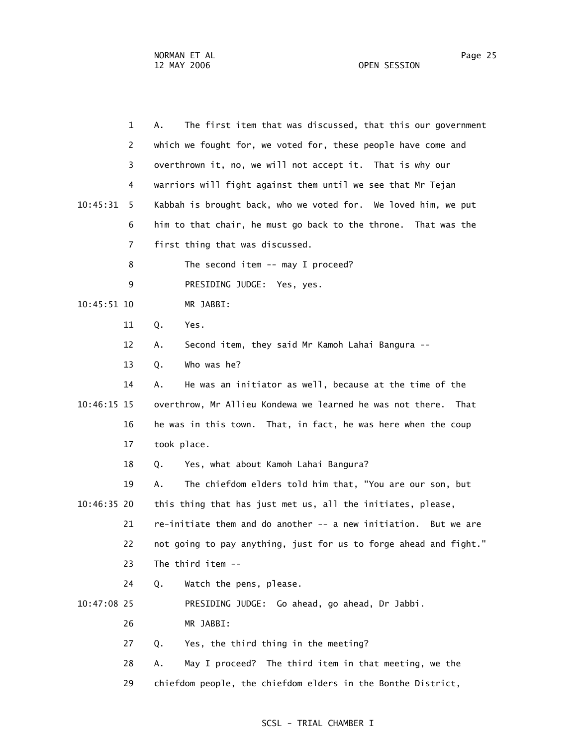A. The first item that was discussed, that this our government which we fought for, we voted for, these people have come and overthrown it, no, we will not accept it. That is why our warriors will fight against them until we see that Mr Tejan Kabbah is brought back, who we voted for. We loved him, we put him to that chair, he must go back to the throne. That was the first thing that was discussed.

The second item -- may I proceed?

PRESIDING JUDGE: Yes, yes.

MR JABBI:

Q. Yes.

A. Second item, they said Mr Kamoh Lahai Bangura --

Q. Who was he?

A. He was an initiator as well, because at the time of the overthrow, Mr Allieu Kondewa we learned he was not there. That he was in this town. That, in fact, he was here when the coup took place.

Q. Yes, what about Kamoh Lahai Bangura?

A. The chiefdom elders told him that, "You are our son, but this thing that has just met us, all the initiates, please, re-initiate them and do another -- a new initiation. But we are not going to pay anything, just for us to forge ahead and fight." The third item --

Q. Watch the pens, please.

PRESIDING JUDGE: Go ahead, go ahead, Dr Jabbi.

MR JABBI:

Q. Yes, the third thing in the meeting?

A. May I proceed? The third item in that meeting, we the chiefdom people, the chiefdom elders in the Bonthe District,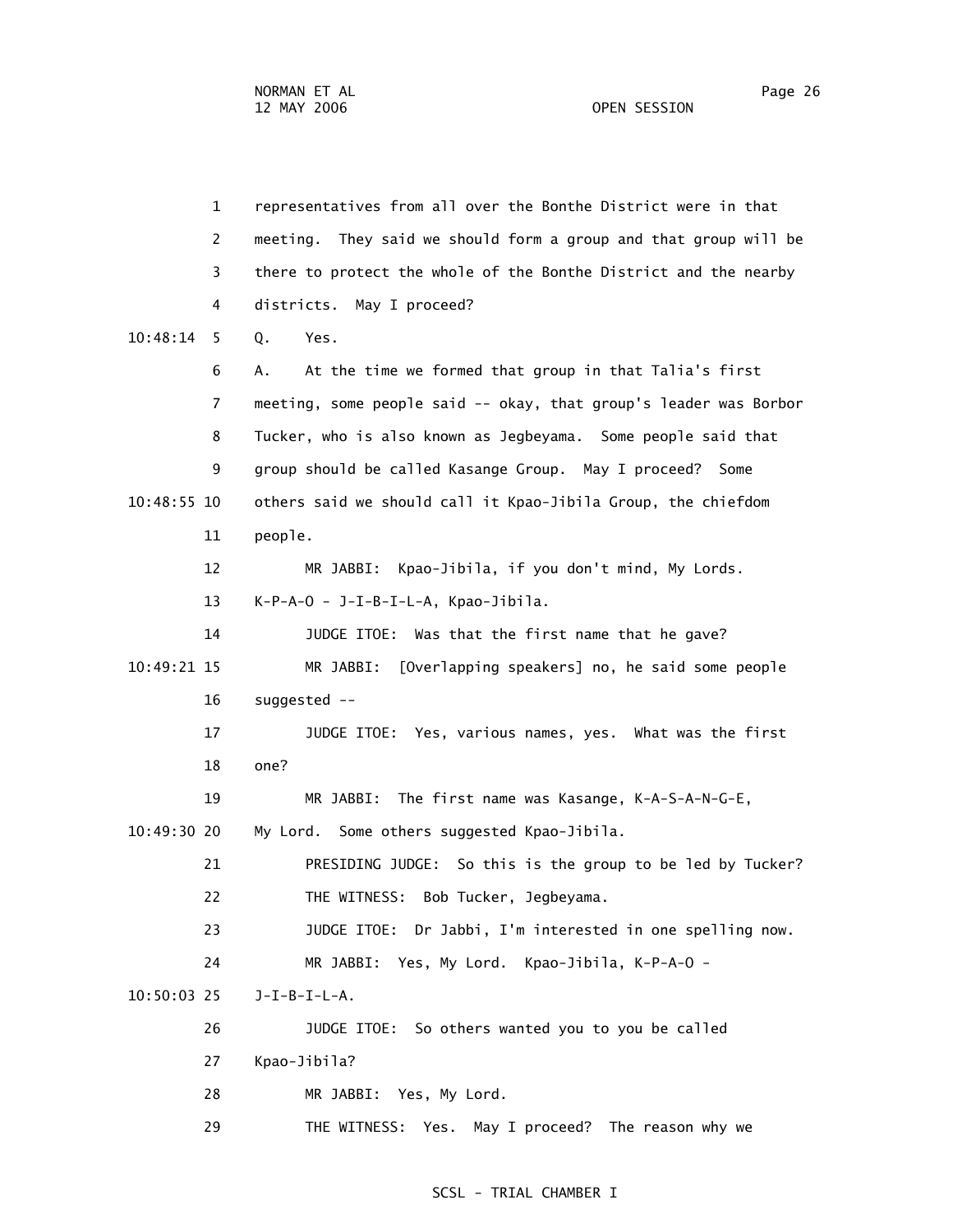1 representatives from all over the Bonthe District were in that
2 meeting. They said we should form a group and that group will be
3 there to protect the whole of the Bonthe District and the nearby
4 districts. May I proceed?

10:48:14 5 Q. Yes.

6 A. At the time we formed that group in that Talia's first
7 meeting, some people said -- okay, that group's leader was Borbor
8 Tucker, who is also known as Jegbeyama. Some people said that
9 group should be called Kasange Group. May I proceed? Some

10:48:55 10 others said we should call it Kpao-Jibila Group, the chiefdom
11 people.

12 MR JABBI: Kpao-Jibila, if you don't mind, My Lords.
13 K-P-A-O - J-I-B-I-L-A, Kpao-Jibila.

14 JUDGE ITOE: Was that the first name that he gave?

10:49:21 15 MR JABBI: [Overlapping speakers] no, he said some people
16 suggested --

17 JUDGE ITOE: Yes, various names, yes. What was the first
18 one?

19 MR JABBI: The first name was Kasange, K-A-S-A-N-G-E,

10:49:30 20 My Lord. Some others suggested Kpao-Jibila.

21 PRESIDING JUDGE: So this is the group to be led by Tucker?

22 THE WITNESS: Bob Tucker, Jegbeyama.

23 JUDGE ITOE: Dr Jabbi, I'm interested in one spelling now.

24 MR JABBI: Yes, My Lord. Kpao-Jibila, K-P-A-O -

10:50:03 25 J-I-B-I-L-A.

26 JUDGE ITOE: So others wanted you to you be called
27 Kpao-Jibila?

28 MR JABBI: Yes, My Lord.

29 THE WITNESS: Yes. May I proceed? The reason why we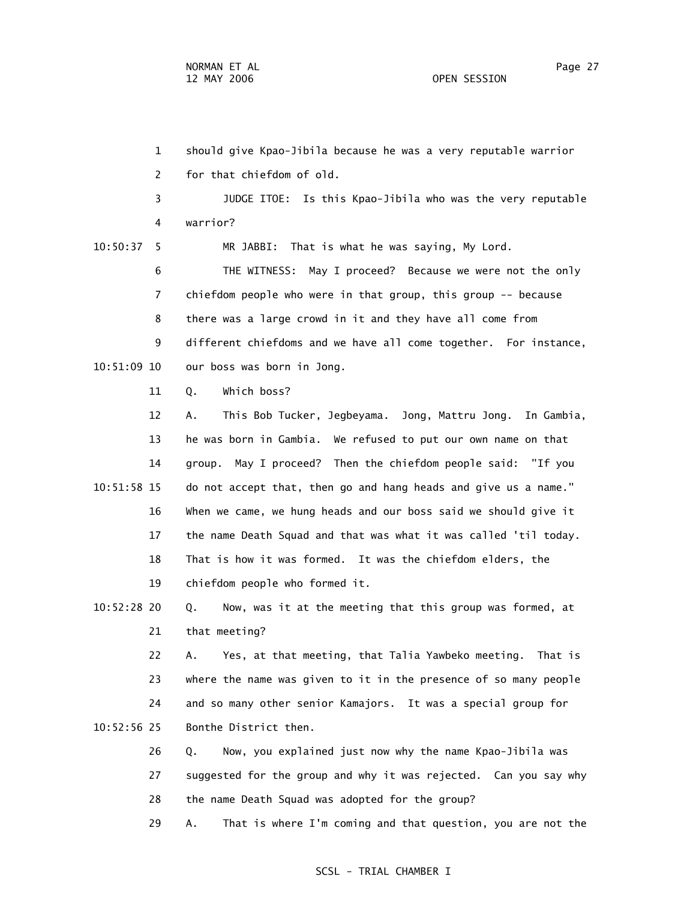1 should give Kpao-Jibila because he was a very reputable warrior
2 for that chiefdom of old.
3 JUDGE ITOE: Is this Kpao-Jibila who was the very reputable
4 warrior?
10:50:37 5 MR JABBI: That is what he was saying, My Lord.
6 THE WITNESS: May I proceed? Because we were not the only
7 chiefdom people who were in that group, this group -- because
8 there was a large crowd in it and they have all come from
9 different chiefdoms and we have all come together. For instance,
10:51:09 10 our boss was born in Jong.
11 Q. Which boss?
12 A. This Bob Tucker, Jegbeyama. Jong, Mattru Jong. In Gambia,
13 he was born in Gambia. We refused to put our own name on that
14 group. May I proceed? Then the chiefdom people said: "If you
10:51:58 15 do not accept that, then go and hang heads and give us a name."
16 When we came, we hung heads and our boss said we should give it
17 the name Death Squad and that was what it was called 'til today.
18 That is how it was formed. It was the chiefdom elders, the
19 chiefdom people who formed it.
10:52:28 20 Q. Now, was it at the meeting that this group was formed, at
21 that meeting?
22 A. Yes, at that meeting, that Talia Yawbeko meeting. That is
23 where the name was given to it in the presence of so many people
24 and so many other senior Kamajors. It was a special group for
10:52:56 25 Bonthe District then.
26 Q. Now, you explained just now why the name Kpao-Jibila was
27 suggested for the group and why it was rejected. Can you say why
28 the name Death Squad was adopted for the group?
29 A. That is where I'm coming and that question, you are not the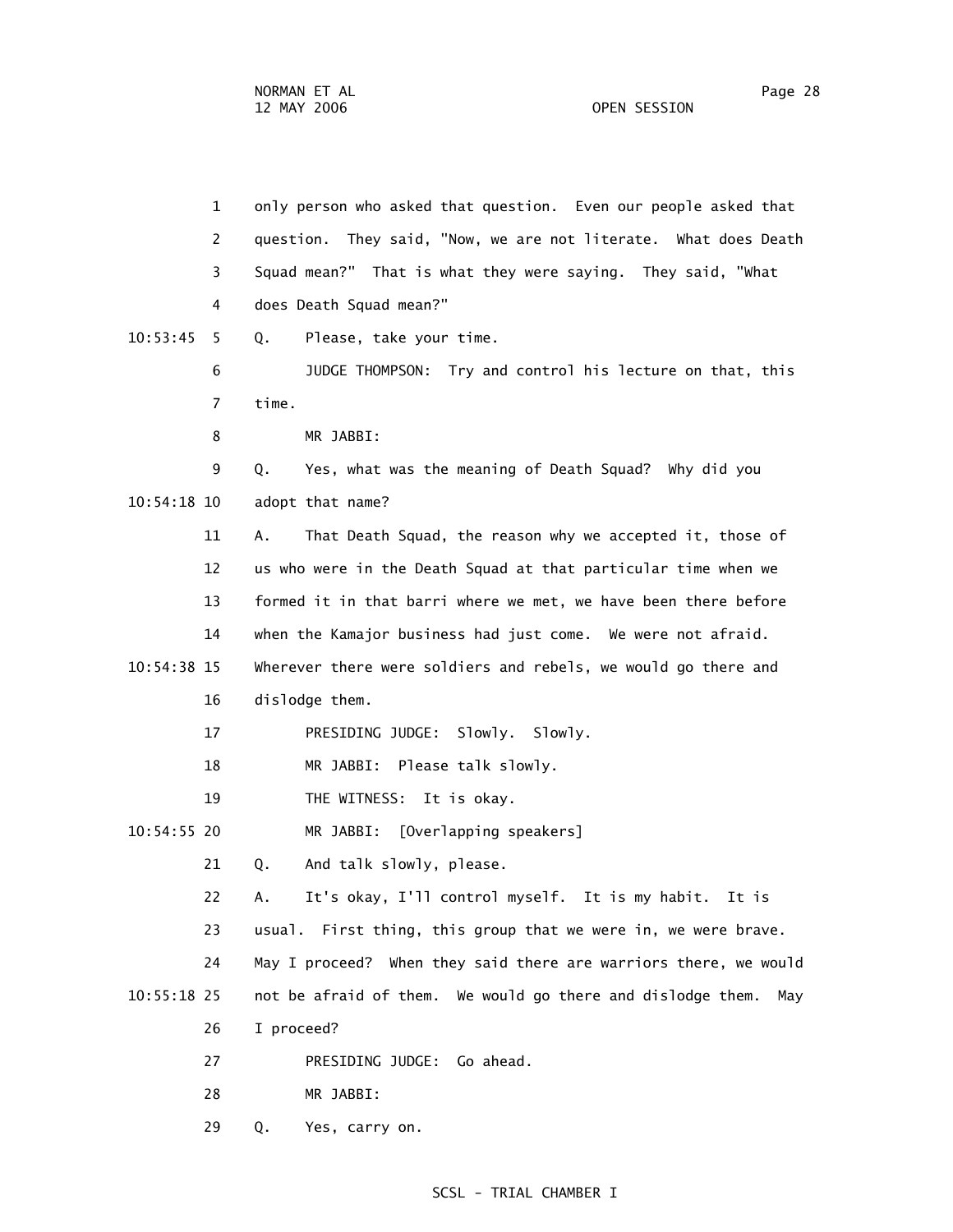1 only person who asked that question. Even our people asked that
2 question. They said, "Now, we are not literate. What does Death
3 Squad mean?" That is what they were saying. They said, "What
4 does Death Squad mean?"

10:53:45 5 Q. Please, take your time.

6 JUDGE THOMPSON: Try and control his lecture on that, this
7 time.

8 MR JABBI:

9 Q. Yes, what was the meaning of Death Squad? Why did you
10:54:18 10 adopt that name?

11 A. That Death Squad, the reason why we accepted it, those of
12 us who were in the Death Squad at that particular time when we
13 formed it in that barri where we met, we have been there before
14 when the Kamajor business had just come. We were not afraid.
10:54:38 15 Wherever there were soldiers and rebels, we would go there and
16 dislodge them.

17 PRESIDING JUDGE: Slowly. Slowly.

18 MR JABBI: Please talk slowly.

19 THE WITNESS: It is okay.

10:54:55 20 MR JABBI: [Overlapping speakers]

21 Q. And talk slowly, please.

22 A. It's okay, I'll control myself. It is my habit. It is
23 usual. First thing, this group that we were in, we were brave.
24 May I proceed? When they said there are warriors there, we would
10:55:18 25 not be afraid of them. We would go there and dislodge them. May
26 I proceed?

27 PRESIDING JUDGE: Go ahead.

28 MR JABBI:

29 Q. Yes, carry on.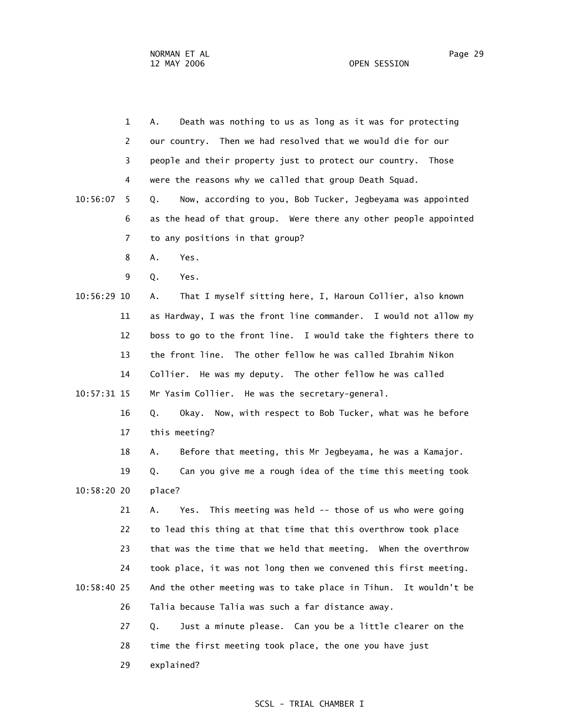1 A. Death was nothing to us as long as it was for protecting
2 our country. Then we had resolved that we would die for our
3 people and their property just to protect our country. Those
4 were the reasons why we called that group Death Squad.

10:56:07 5 Q. Now, according to you, Bob Tucker, Jegbeyama was appointed
6 as the head of that group. Were there any other people appointed
7 to any positions in that group?
8 A. Yes.
9 Q. Yes.

10:56:29 10 A. That I myself sitting here, I, Haroun Collier, also known
11 as Hardway, I was the front line commander. I would not allow my
12 boss to go to the front line. I would take the fighters there to
13 the front line. The other fellow he was called Ibrahim Nikon
14 Collier. He was my deputy. The other fellow he was called

10:57:31 15 Mr Yasim Collier. He was the secretary-general.
16 Q. Okay. Now, with respect to Bob Tucker, what was he before
17 this meeting?
18 A. Before that meeting, this Mr Jegbeyama, he was a Kamajor.
19 Q. Can you give me a rough idea of the time this meeting took

10:58:20 20 place?
21 A. Yes. This meeting was held -- those of us who were going
22 to lead this thing at that time that this overthrow took place
23 that was the time that we held that meeting. When the overthrow
24 took place, it was not long then we convened this first meeting.

10:58:40 25 And the other meeting was to take place in Tihun. It wouldn't be
26 Talia because Talia was such a far distance away.
27 Q. Just a minute please. Can you be a little clearer on the
28 time the first meeting took place, the one you have just
29 explained?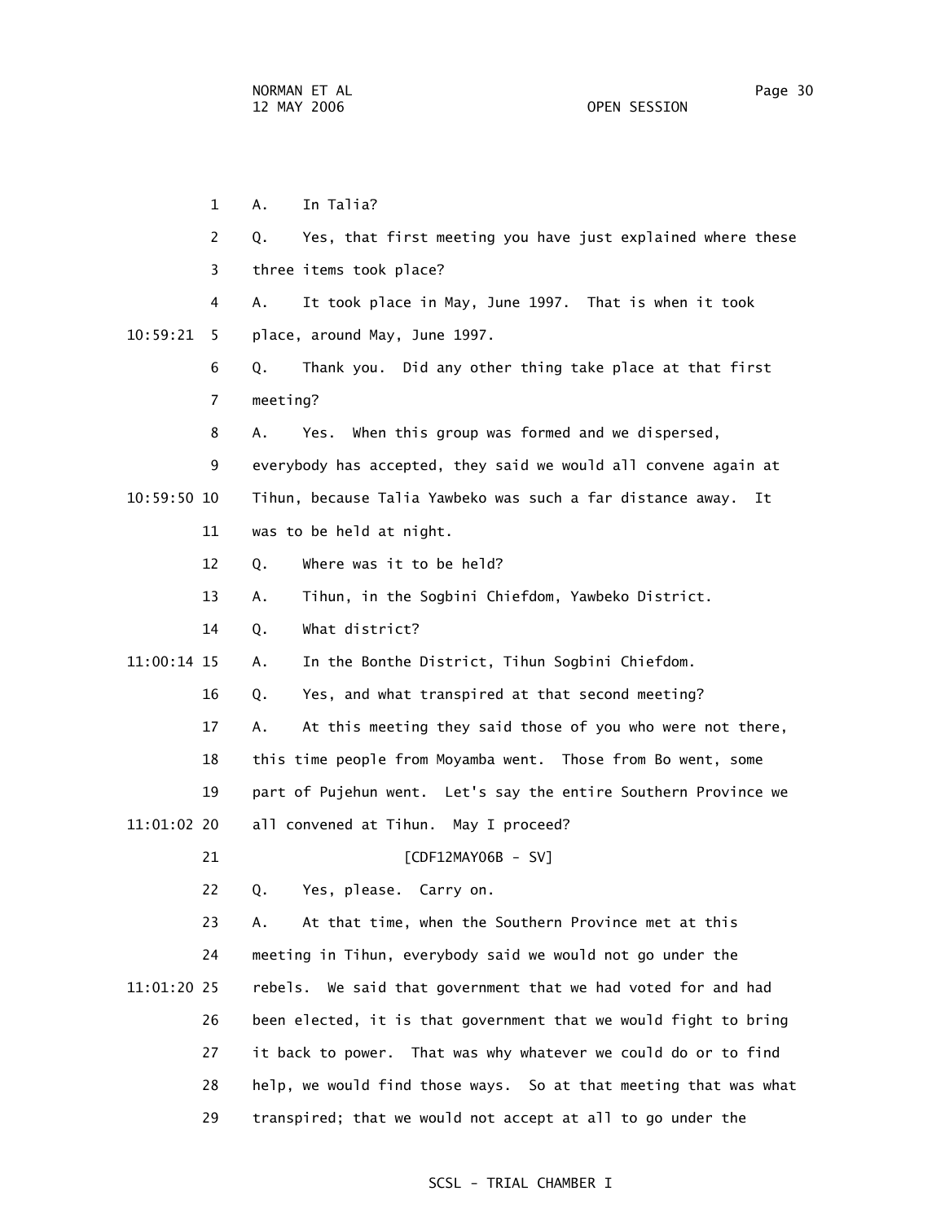1 A. In Talia?

2 Q. Yes, that first meeting you have just explained where these

3 three items took place?

4 A. It took place in May, June 1997. That is when it took

10:59:21 5 place, around May, June 1997.

6 Q. Thank you. Did any other thing take place at that first

7 meeting?

8 A. Yes. When this group was formed and we dispersed,

9 everybody has accepted, they said we would all convene again at

10:59:50 10 Tihun, because Talia Yawbeko was such a far distance away. It

11 was to be held at night.

12 Q. Where was it to be held?

13 A. Tihun, in the Sogbini Chiefdom, Yawbeko District.

14 Q. What district?

11:00:14 15 A. In the Bonthe District, Tihun Sogbini Chiefdom.

16 Q. Yes, and what transpired at that second meeting?

17 A. At this meeting they said those of you who were not there,

18 this time people from Moyamba went. Those from Bo went, some

19 part of Pujehun went. Let's say the entire Southern Province we

11:01:02 20 all convened at Tihun. May I proceed?

21 [CDF12MAY06B - SV]

22 Q. Yes, please. Carry on.

23 A. At that time, when the Southern Province met at this

24 meeting in Tihun, everybody said we would not go under the

11:01:20 25 rebels. We said that government that we had voted for and had

26 been elected, it is that government that we would fight to bring

27 it back to power. That was why whatever we could do or to find

28 help, we would find those ways. So at that meeting that was what

29 transpired; that we would not accept at all to go under the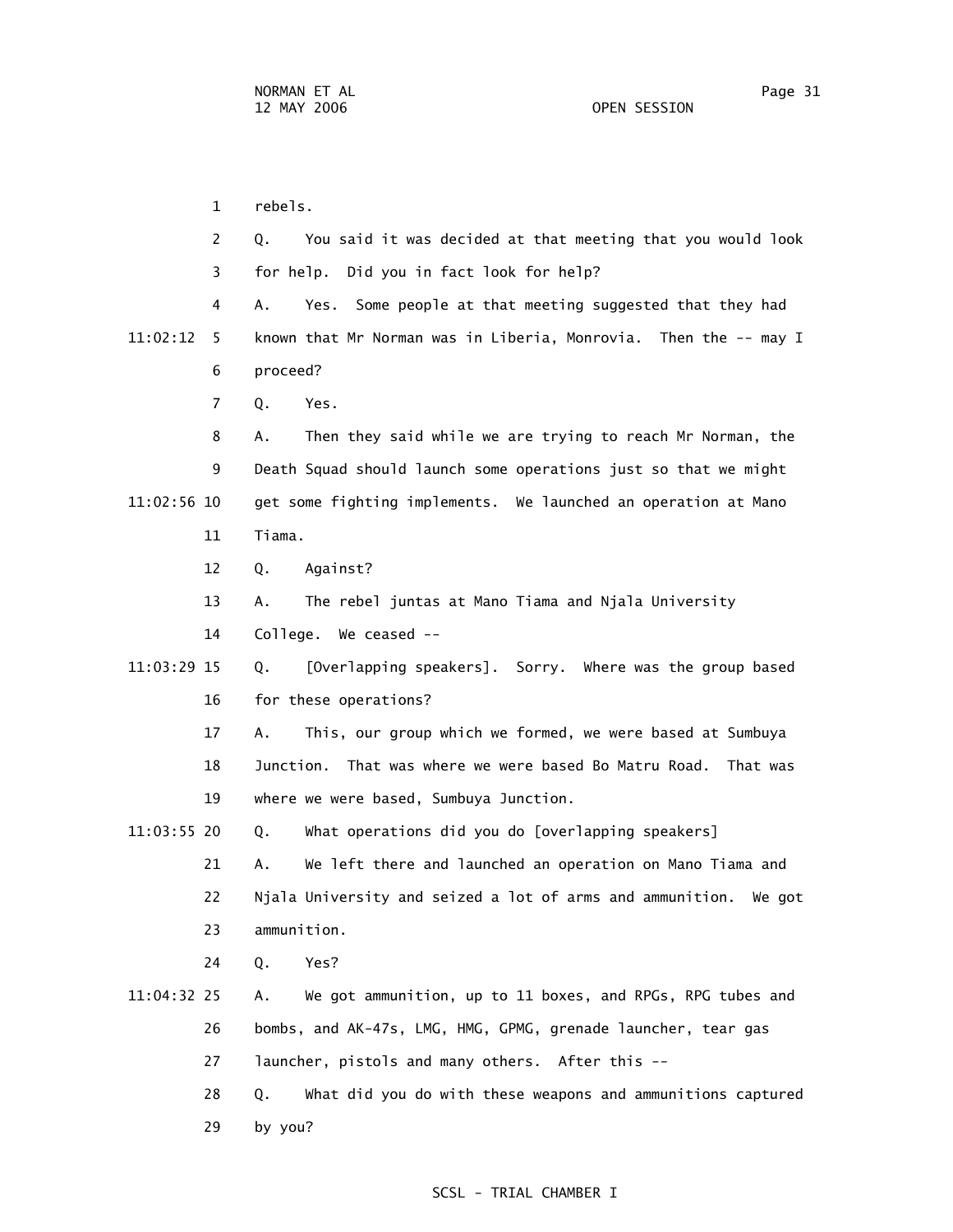rebels.

Q. You said it was decided at that meeting that you would look for help. Did you in fact look for help?

A. Yes. Some people at that meeting suggested that they had known that Mr Norman was in Liberia, Monrovia. Then the -- may I proceed?

Q. Yes.

A. Then they said while we are trying to reach Mr Norman, the Death Squad should launch some operations just so that we might get some fighting implements. We launched an operation at Mano Tiama.

Q. Against?

A. The rebel juntas at Mano Tiama and Njala University College. We ceased --

Q. [Overlapping speakers]. Sorry. Where was the group based for these operations?

A. This, our group which we formed, we were based at Sumbuya Junction. That was where we were based Bo Matru Road. That was where we were based, Sumbuya Junction.

Q. What operations did you do [overlapping speakers]

A. We left there and launched an operation on Mano Tiama and Njala University and seized a lot of arms and ammunition. We got ammunition.

Q. Yes?

A. We got ammunition, up to 11 boxes, and RPGs, RPG tubes and bombs, and AK-47s, LMG, HMG, GPMG, grenade launcher, tear gas launcher, pistols and many others. After this --

Q. What did you do with these weapons and ammunitions captured by you?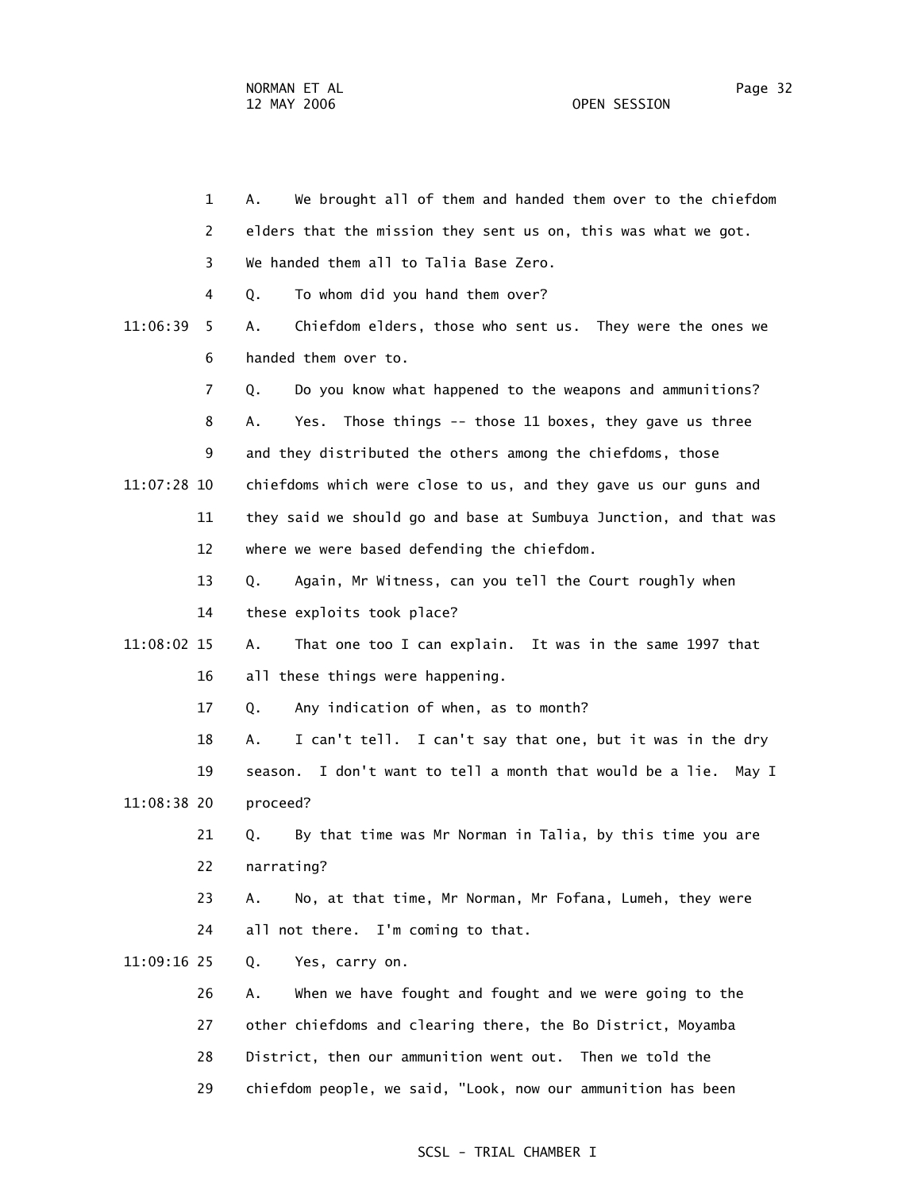A. We brought all of them and handed them over to the chiefdom elders that the mission they sent us on, this was what we got. We handed them all to Talia Base Zero.

Q. To whom did you hand them over?

A. Chiefdom elders, those who sent us. They were the ones we handed them over to.

Q. Do you know what happened to the weapons and ammunitions?

A. Yes. Those things -- those 11 boxes, they gave us three and they distributed the others among the chiefdoms, those chiefdoms which were close to us, and they gave us our guns and they said we should go and base at Sumbuya Junction, and that was where we were based defending the chiefdom.

Q. Again, Mr Witness, can you tell the Court roughly when these exploits took place?

A. That one too I can explain. It was in the same 1997 that all these things were happening.

Q. Any indication of when, as to month?

A. I can't tell. I can't say that one, but it was in the dry season. I don't want to tell a month that would be a lie. May I proceed?

Q. By that time was Mr Norman in Talia, by this time you are narrating?

A. No, at that time, Mr Norman, Mr Fofana, Lumeh, they were all not there. I'm coming to that.

Q. Yes, carry on.

A. When we have fought and fought and we were going to the other chiefdoms and clearing there, the Bo District, Moyamba District, then our ammunition went out. Then we told the chiefdom people, we said, "Look, now our ammunition has been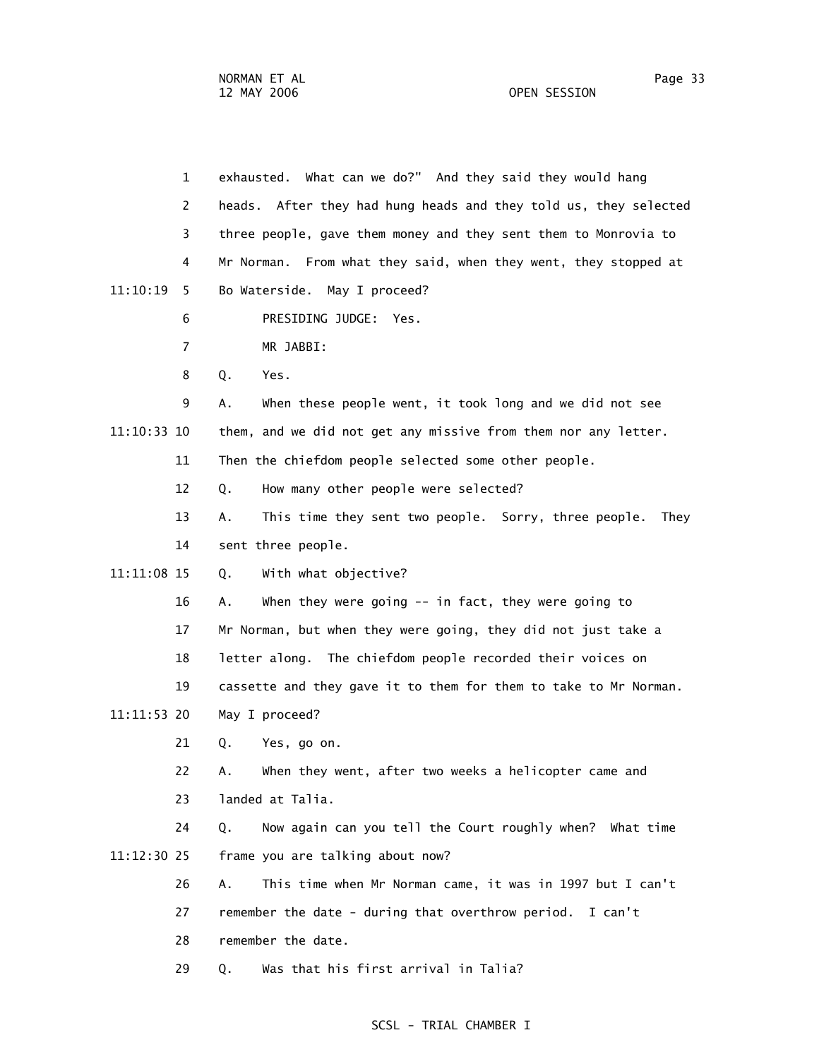1 exhausted. What can we do?" And they said they would hang
2 heads. After they had hung heads and they told us, they selected
3 three people, gave them money and they sent them to Monrovia to
4 Mr Norman. From what they said, when they went, they stopped at
11:10:19 5 Bo Waterside. May I proceed?
6 PRESIDING JUDGE: Yes.
7 MR JABBI:
8 Q. Yes.
9 A. When these people went, it took long and we did not see
11:10:33 10 them, and we did not get any missive from them nor any letter.
11 Then the chiefdom people selected some other people.
12 Q. How many other people were selected?
13 A. This time they sent two people. Sorry, three people. They
14 sent three people.
11:11:08 15 Q. With what objective?
16 A. When they were going -- in fact, they were going to
17 Mr Norman, but when they were going, they did not just take a
18 letter along. The chiefdom people recorded their voices on
19 cassette and they gave it to them for them to take to Mr Norman.
11:11:53 20 May I proceed?
21 Q. Yes, go on.
22 A. When they went, after two weeks a helicopter came and
23 landed at Talia.
24 Q. Now again can you tell the Court roughly when? What time
11:12:30 25 frame you are talking about now?
26 A. This time when Mr Norman came, it was in 1997 but I can't
27 remember the date - during that overthrow period. I can't
28 remember the date.
29 Q. Was that his first arrival in Talia?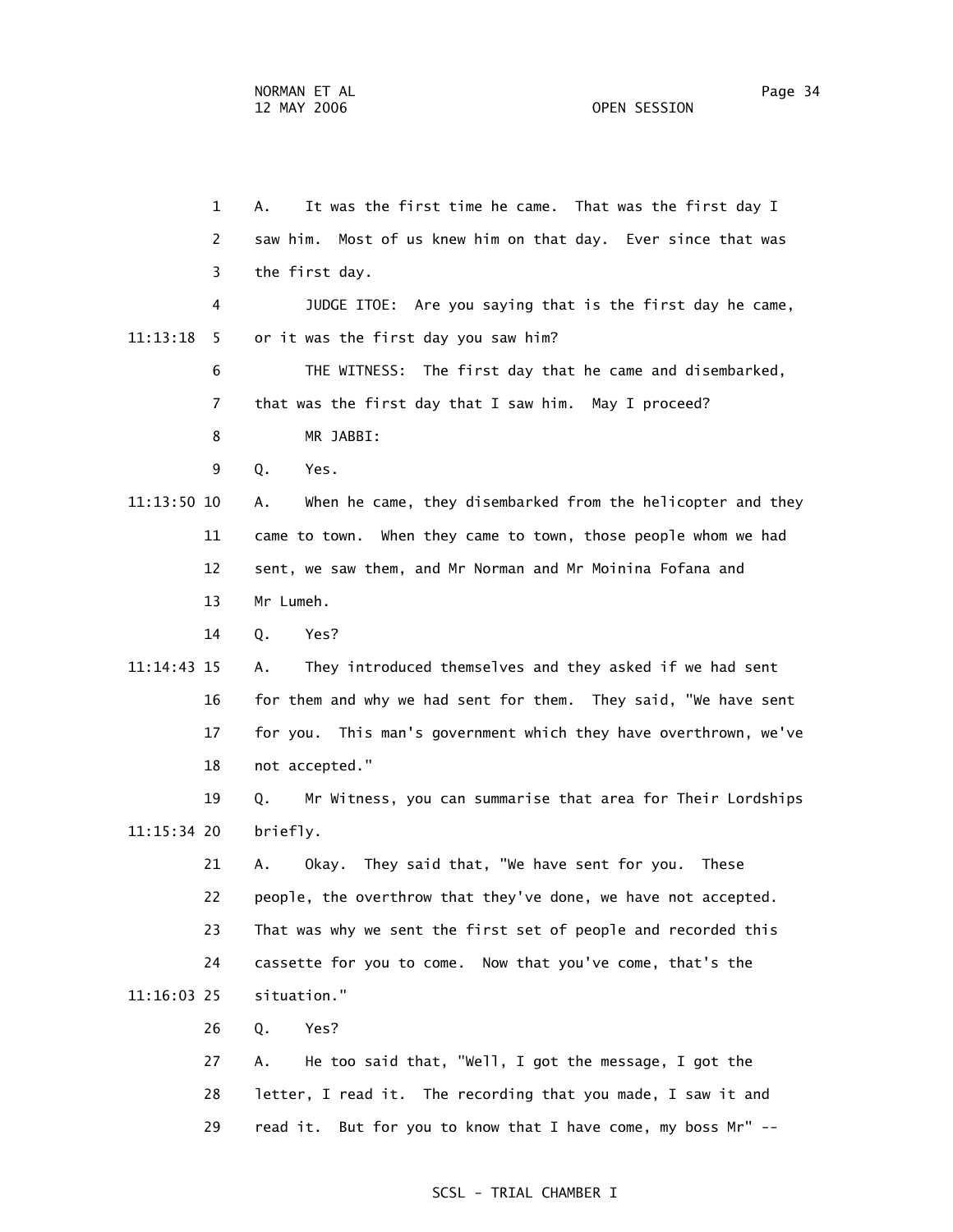1 A. It was the first time he came. That was the first day I
2 saw him. Most of us knew him on that day. Ever since that was
3 the first day.

4 JUDGE ITOE: Are you saying that is the first day he came,
11:13:18 5 or it was the first day you saw him?

6 THE WITNESS: The first day that he came and disembarked,
7 that was the first day that I saw him. May I proceed?

8 MR JABBI:

9 Q. Yes.

11:13:50 10 A. When he came, they disembarked from the helicopter and they
11 came to town. When they came to town, those people whom we had
12 sent, we saw them, and Mr Norman and Mr Moinina Fofana and
13 Mr Lumeh.

14 Q. Yes?

11:14:43 15 A. They introduced themselves and they asked if we had sent
16 for them and why we had sent for them. They said, "We have sent
17 for you. This man's government which they have overthrown, we've
18 not accepted."

19 Q. Mr Witness, you can summarise that area for Their Lordships
11:15:34 20 briefly.

21 A. Okay. They said that, "We have sent for you. These
22 people, the overthrow that they've done, we have not accepted.
23 That was why we sent the first set of people and recorded this
24 cassette for you to come. Now that you've come, that's the
11:16:03 25 situation."

26 Q. Yes?

27 A. He too said that, "Well, I got the message, I got the
28 letter, I read it. The recording that you made, I saw it and
29 read it. But for you to know that I have come, my boss Mr" --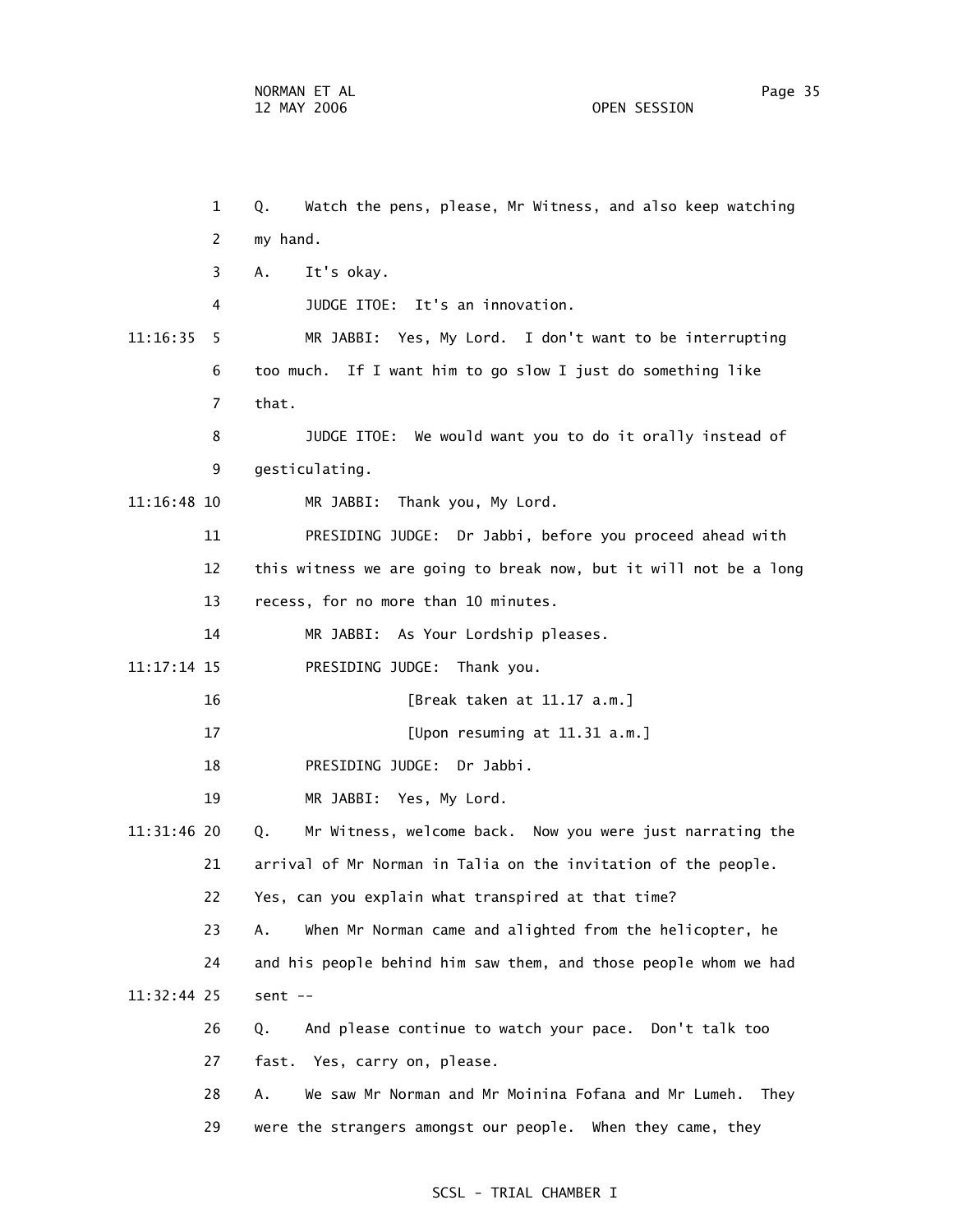1 Q. Watch the pens, please, Mr Witness, and also keep watching
2 my hand.
3 A. It's okay.
4 JUDGE ITOE: It's an innovation.
11:16:35 5 MR JABBI: Yes, My Lord. I don't want to be interrupting
6 too much. If I want him to go slow I just do something like
7 that.
8 JUDGE ITOE: We would want you to do it orally instead of
9 gesticulating.
11:16:48 10 MR JABBI: Thank you, My Lord.
11 PRESIDING JUDGE: Dr Jabbi, before you proceed ahead with
12 this witness we are going to break now, but it will not be a long
13 recess, for no more than 10 minutes.
14 MR JABBI: As Your Lordship pleases.
11:17:14 15 PRESIDING JUDGE: Thank you.
16 [Break taken at 11.17 a.m.]
17 [Upon resuming at 11.31 a.m.]
18 PRESIDING JUDGE: Dr Jabbi.
19 MR JABBI: Yes, My Lord.
11:31:46 20 Q. Mr Witness, welcome back. Now you were just narrating the
21 arrival of Mr Norman in Talia on the invitation of the people.
22 Yes, can you explain what transpired at that time?
23 A. When Mr Norman came and alighted from the helicopter, he
24 and his people behind him saw them, and those people whom we had
11:32:44 25 sent --
26 Q. And please continue to watch your pace. Don't talk too
27 fast. Yes, carry on, please.
28 A. We saw Mr Norman and Mr Moinina Fofana and Mr Lumeh. They
29 were the strangers amongst our people. When they came, they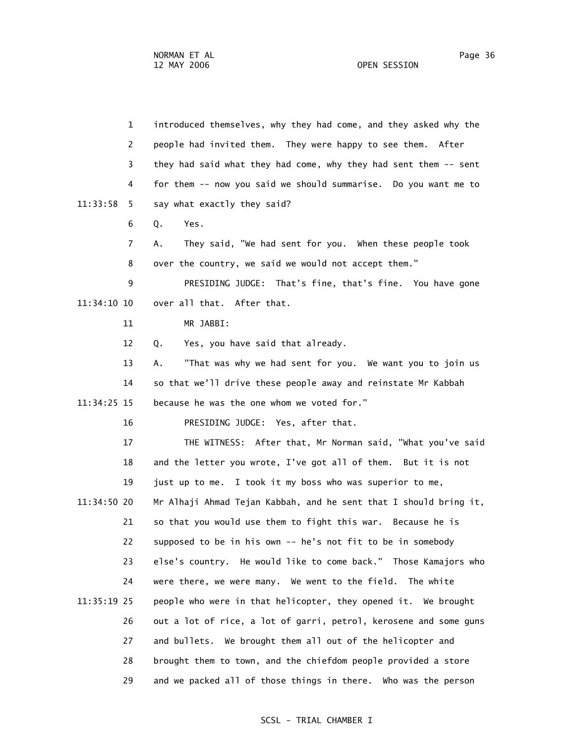introduced themselves, why they had come, and they asked why the people had invited them. They were happy to see them. After they had said what they had come, why they had sent them -- sent for them -- now you said we should summarise. Do you want me to say what exactly they said?

Q. Yes.

A. They said, "We had sent for you. When these people took over the country, we said we would not accept them."

PRESIDING JUDGE: That's fine, that's fine. You have gone over all that. After that.

MR JABBI:

Q. Yes, you have said that already.

A. "That was why we had sent for you. We want you to join us so that we'll drive these people away and reinstate Mr Kabbah because he was the one whom we voted for."

PRESIDING JUDGE: Yes, after that.

THE WITNESS: After that, Mr Norman said, "What you've said and the letter you wrote, I've got all of them. But it is not just up to me. I took it my boss who was superior to me, Mr Alhaji Ahmad Tejan Kabbah, and he sent that I should bring it, so that you would use them to fight this war. Because he is supposed to be in his own -- he's not fit to be in somebody else's country. He would like to come back." Those Kamajors who were there, we were many. We went to the field. The white people who were in that helicopter, they opened it. We brought out a lot of rice, a lot of garri, petrol, kerosene and some guns and bullets. We brought them all out of the helicopter and brought them to town, and the chiefdom people provided a store and we packed all of those things in there. Who was the person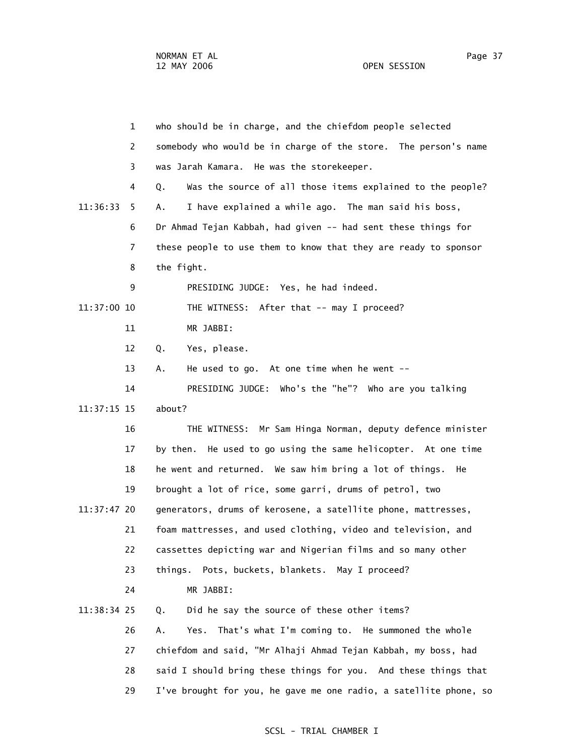1 who should be in charge, and the chiefdom people selected

2 somebody who would be in charge of the store. The person's name

3 was Jarah Kamara. He was the storekeeper.

4 Q. Was the source of all those items explained to the people?

11:36:33 5 A. I have explained a while ago. The man said his boss,

6 Dr Ahmad Tejan Kabbah, had given -- had sent these things for

7 these people to use them to know that they are ready to sponsor

8 the fight.

9 PRESIDING JUDGE: Yes, he had indeed.

11:37:00 10 THE WITNESS: After that -- may I proceed?

11 MR JABBI:

12 Q. Yes, please.

13 A. He used to go. At one time when he went --

14 PRESIDING JUDGE: Who's the "he"? Who are you talking

11:37:15 15 about?

16 THE WITNESS: Mr Sam Hinga Norman, deputy defence minister

17 by then. He used to go using the same helicopter. At one time

18 he went and returned. We saw him bring a lot of things. He

19 brought a lot of rice, some garri, drums of petrol, two

11:37:47 20 generators, drums of kerosene, a satellite phone, mattresses,

21 foam mattresses, and used clothing, video and television, and

22 cassettes depicting war and Nigerian films and so many other

23 things. Pots, buckets, blankets. May I proceed?

24 MR JABBI:

11:38:34 25 Q. Did he say the source of these other items?

26 A. Yes. That's what I'm coming to. He summoned the whole

27 chiefdom and said, "Mr Alhaji Ahmad Tejan Kabbah, my boss, had

28 said I should bring these things for you. And these things that

29 I've brought for you, he gave me one radio, a satellite phone, so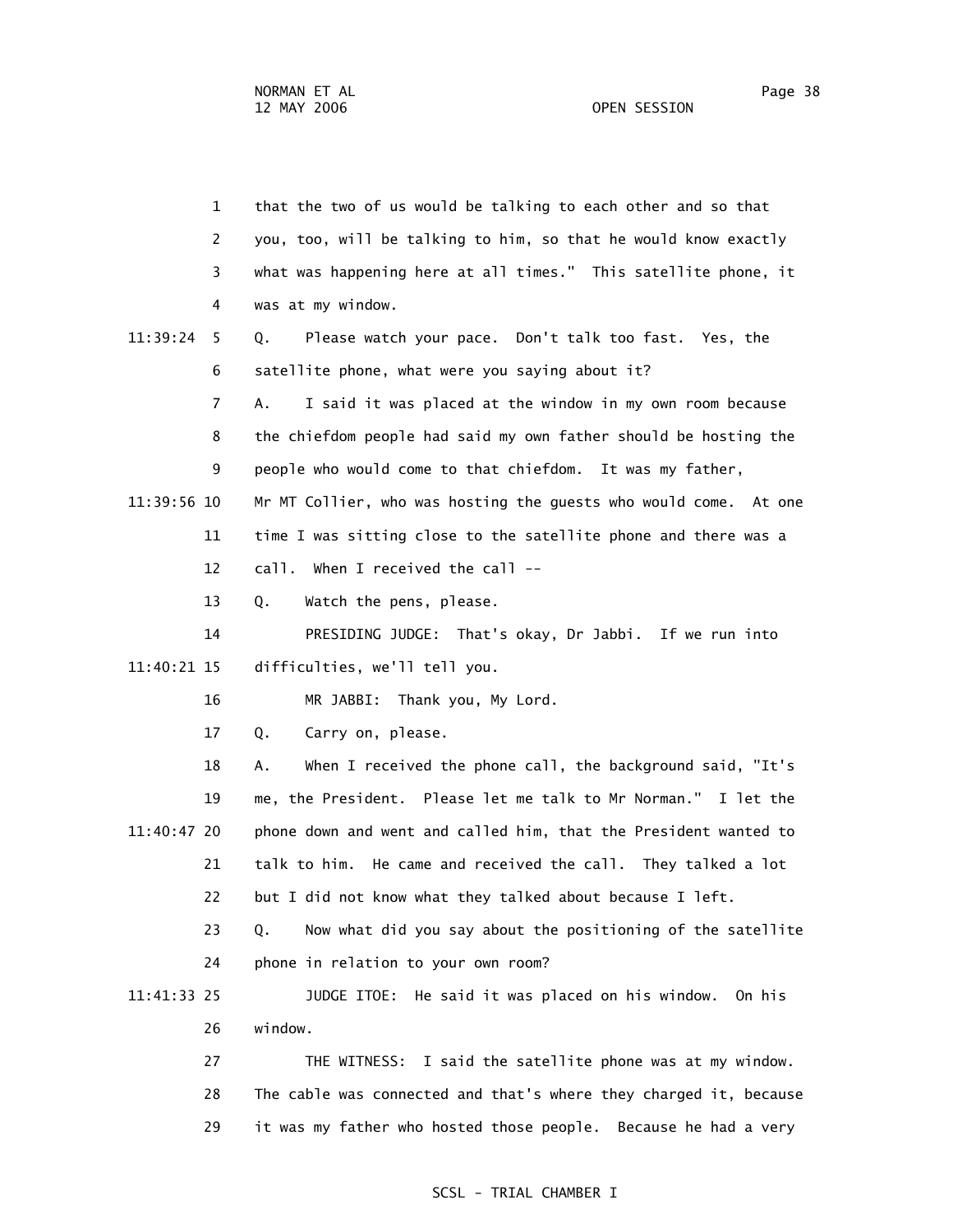1 that the two of us would be talking to each other and so that
2 you, too, will be talking to him, so that he would know exactly
3 what was happening here at all times." This satellite phone, it
4 was at my window.

11:39:24 5 Q. Please watch your pace. Don't talk too fast. Yes, the
6 satellite phone, what were you saying about it?
7 A. I said it was placed at the window in my own room because
8 the chiefdom people had said my own father should be hosting the
9 people who would come to that chiefdom. It was my father,

11:39:56 10 Mr MT Collier, who was hosting the guests who would come. At one
11 time I was sitting close to the satellite phone and there was a
12 call. When I received the call --
13 Q. Watch the pens, please.
14 PRESIDING JUDGE: That's okay, Dr Jabbi. If we run into

11:40:21 15 difficulties, we'll tell you.
16 MR JABBI: Thank you, My Lord.
17 Q. Carry on, please.
18 A. When I received the phone call, the background said, "It's
19 me, the President. Please let me talk to Mr Norman." I let the

11:40:47 20 phone down and went and called him, that the President wanted to
21 talk to him. He came and received the call. They talked a lot
22 but I did not know what they talked about because I left.
23 Q. Now what did you say about the positioning of the satellite
24 phone in relation to your own room?

11:41:33 25 JUDGE ITOE: He said it was placed on his window. On his
26 window.
27 THE WITNESS: I said the satellite phone was at my window.
28 The cable was connected and that's where they charged it, because
29 it was my father who hosted those people. Because he had a very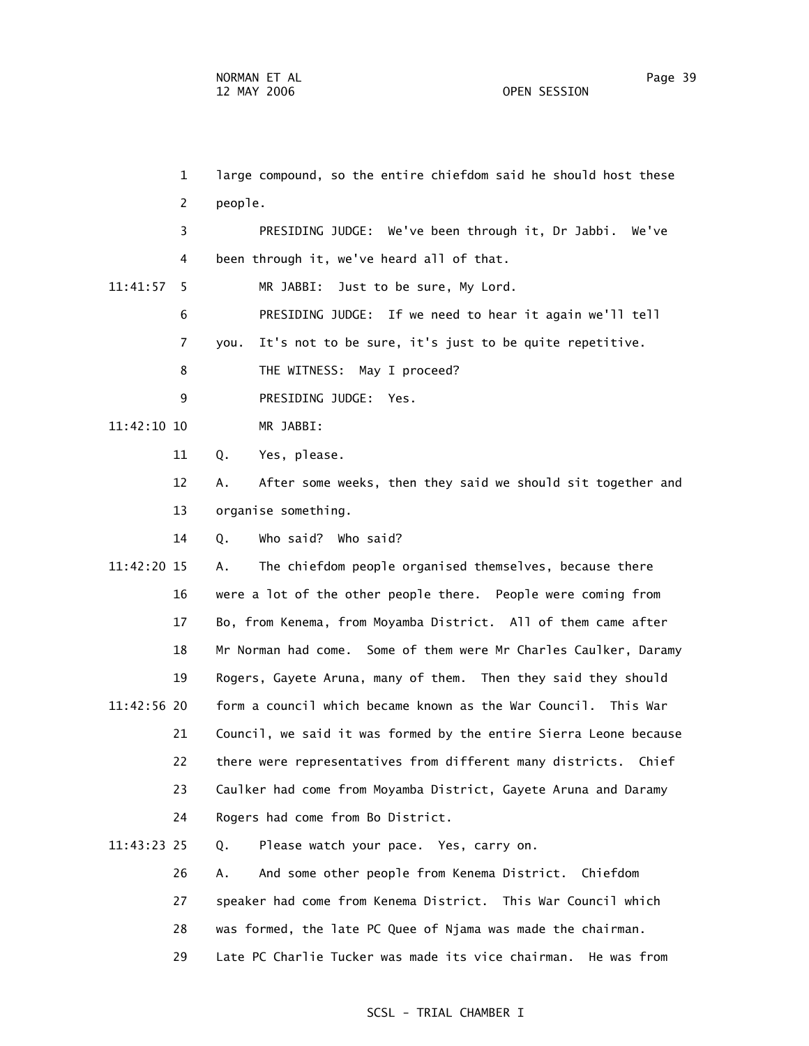1 large compound, so the entire chiefdom said he should host these

2 people.

3 PRESIDING JUDGE: We've been through it, Dr Jabbi. We've

4 been through it, we've heard all of that.

11:41:57 5 MR JABBI: Just to be sure, My Lord.

6 PRESIDING JUDGE: If we need to hear it again we'll tell

7 you. It's not to be sure, it's just to be quite repetitive.

8 THE WITNESS: May I proceed?

9 PRESIDING JUDGE: Yes.

11:42:10 10 MR JABBI:

11 Q. Yes, please.

12 A. After some weeks, then they said we should sit together and

13 organise something.

14 Q. Who said? Who said?

11:42:20 15 A. The chiefdom people organised themselves, because there

16 were a lot of the other people there. People were coming from

17 Bo, from Kenema, from Moyamba District. All of them came after

18 Mr Norman had come. Some of them were Mr Charles Caulker, Daramy

19 Rogers, Gayete Aruna, many of them. Then they said they should

11:42:56 20 form a council which became known as the War Council. This War

21 Council, we said it was formed by the entire Sierra Leone because

22 there were representatives from different many districts. Chief

23 Caulker had come from Moyamba District, Gayete Aruna and Daramy

24 Rogers had come from Bo District.

11:43:23 25 Q. Please watch your pace. Yes, carry on.

26 A. And some other people from Kenema District. Chiefdom

27 speaker had come from Kenema District. This War Council which

28 was formed, the late PC Quee of Njama was made the chairman.

29 Late PC Charlie Tucker was made its vice chairman. He was from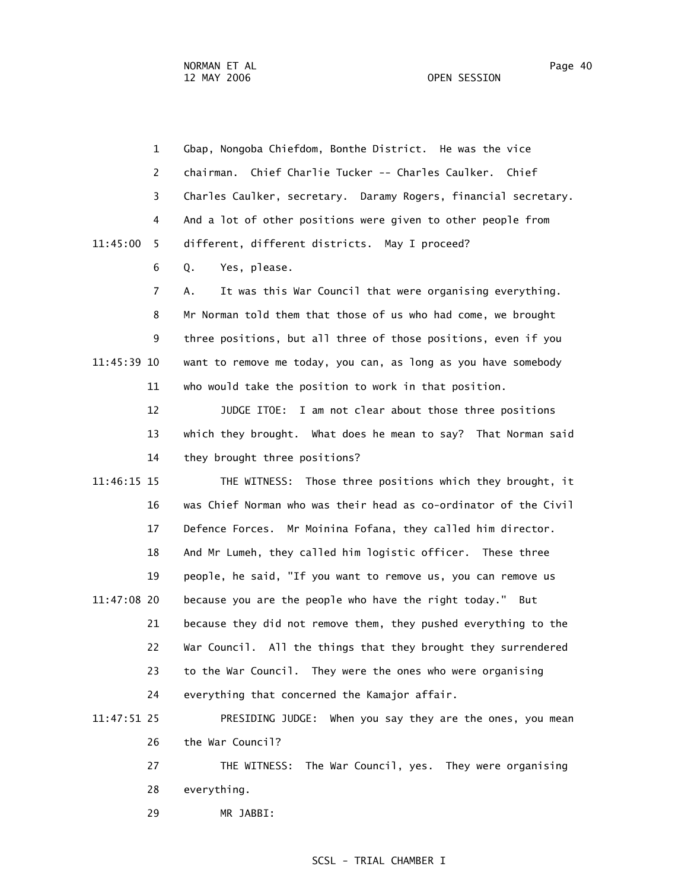1 Gbap, Nongoba Chiefdom, Bonthe District. He was the vice
2 chairman. Chief Charlie Tucker -- Charles Caulker. Chief
3 Charles Caulker, secretary. Daramy Rogers, financial secretary.
4 And a lot of other positions were given to other people from
11:45:00 5 different, different districts. May I proceed?
6 Q. Yes, please.
7 A. It was this War Council that were organising everything.
8 Mr Norman told them that those of us who had come, we brought
9 three positions, but all three of those positions, even if you
11:45:39 10 want to remove me today, you can, as long as you have somebody
11 who would take the position to work in that position.
12 JUDGE ITOE: I am not clear about those three positions
13 which they brought. What does he mean to say? That Norman said
14 they brought three positions?
11:46:15 15 THE WITNESS: Those three positions which they brought, it
16 was Chief Norman who was their head as co-ordinator of the Civil
17 Defence Forces. Mr Moinina Fofana, they called him director.
18 And Mr Lumeh, they called him logistic officer. These three
19 people, he said, "If you want to remove us, you can remove us
11:47:08 20 because you are the people who have the right today." But
21 because they did not remove them, they pushed everything to the
22 War Council. All the things that they brought they surrendered
23 to the War Council. They were the ones who were organising
24 everything that concerned the Kamajor affair.
11:47:51 25 PRESIDING JUDGE: When you say they are the ones, you mean
26 the War Council?
27 THE WITNESS: The War Council, yes. They were organising
28 everything.
29 MR JABBI: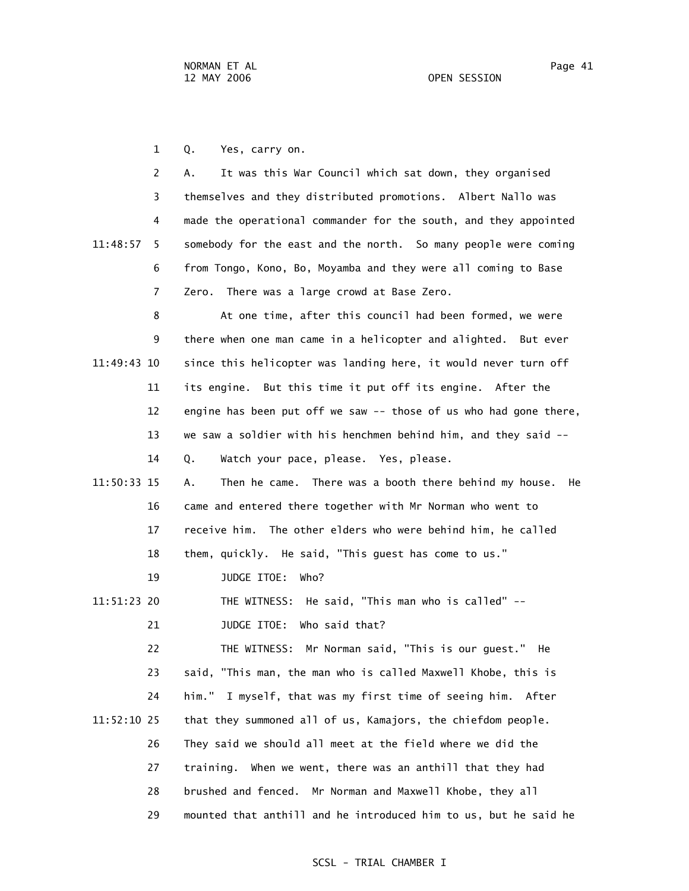Q. Yes, carry on.

A. It was this War Council which sat down, they organised themselves and they distributed promotions. Albert Nallo was made the operational commander for the south, and they appointed somebody for the east and the north. So many people were coming from Tongo, Kono, Bo, Moyamba and they were all coming to Base Zero. There was a large crowd at Base Zero.

At one time, after this council had been formed, we were there when one man came in a helicopter and alighted. But ever since this helicopter was landing here, it would never turn off its engine. But this time it put off its engine. After the engine has been put off we saw -- those of us who had gone there, we saw a soldier with his henchmen behind him, and they said --

Q. Watch your pace, please. Yes, please.

A. Then he came. There was a booth there behind my house. He came and entered there together with Mr Norman who went to receive him. The other elders who were behind him, he called them, quickly. He said, "This guest has come to us."

JUDGE ITOE: Who?

THE WITNESS: He said, "This man who is called" --

JUDGE ITOE: Who said that?

THE WITNESS: Mr Norman said, "This is our guest." He said, "This man, the man who is called Maxwell Khobe, this is him." I myself, that was my first time of seeing him. After that they summoned all of us, Kamajors, the chiefdom people. They said we should all meet at the field where we did the training. When we went, there was an anthill that they had brushed and fenced. Mr Norman and Maxwell Khobe, they all mounted that anthill and he introduced him to us, but he said he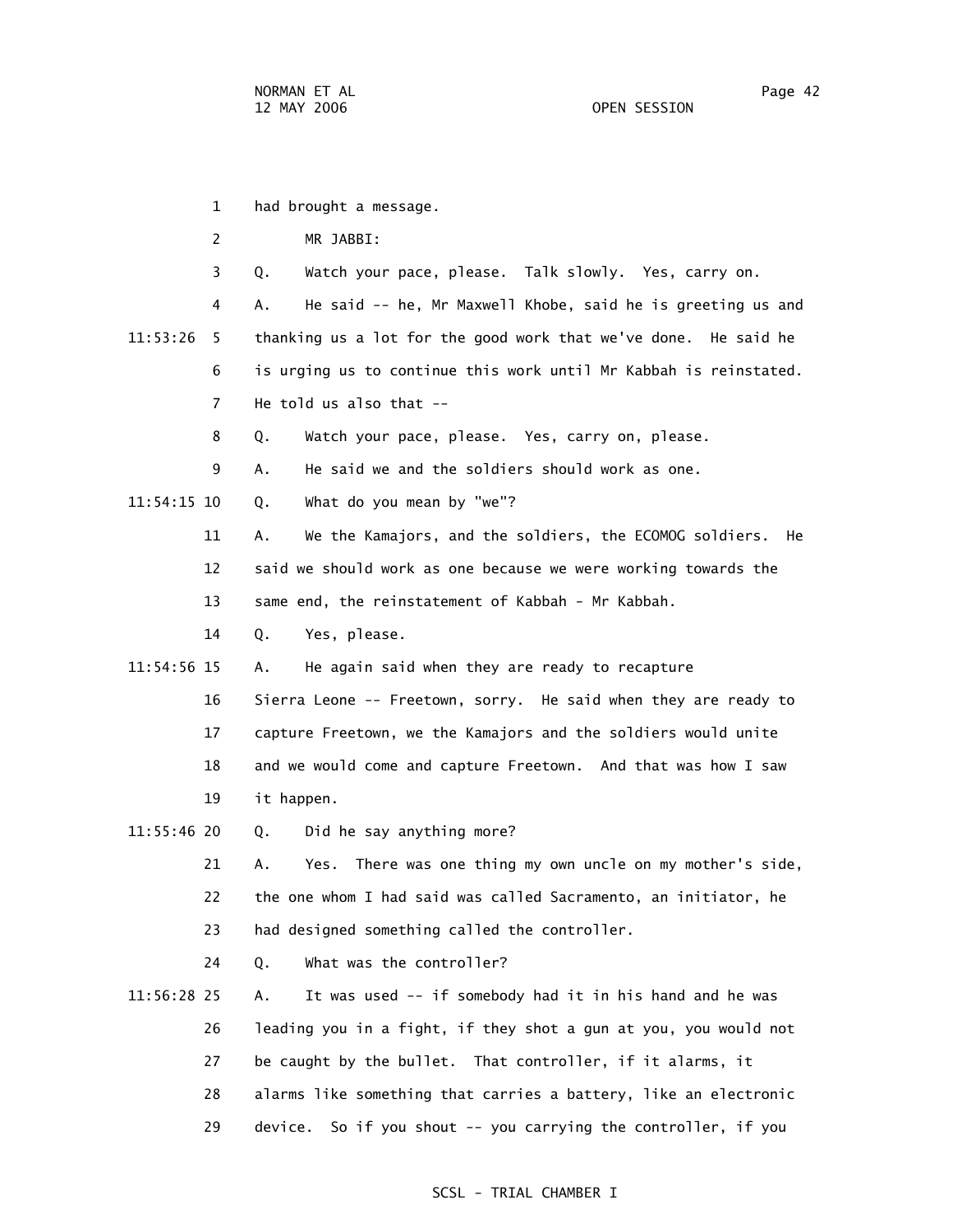had brought a message.

MR JABBI:

Q. Watch your pace, please. Talk slowly. Yes, carry on.

A. He said -- he, Mr Maxwell Khobe, said he is greeting us and thanking us a lot for the good work that we've done. He said he is urging us to continue this work until Mr Kabbah is reinstated. He told us also that --

Q. Watch your pace, please. Yes, carry on, please.

A. He said we and the soldiers should work as one.

Q. What do you mean by "we"?

A. We the Kamajors, and the soldiers, the ECOMOG soldiers. He said we should work as one because we were working towards the same end, the reinstatement of Kabbah - Mr Kabbah.

Q. Yes, please.

A. He again said when they are ready to recapture Sierra Leone -- Freetown, sorry. He said when they are ready to capture Freetown, we the Kamajors and the soldiers would unite and we would come and capture Freetown. And that was how I saw it happen.

Q. Did he say anything more?

A. Yes. There was one thing my own uncle on my mother's side, the one whom I had said was called Sacramento, an initiator, he had designed something called the controller.

Q. What was the controller?

A. It was used -- if somebody had it in his hand and he was leading you in a fight, if they shot a gun at you, you would not be caught by the bullet. That controller, if it alarms, it alarms like something that carries a battery, like an electronic device. So if you shout -- you carrying the controller, if you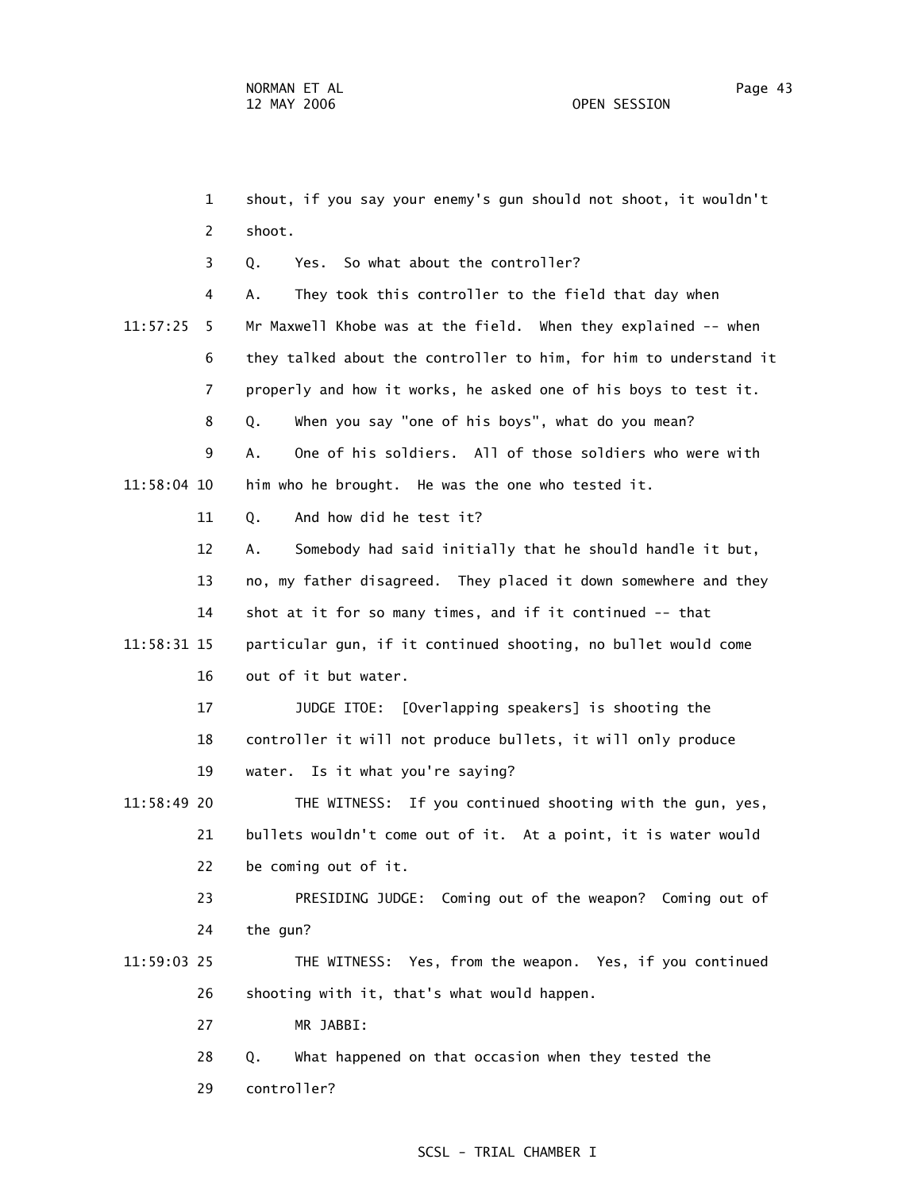1 shout, if you say your enemy's gun should not shoot, it wouldn't

2 shoot.

3 Q. Yes. So what about the controller?

4 A. They took this controller to the field that day when

11:57:25 5 Mr Maxwell Khobe was at the field. When they explained -- when

6 they talked about the controller to him, for him to understand it

7 properly and how it works, he asked one of his boys to test it.

8 Q. When you say "one of his boys", what do you mean?

9 A. One of his soldiers. All of those soldiers who were with

11:58:04 10 him who he brought. He was the one who tested it.

11 Q. And how did he test it?

12 A. Somebody had said initially that he should handle it but,

13 no, my father disagreed. They placed it down somewhere and they

14 shot at it for so many times, and if it continued -- that

11:58:31 15 particular gun, if it continued shooting, no bullet would come

16 out of it but water.

17 JUDGE ITOE: [Overlapping speakers] is shooting the

18 controller it will not produce bullets, it will only produce

19 water. Is it what you're saying?

11:58:49 20 THE WITNESS: If you continued shooting with the gun, yes,

21 bullets wouldn't come out of it. At a point, it is water would

22 be coming out of it.

23 PRESIDING JUDGE: Coming out of the weapon? Coming out of

24 the gun?

11:59:03 25 THE WITNESS: Yes, from the weapon. Yes, if you continued

26 shooting with it, that's what would happen.

27 MR JABBI:

28 Q. What happened on that occasion when they tested the

29 controller?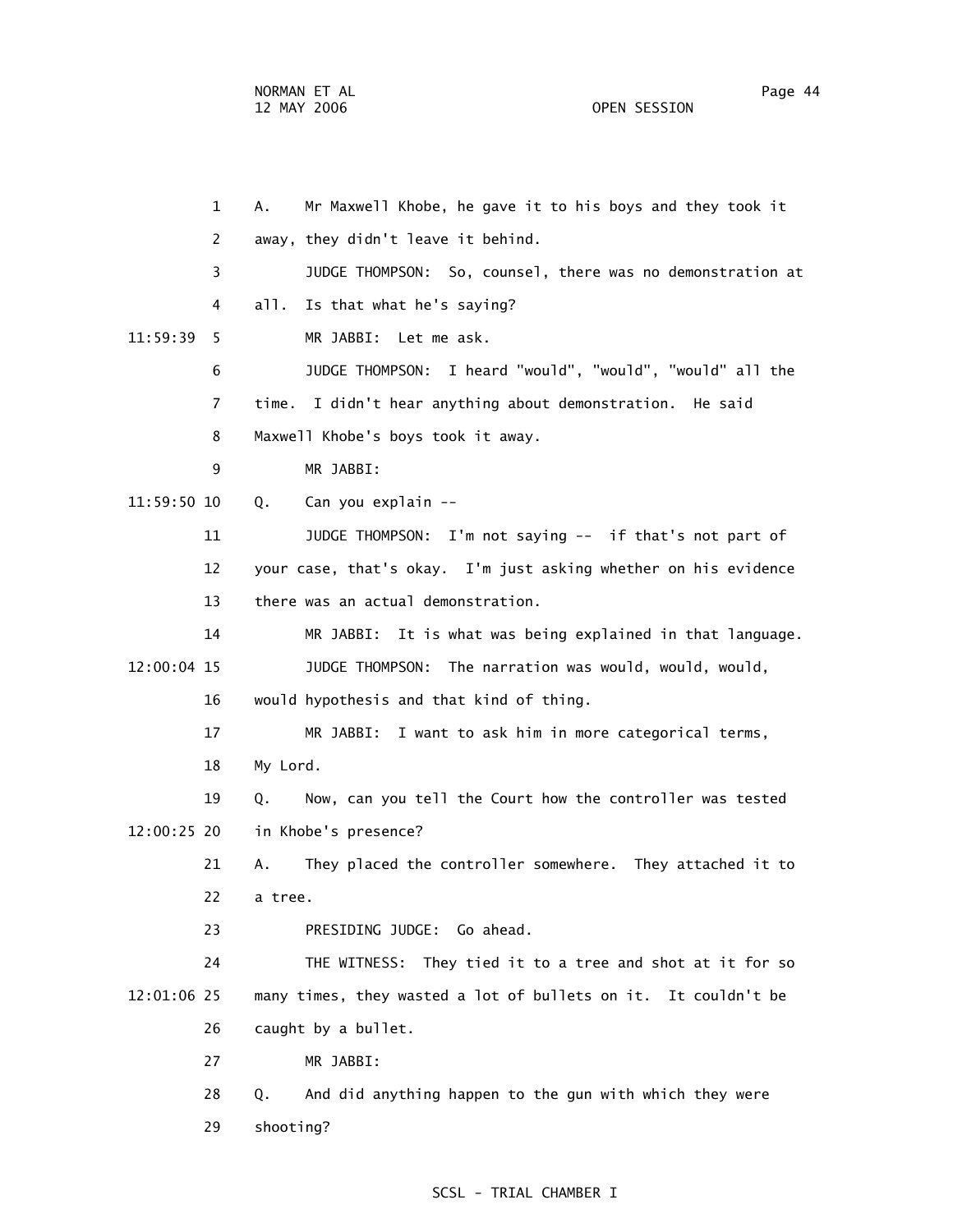1 A. Mr Maxwell Khobe, he gave it to his boys and they took it

2 away, they didn't leave it behind.

3 JUDGE THOMPSON: So, counsel, there was no demonstration at

4 all. Is that what he's saying?

11:59:39 5 MR JABBI: Let me ask.

6 JUDGE THOMPSON: I heard "would", "would", "would" all the

7 time. I didn't hear anything about demonstration. He said

8 Maxwell Khobe's boys took it away.

9 MR JABBI:

11:59:50 10 Q. Can you explain --

11 JUDGE THOMPSON: I'm not saying -- if that's not part of

12 your case, that's okay. I'm just asking whether on his evidence

13 there was an actual demonstration.

14 MR JABBI: It is what was being explained in that language.

12:00:04 15 JUDGE THOMPSON: The narration was would, would, would,

16 would hypothesis and that kind of thing.

17 MR JABBI: I want to ask him in more categorical terms,

18 My Lord.

19 Q. Now, can you tell the Court how the controller was tested

12:00:25 20 in Khobe's presence?

21 A. They placed the controller somewhere. They attached it to

22 a tree.

23 PRESIDING JUDGE: Go ahead.

24 THE WITNESS: They tied it to a tree and shot at it for so

12:01:06 25 many times, they wasted a lot of bullets on it. It couldn't be

26 caught by a bullet.

27 MR JABBI:

28 Q. And did anything happen to the gun with which they were

29 shooting?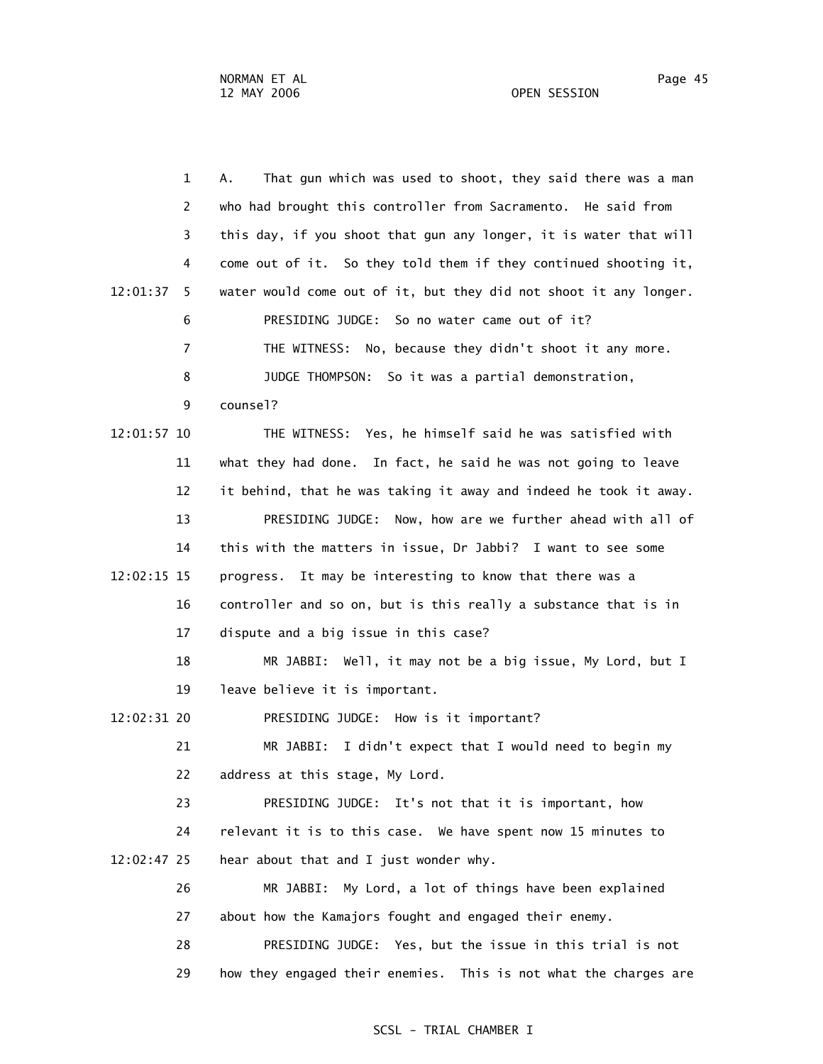1 A. That gun which was used to shoot, they said there was a man
2 who had brought this controller from Sacramento. He said from
3 this day, if you shoot that gun any longer, it is water that will
4 come out of it. So they told them if they continued shooting it,
12:01:37 5 water would come out of it, but they did not shoot it any longer.
6 PRESIDING JUDGE: So no water came out of it?
7 THE WITNESS: No, because they didn't shoot it any more.
8 JUDGE THOMPSON: So it was a partial demonstration,
9 counsel?
12:01:57 10 THE WITNESS: Yes, he himself said he was satisfied with
11 what they had done. In fact, he said he was not going to leave
12 it behind, that he was taking it away and indeed he took it away.
13 PRESIDING JUDGE: Now, how are we further ahead with all of
14 this with the matters in issue, Dr Jabbi? I want to see some
12:02:15 15 progress. It may be interesting to know that there was a
16 controller and so on, but is this really a substance that is in
17 dispute and a big issue in this case?
18 MR JABBI: Well, it may not be a big issue, My Lord, but I
19 leave believe it is important.
12:02:31 20 PRESIDING JUDGE: How is it important?
21 MR JABBI: I didn't expect that I would need to begin my
22 address at this stage, My Lord.
23 PRESIDING JUDGE: It's not that it is important, how
24 relevant it is to this case. We have spent now 15 minutes to
12:02:47 25 hear about that and I just wonder why.
26 MR JABBI: My Lord, a lot of things have been explained
27 about how the Kamajors fought and engaged their enemy.
28 PRESIDING JUDGE: Yes, but the issue in this trial is not
29 how they engaged their enemies. This is not what the charges are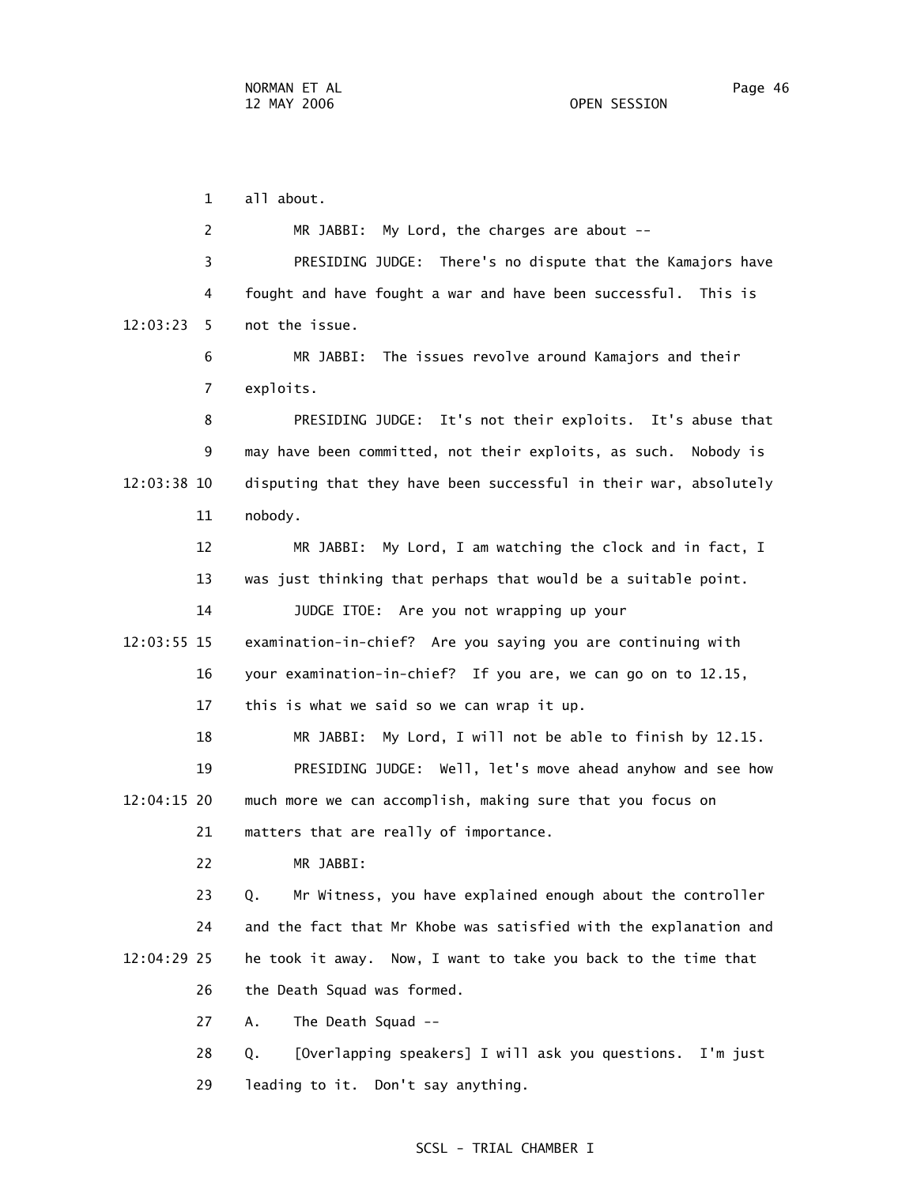all about.

MR JABBI: My Lord, the charges are about --

PRESIDING JUDGE: There's no dispute that the Kamajors have fought and have fought a war and have been successful. This is not the issue.

MR JABBI: The issues revolve around Kamajors and their exploits.

PRESIDING JUDGE: It's not their exploits. It's abuse that may have been committed, not their exploits, as such. Nobody is disputing that they have been successful in their war, absolutely nobody.

MR JABBI: My Lord, I am watching the clock and in fact, I was just thinking that perhaps that would be a suitable point.

JUDGE ITOE: Are you not wrapping up your examination-in-chief? Are you saying you are continuing with your examination-in-chief? If you are, we can go on to 12.15, this is what we said so we can wrap it up.

MR JABBI: My Lord, I will not be able to finish by 12.15.

PRESIDING JUDGE: Well, let's move ahead anyhow and see how much more we can accomplish, making sure that you focus on matters that are really of importance.

MR JABBI:

Q. Mr Witness, you have explained enough about the controller and the fact that Mr Khobe was satisfied with the explanation and he took it away. Now, I want to take you back to the time that the Death Squad was formed.

A. The Death Squad --

Q. [Overlapping speakers] I will ask you questions. I'm just leading to it. Don't say anything.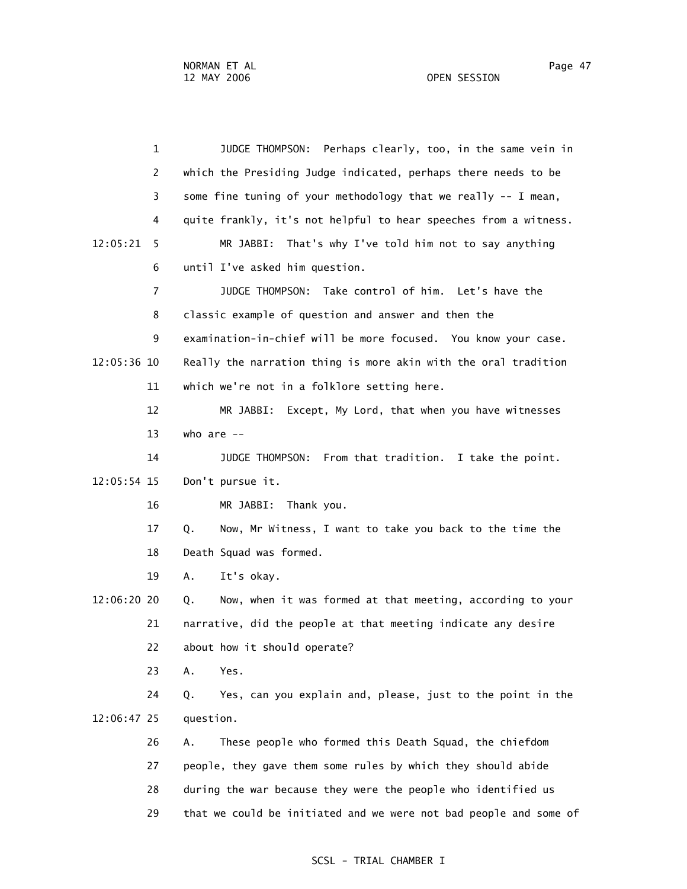1 JUDGE THOMPSON: Perhaps clearly, too, in the same vein in
2 which the Presiding Judge indicated, perhaps there needs to be
3 some fine tuning of your methodology that we really -- I mean,
4 quite frankly, it's not helpful to hear speeches from a witness.
12:05:21 5 MR JABBI: That's why I've told him not to say anything
6 until I've asked him question.
7 JUDGE THOMPSON: Take control of him. Let's have the
8 classic example of question and answer and then the
9 examination-in-chief will be more focused. You know your case.
12:05:36 10 Really the narration thing is more akin with the oral tradition
11 which we're not in a folklore setting here.
12 MR JABBI: Except, My Lord, that when you have witnesses
13 who are --
14 JUDGE THOMPSON: From that tradition. I take the point.
12:05:54 15 Don't pursue it.
16 MR JABBI: Thank you.
17 Q. Now, Mr Witness, I want to take you back to the time the
18 Death Squad was formed.
19 A. It's okay.
12:06:20 20 Q. Now, when it was formed at that meeting, according to your
21 narrative, did the people at that meeting indicate any desire
22 about how it should operate?
23 A. Yes.
24 Q. Yes, can you explain and, please, just to the point in the
12:06:47 25 question.
26 A. These people who formed this Death Squad, the chiefdom
27 people, they gave them some rules by which they should abide
28 during the war because they were the people who identified us
29 that we could be initiated and we were not bad people and some of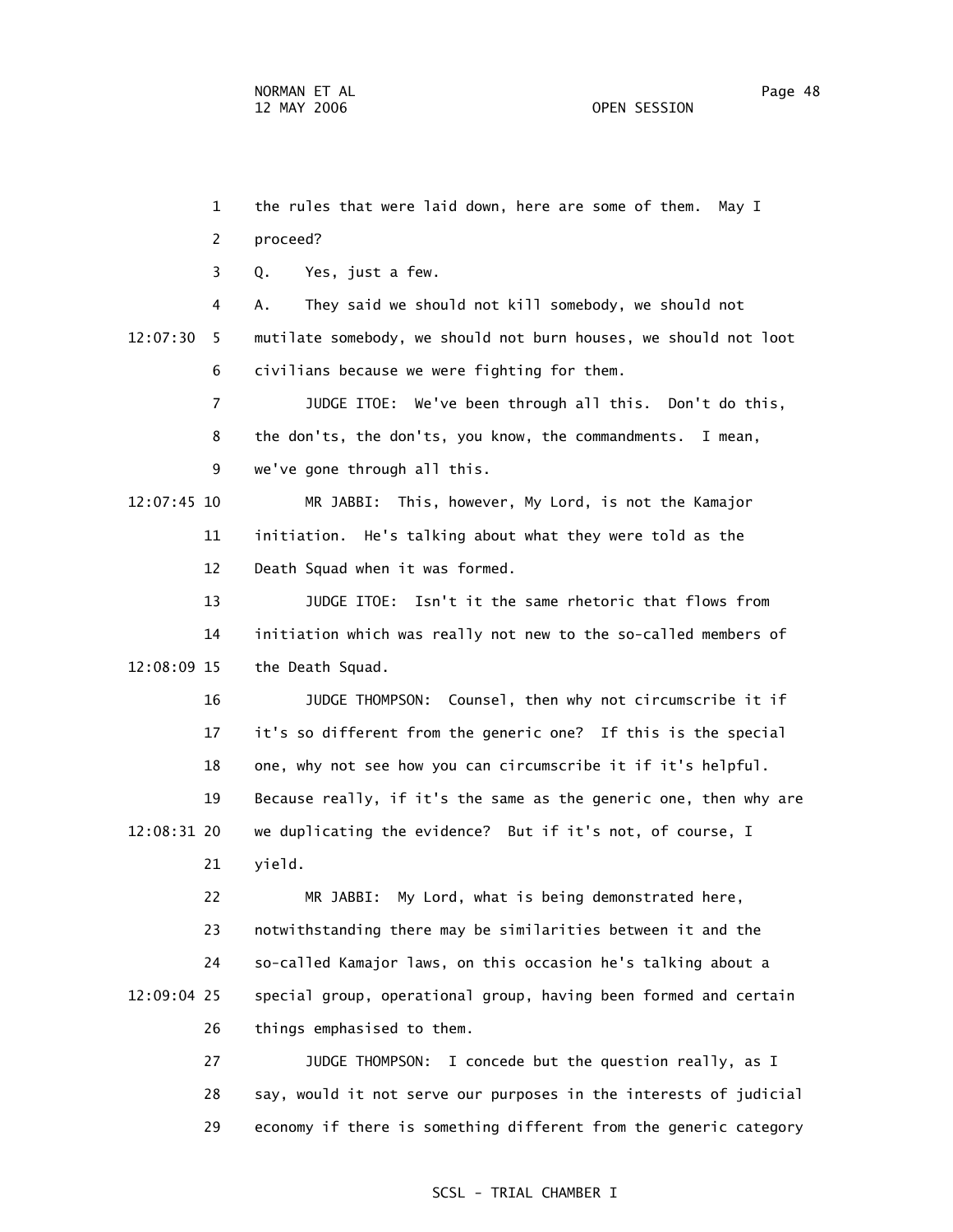the rules that were laid down, here are some of them. May I proceed?

Q. Yes, just a few.

A. They said we should not kill somebody, we should not mutilate somebody, we should not burn houses, we should not loot civilians because we were fighting for them.

JUDGE ITOE: We've been through all this. Don't do this, the don'ts, the don'ts, you know, the commandments. I mean, we've gone through all this.

MR JABBI: This, however, My Lord, is not the Kamajor initiation. He's talking about what they were told as the Death Squad when it was formed.

JUDGE ITOE: Isn't it the same rhetoric that flows from initiation which was really not new to the so-called members of the Death Squad.

JUDGE THOMPSON: Counsel, then why not circumscribe it if it's so different from the generic one? If this is the special one, why not see how you can circumscribe it if it's helpful. Because really, if it's the same as the generic one, then why are we duplicating the evidence? But if it's not, of course, I yield.

MR JABBI: My Lord, what is being demonstrated here, notwithstanding there may be similarities between it and the so-called Kamajor laws, on this occasion he's talking about a special group, operational group, having been formed and certain things emphasised to them.

JUDGE THOMPSON: I concede but the question really, as I say, would it not serve our purposes in the interests of judicial economy if there is something different from the generic category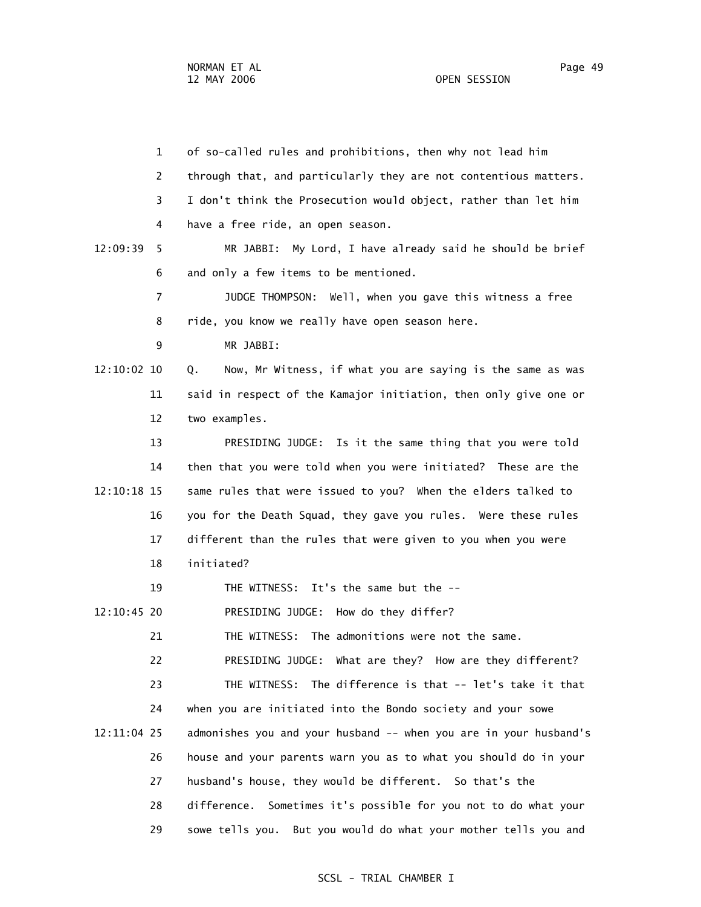of so-called rules and prohibitions, then why not lead him through that, and particularly they are not contentious matters. I don't think the Prosecution would object, rather than let him have a free ride, an open season.

MR JABBI: My Lord, I have already said he should be brief and only a few items to be mentioned.

JUDGE THOMPSON: Well, when you gave this witness a free ride, you know we really have open season here.

MR JABBI:

Q. Now, Mr Witness, if what you are saying is the same as was said in respect of the Kamajor initiation, then only give one or two examples.

PRESIDING JUDGE: Is it the same thing that you were told then that you were told when you were initiated? These are the same rules that were issued to you? When the elders talked to you for the Death Squad, they gave you rules. Were these rules different than the rules that were given to you when you were initiated?

THE WITNESS: It's the same but the --

PRESIDING JUDGE: How do they differ?

THE WITNESS: The admonitions were not the same.

PRESIDING JUDGE: What are they? How are they different?

THE WITNESS: The difference is that -- let's take it that when you are initiated into the Bondo society and your sowe admonishes you and your husband -- when you are in your husband's house and your parents warn you as to what you should do in your husband's house, they would be different. So that's the difference. Sometimes it's possible for you not to do what your sowe tells you. But you would do what your mother tells you and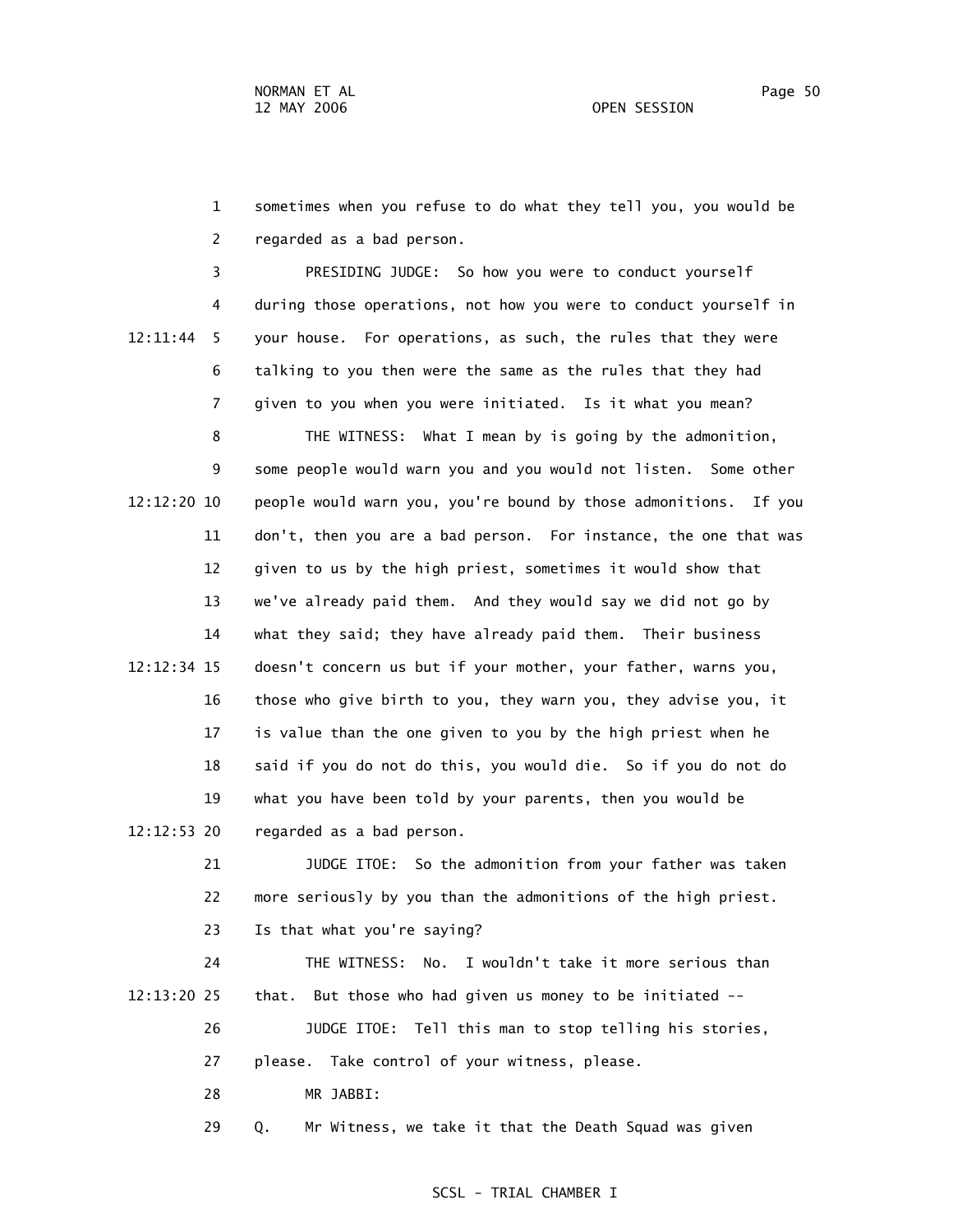sometimes when you refuse to do what they tell you, you would be regarded as a bad person.

PRESIDING JUDGE: So how you were to conduct yourself during those operations, not how you were to conduct yourself in your house. For operations, as such, the rules that they were talking to you then were the same as the rules that they had given to you when you were initiated. Is it what you mean?

THE WITNESS: What I mean by is going by the admonition, some people would warn you and you would not listen. Some other people would warn you, you're bound by those admonitions. If you don't, then you are a bad person. For instance, the one that was given to us by the high priest, sometimes it would show that we've already paid them. And they would say we did not go by what they said; they have already paid them. Their business doesn't concern us but if your mother, your father, warns you, those who give birth to you, they warn you, they advise you, it is value than the one given to you by the high priest when he said if you do not do this, you would die. So if you do not do what you have been told by your parents, then you would be regarded as a bad person.

JUDGE ITOE: So the admonition from your father was taken more seriously by you than the admonitions of the high priest. Is that what you're saying?

THE WITNESS: No. I wouldn't take it more serious than that. But those who had given us money to be initiated --

JUDGE ITOE: Tell this man to stop telling his stories, please. Take control of your witness, please.

MR JABBI:

Q. Mr Witness, we take it that the Death Squad was given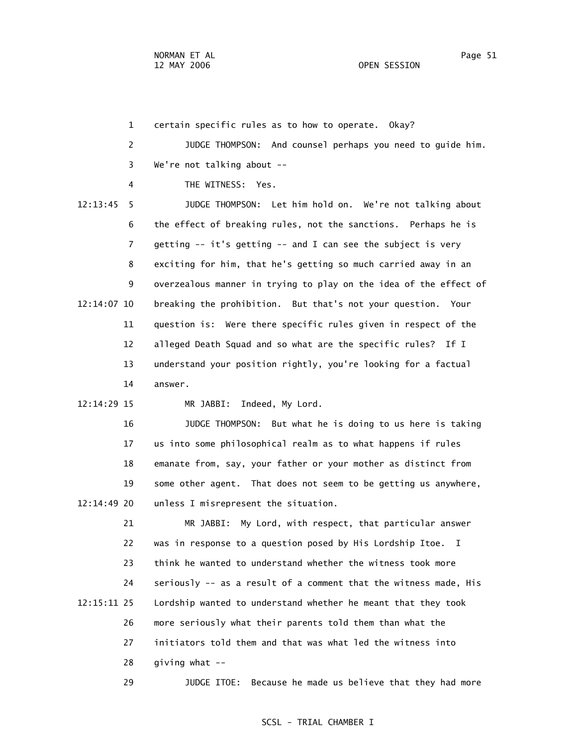certain specific rules as to how to operate. Okay?

JUDGE THOMPSON: And counsel perhaps you need to guide him. We're not talking about --

THE WITNESS: Yes.

JUDGE THOMPSON: Let him hold on. We're not talking about the effect of breaking rules, not the sanctions. Perhaps he is getting -- it's getting -- and I can see the subject is very exciting for him, that he's getting so much carried away in an overzealous manner in trying to play on the idea of the effect of breaking the prohibition. But that's not your question. Your question is: Were there specific rules given in respect of the alleged Death Squad and so what are the specific rules? If I understand your position rightly, you're looking for a factual answer.

MR JABBI: Indeed, My Lord.

JUDGE THOMPSON: But what he is doing to us here is taking us into some philosophical realm as to what happens if rules emanate from, say, your father or your mother as distinct from some other agent. That does not seem to be getting us anywhere, unless I misrepresent the situation.

MR JABBI: My Lord, with respect, that particular answer was in response to a question posed by His Lordship Itoe. I think he wanted to understand whether the witness took more seriously -- as a result of a comment that the witness made, His Lordship wanted to understand whether he meant that they took more seriously what their parents told them than what the initiators told them and that was what led the witness into giving what --

JUDGE ITOE: Because he made us believe that they had more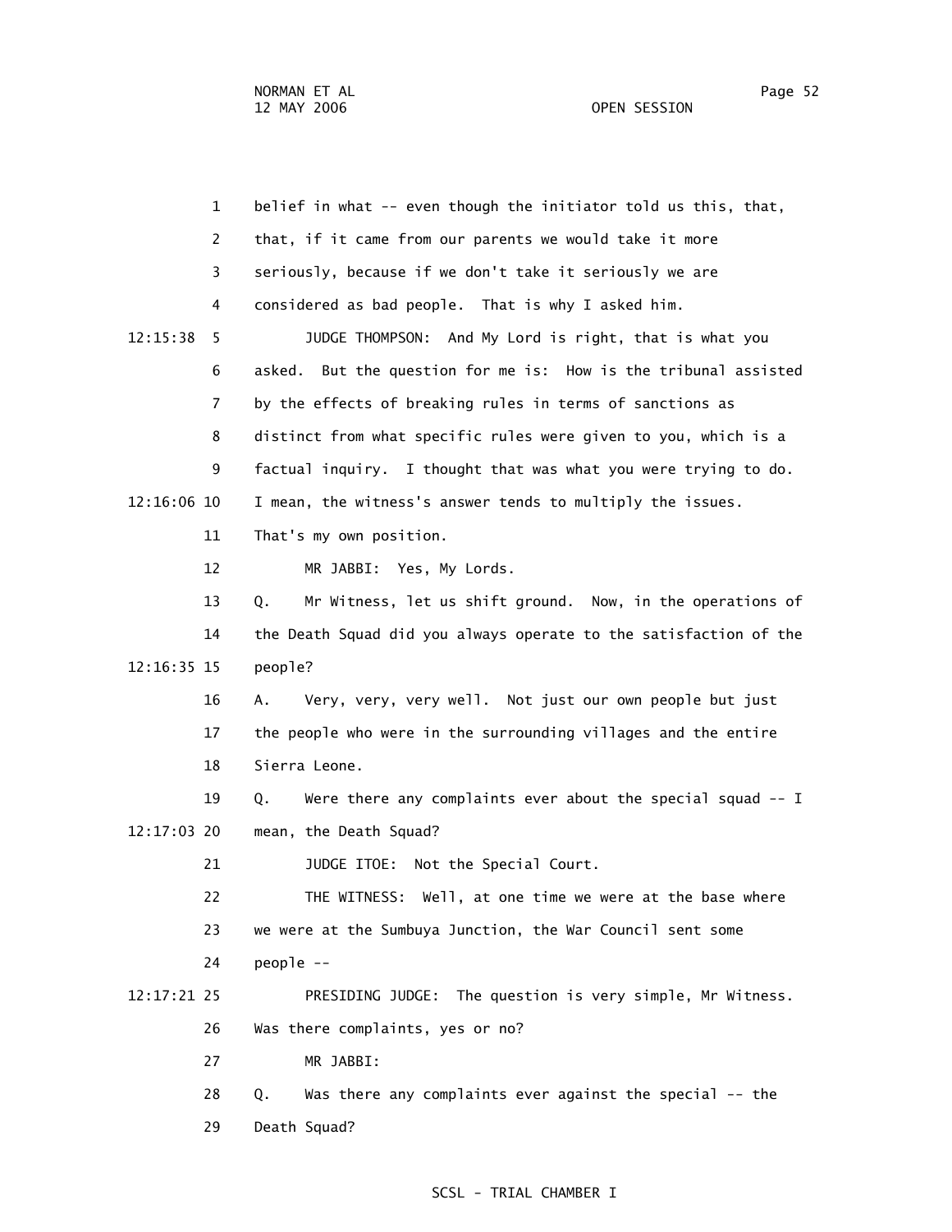1 belief in what -- even though the initiator told us this, that,

2 that, if it came from our parents we would take it more

3 seriously, because if we don't take it seriously we are

4 considered as bad people. That is why I asked him.

12:15:38 5 JUDGE THOMPSON: And My Lord is right, that is what you

6 asked. But the question for me is: How is the tribunal assisted

7 by the effects of breaking rules in terms of sanctions as

8 distinct from what specific rules were given to you, which is a

9 factual inquiry. I thought that was what you were trying to do.

12:16:06 10 I mean, the witness's answer tends to multiply the issues.

11 That's my own position.

12 MR JABBI: Yes, My Lords.

13 Q. Mr Witness, let us shift ground. Now, in the operations of

14 the Death Squad did you always operate to the satisfaction of the

12:16:35 15 people?

16 A. Very, very, very well. Not just our own people but just

17 the people who were in the surrounding villages and the entire

18 Sierra Leone.

19 Q. Were there any complaints ever about the special squad -- I

12:17:03 20 mean, the Death Squad?

21 JUDGE ITOE: Not the Special Court.

22 THE WITNESS: Well, at one time we were at the base where

23 we were at the Sumbuya Junction, the War Council sent some

24 people --

12:17:21 25 PRESIDING JUDGE: The question is very simple, Mr Witness.

26 Was there complaints, yes or no?

27 MR JABBI:

28 Q. Was there any complaints ever against the special -- the

29 Death Squad?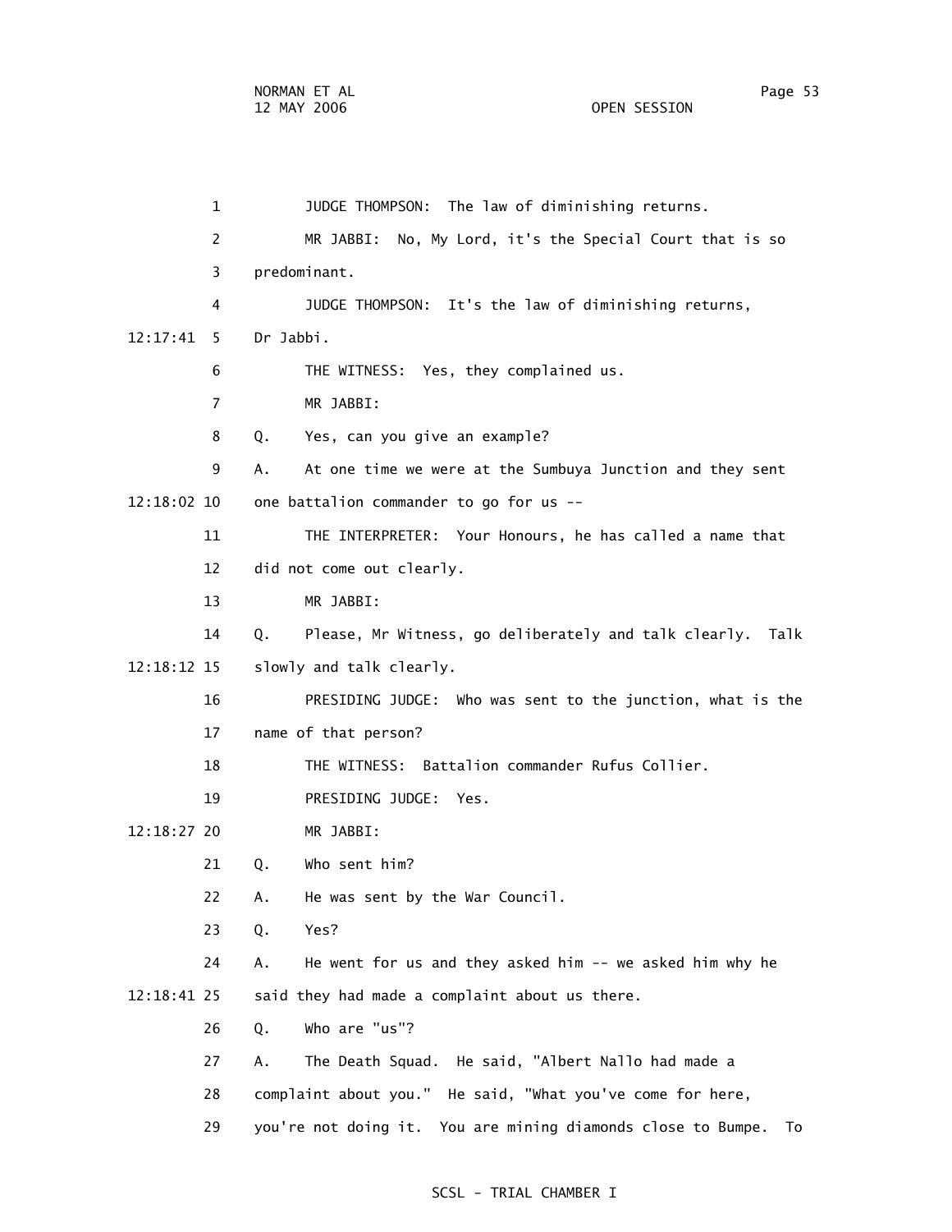1 JUDGE THOMPSON: The law of diminishing returns.

2 MR JABBI: No, My Lord, it's the Special Court that is so

3 predominant.

4 JUDGE THOMPSON: It's the law of diminishing returns,

12:17:41 5 Dr Jabbi.

6 THE WITNESS: Yes, they complained us.

7 MR JABBI:

8 Q. Yes, can you give an example?

9 A. At one time we were at the Sumbuya Junction and they sent

12:18:02 10 one battalion commander to go for us --

11 THE INTERPRETER: Your Honours, he has called a name that

12 did not come out clearly.

13 MR JABBI:

14 Q. Please, Mr Witness, go deliberately and talk clearly. Talk

12:18:12 15 slowly and talk clearly.

16 PRESIDING JUDGE: Who was sent to the junction, what is the

17 name of that person?

18 THE WITNESS: Battalion commander Rufus Collier.

19 PRESIDING JUDGE: Yes.

12:18:27 20 MR JABBI:

21 Q. Who sent him?

22 A. He was sent by the War Council.

23 Q. Yes?

24 A. He went for us and they asked him -- we asked him why he

12:18:41 25 said they had made a complaint about us there.

26 Q. Who are "us"?

27 A. The Death Squad. He said, "Albert Nallo had made a

28 complaint about you." He said, "What you've come for here,

29 you're not doing it. You are mining diamonds close to Bumpe. To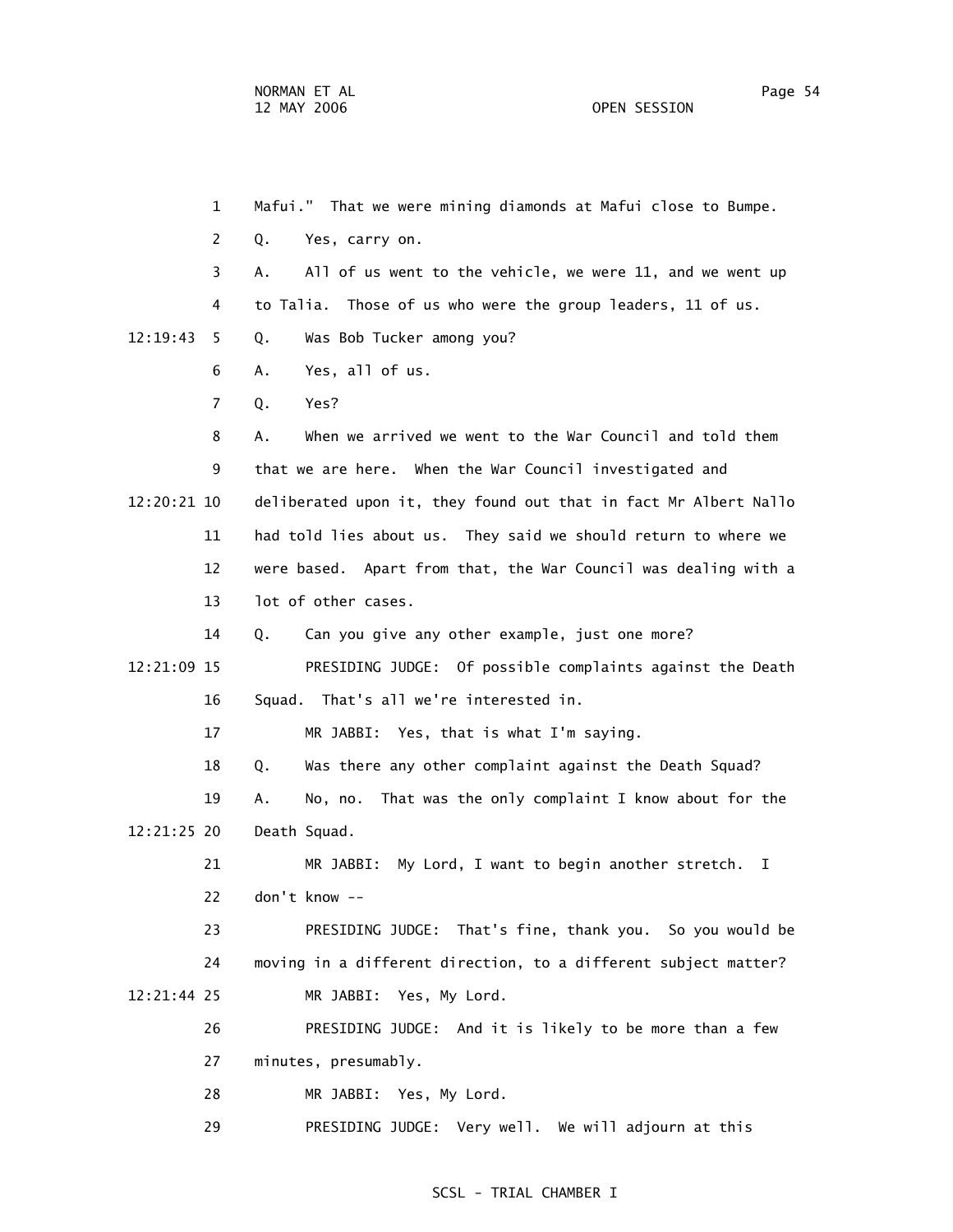1 Mafui." That we were mining diamonds at Mafui close to Bumpe.

2 Q. Yes, carry on.

3 A. All of us went to the vehicle, we were 11, and we went up

4 to Talia. Those of us who were the group leaders, 11 of us.

12:19:43 5 Q. Was Bob Tucker among you?

6 A. Yes, all of us.

7 Q. Yes?

8 A. When we arrived we went to the War Council and told them

9 that we are here. When the War Council investigated and

12:20:21 10 deliberated upon it, they found out that in fact Mr Albert Nallo

11 had told lies about us. They said we should return to where we

12 were based. Apart from that, the War Council was dealing with a

13 lot of other cases.

14 Q. Can you give any other example, just one more?

12:21:09 15 PRESIDING JUDGE: Of possible complaints against the Death

16 Squad. That's all we're interested in.

17 MR JABBI: Yes, that is what I'm saying.

18 Q. Was there any other complaint against the Death Squad?

19 A. No, no. That was the only complaint I know about for the

12:21:25 20 Death Squad.

21 MR JABBI: My Lord, I want to begin another stretch. I

22 don't know --

23 PRESIDING JUDGE: That's fine, thank you. So you would be

24 moving in a different direction, to a different subject matter?

12:21:44 25 MR JABBI: Yes, My Lord.

26 PRESIDING JUDGE: And it is likely to be more than a few

27 minutes, presumably.

28 MR JABBI: Yes, My Lord.

29 PRESIDING JUDGE: Very well. We will adjourn at this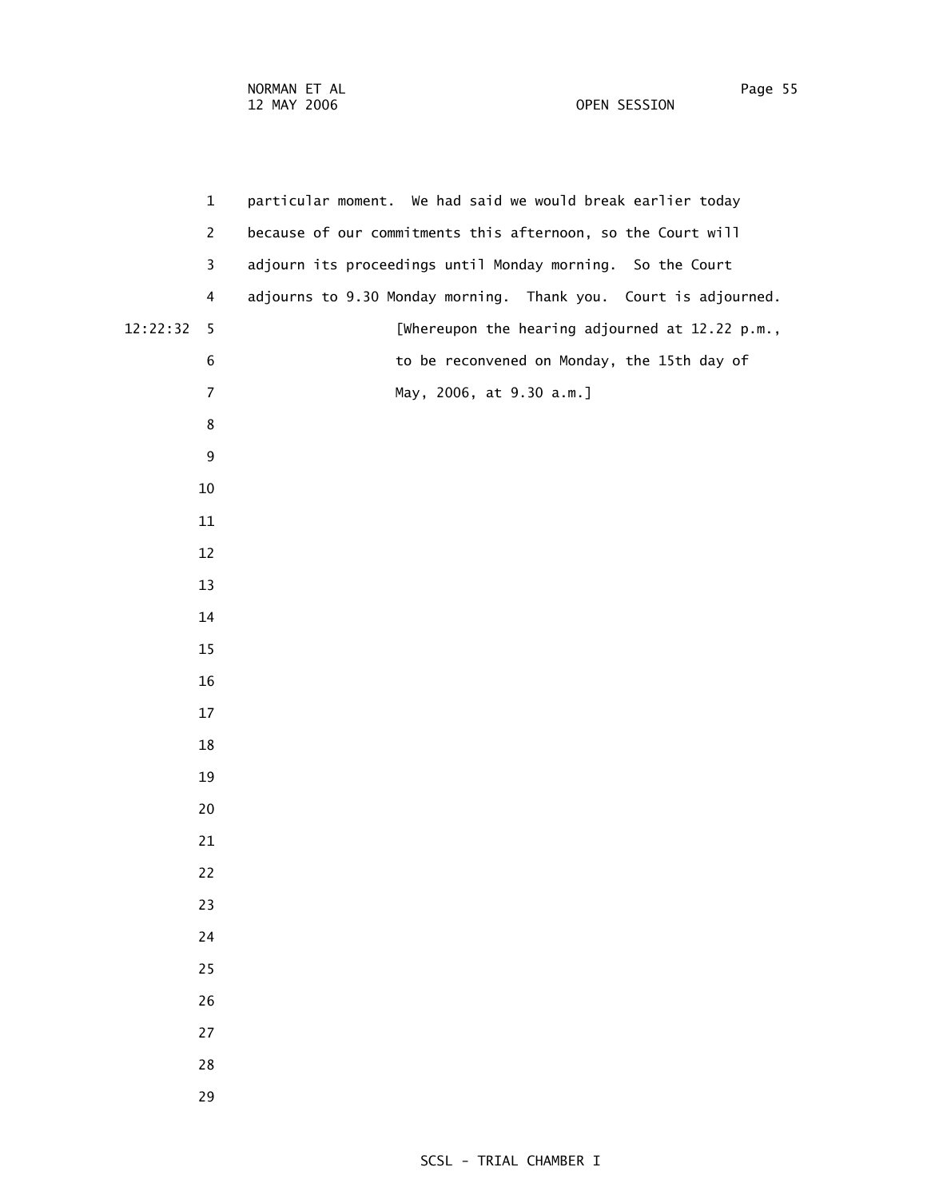particular moment. We had said we would break earlier today because of our commitments this afternoon, so the Court will adjourn its proceedings until Monday morning. So the Court adjourns to 9.30 Monday morning. Thank you. Court is adjourned.

[Whereupon the hearing adjourned at 12.22 p.m., to be reconvened on Monday, the 15th day of May, 2006, at 9.30 a.m.]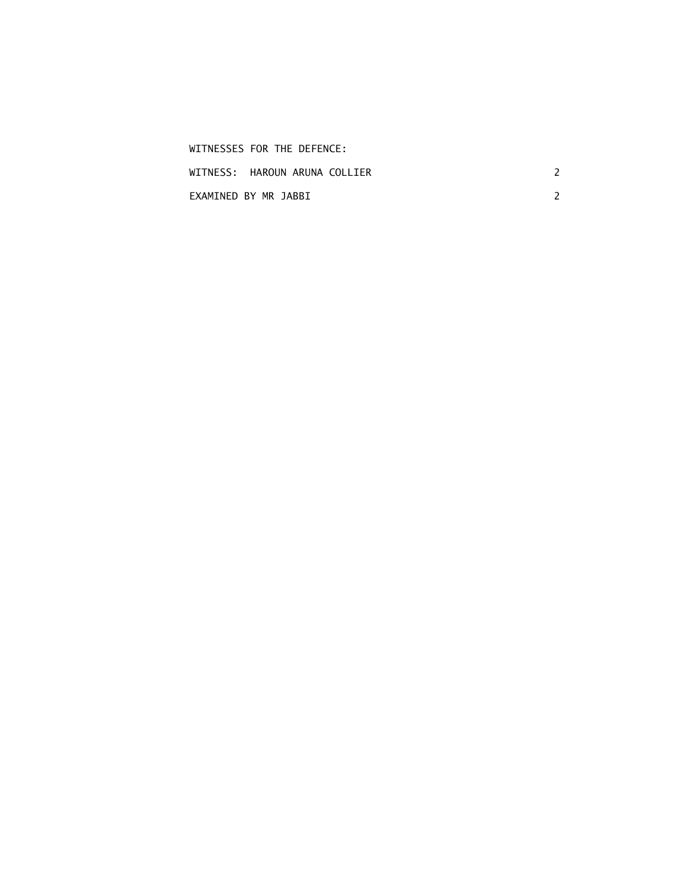WITNESSES FOR THE DEFENCE:

| | |
|---|---|
| WITNESS: HAROUN ARUNA COLLIER | 2 |
| EXAMINED BY MR JABBI | 2 |